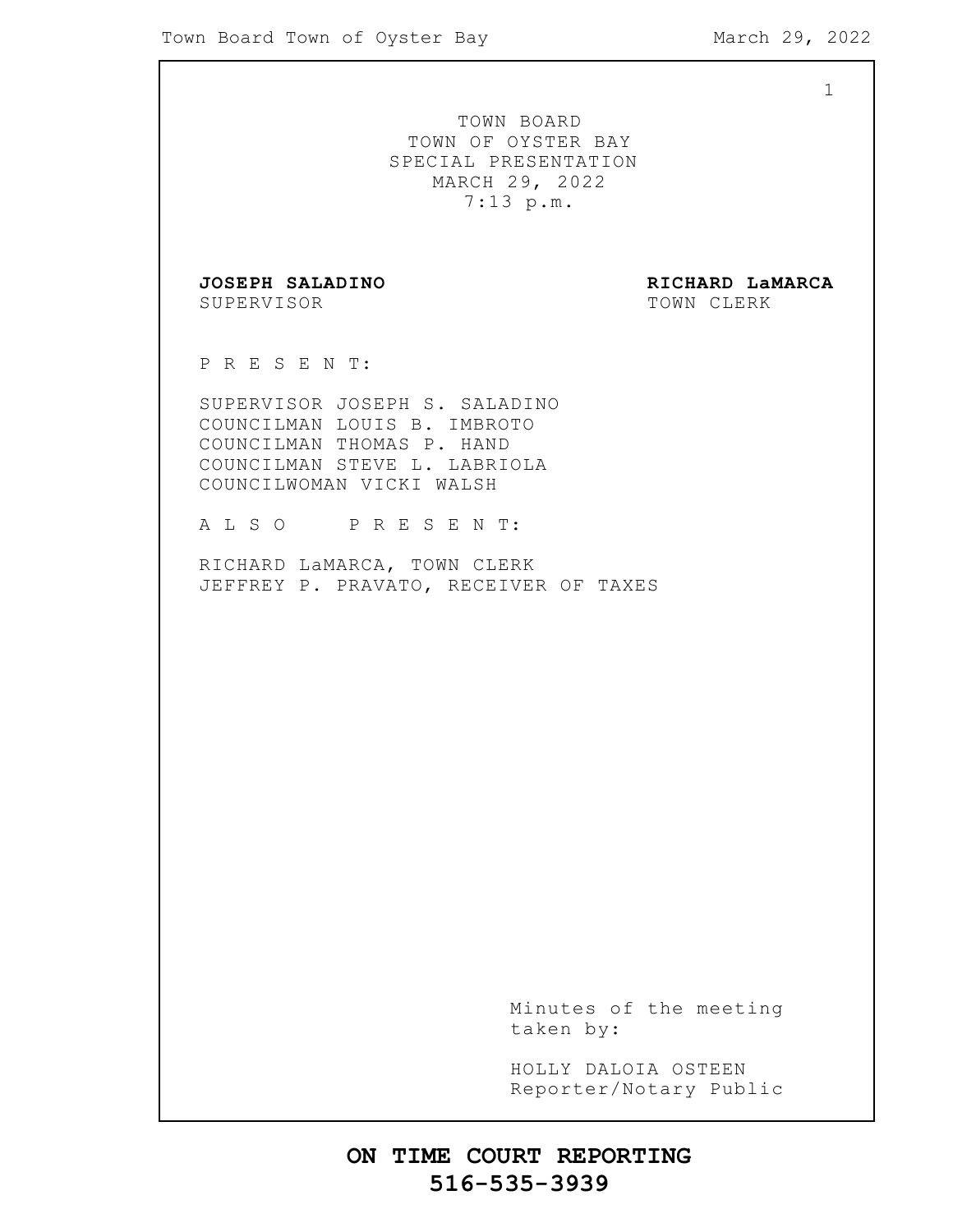TOWN BOARD
TOWN OF OYSTER BAY
SPECIAL PRESENTATION
MARCH 29, 2022
7:13 p.m.

**JOSEPH SALADINO**
SUPERVISOR

**RICHARD LaMARCA**
TOWN CLERK

P R E S E N T:

SUPERVISOR JOSEPH S. SALADINO
COUNCILMAN LOUIS B. IMBROTO
COUNCILMAN THOMAS P. HAND
COUNCILMAN STEVE L. LABRIOLA
COUNCILWOMAN VICKI WALSH

A L S O   P R E S E N T:

RICHARD LaMARCA, TOWN CLERK
JEFFREY P. PRAVATO, RECEIVER OF TAXES

Minutes of the meeting taken by:

HOLLY DALOIA OSTEEN
Reporter/Notary Public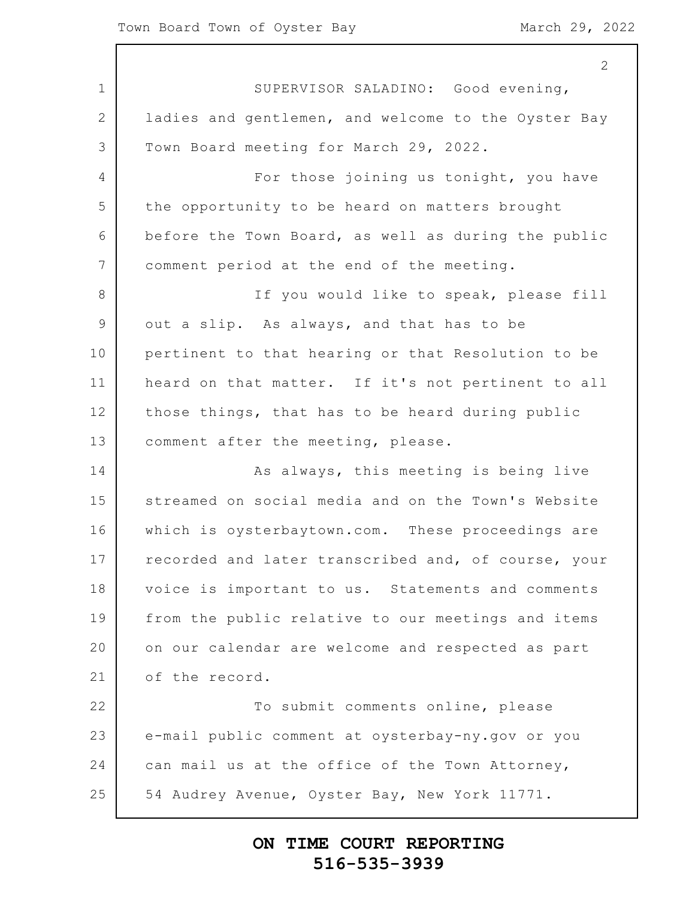SUPERVISOR SALADINO: Good evening, ladies and gentlemen, and welcome to the Oyster Bay Town Board meeting for March 29, 2022.

For those joining us tonight, you have the opportunity to be heard on matters brought before the Town Board, as well as during the public comment period at the end of the meeting.

If you would like to speak, please fill out a slip. As always, and that has to be pertinent to that hearing or that Resolution to be heard on that matter. If it's not pertinent to all those things, that has to be heard during public comment after the meeting, please.

As always, this meeting is being live streamed on social media and on the Town's Website which is oysterbaytown.com. These proceedings are recorded and later transcribed and, of course, your voice is important to us. Statements and comments from the public relative to our meetings and items on our calendar are welcome and respected as part of the record.

To submit comments online, please e-mail public comment at oysterbay-ny.gov or you can mail us at the office of the Town Attorney, 54 Audrey Avenue, Oyster Bay, New York 11771.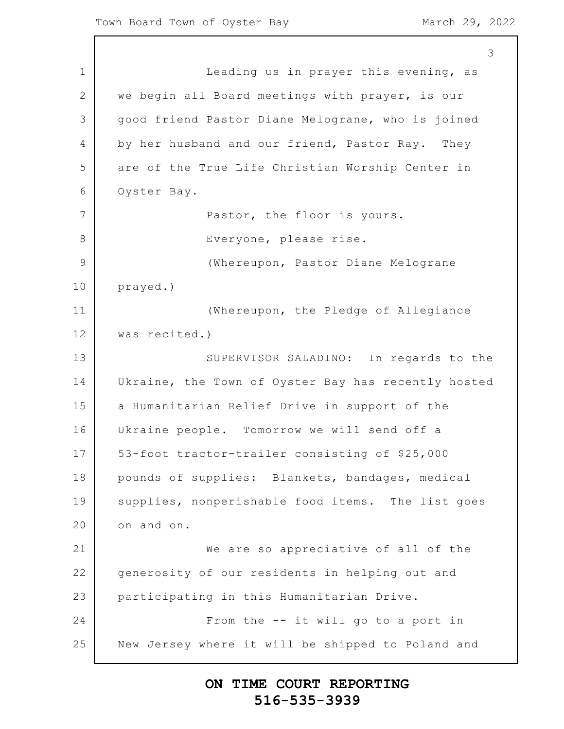Leading us in prayer this evening, as we begin all Board meetings with prayer, is our good friend Pastor Diane Melograne, who is joined by her husband and our friend, Pastor Ray. They are of the True Life Christian Worship Center in Oyster Bay.

Pastor, the floor is yours.

Everyone, please rise.

(Whereupon, Pastor Diane Melograne prayed.)

(Whereupon, the Pledge of Allegiance was recited.)

SUPERVISOR SALADINO: In regards to the Ukraine, the Town of Oyster Bay has recently hosted a Humanitarian Relief Drive in support of the Ukraine people. Tomorrow we will send off a 53-foot tractor-trailer consisting of $25,000 pounds of supplies: Blankets, bandages, medical supplies, nonperishable food items. The list goes on and on.

We are so appreciative of all of the generosity of our residents in helping out and participating in this Humanitarian Drive.

From the -- it will go to a port in New Jersey where it will be shipped to Poland and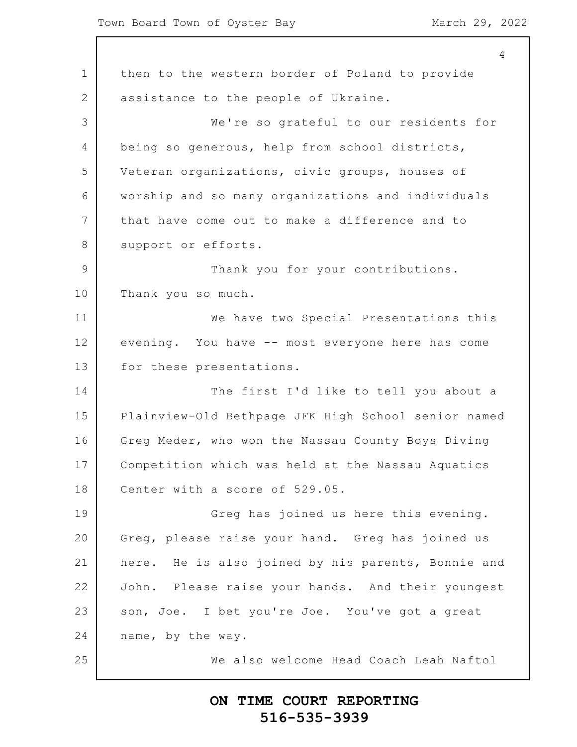then to the western border of Poland to provide assistance to the people of Ukraine.

We're so grateful to our residents for being so generous, help from school districts, Veteran organizations, civic groups, houses of worship and so many organizations and individuals that have come out to make a difference and to support or efforts.

Thank you for your contributions. Thank you so much.

We have two Special Presentations this evening. You have -- most everyone here has come for these presentations.

The first I'd like to tell you about a Plainview-Old Bethpage JFK High School senior named Greg Meder, who won the Nassau County Boys Diving Competition which was held at the Nassau Aquatics Center with a score of 529.05.

Greg has joined us here this evening. Greg, please raise your hand. Greg has joined us here. He is also joined by his parents, Bonnie and John. Please raise your hands. And their youngest son, Joe. I bet you're Joe. You've got a great name, by the way.

We also welcome Head Coach Leah Naftol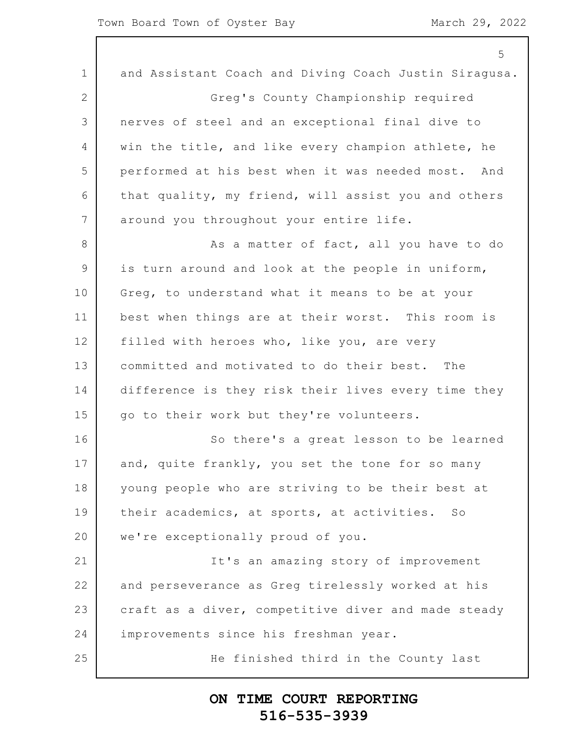and Assistant Coach and Diving Coach Justin Siragusa.

Greg's County Championship required nerves of steel and an exceptional final dive to win the title, and like every champion athlete, he performed at his best when it was needed most. And that quality, my friend, will assist you and others around you throughout your entire life.

As a matter of fact, all you have to do is turn around and look at the people in uniform, Greg, to understand what it means to be at your best when things are at their worst. This room is filled with heroes who, like you, are very committed and motivated to do their best. The difference is they risk their lives every time they go to their work but they're volunteers.

So there's a great lesson to be learned and, quite frankly, you set the tone for so many young people who are striving to be their best at their academics, at sports, at activities. So we're exceptionally proud of you.

It's an amazing story of improvement and perseverance as Greg tirelessly worked at his craft as a diver, competitive diver and made steady improvements since his freshman year.

He finished third in the County last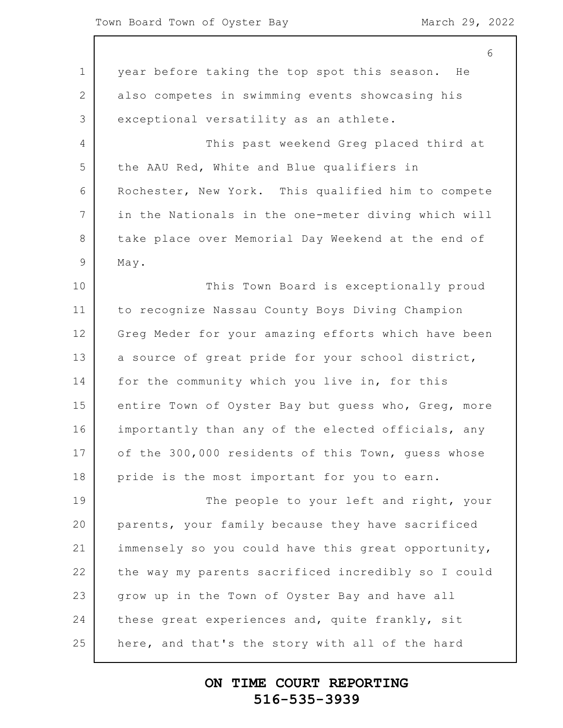year before taking the top spot this season. He also competes in swimming events showcasing his exceptional versatility as an athlete.

This past weekend Greg placed third at the AAU Red, White and Blue qualifiers in Rochester, New York. This qualified him to compete in the Nationals in the one-meter diving which will take place over Memorial Day Weekend at the end of May.

This Town Board is exceptionally proud to recognize Nassau County Boys Diving Champion Greg Meder for your amazing efforts which have been a source of great pride for your school district, for the community which you live in, for this entire Town of Oyster Bay but guess who, Greg, more importantly than any of the elected officials, any of the 300,000 residents of this Town, guess whose pride is the most important for you to earn.

The people to your left and right, your parents, your family because they have sacrificed immensely so you could have this great opportunity, the way my parents sacrificed incredibly so I could grow up in the Town of Oyster Bay and have all these great experiences and, quite frankly, sit here, and that's the story with all of the hard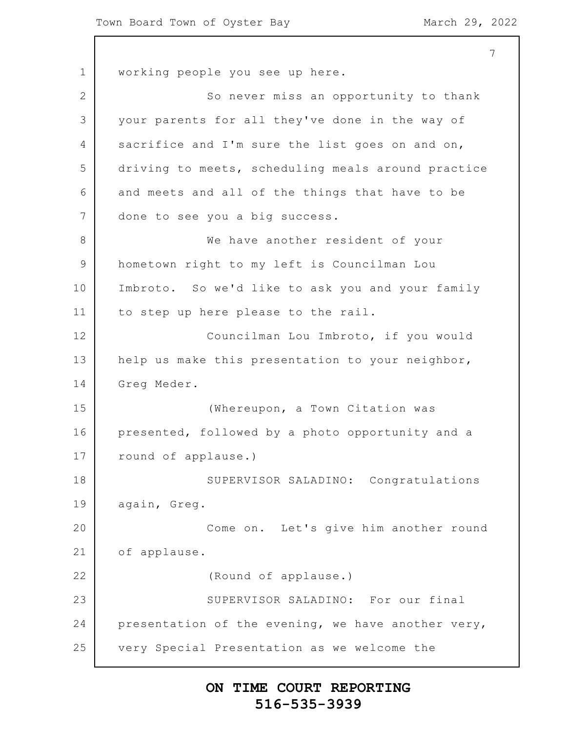working people you see up here.

So never miss an opportunity to thank your parents for all they've done in the way of sacrifice and I'm sure the list goes on and on, driving to meets, scheduling meals around practice and meets and all of the things that have to be done to see you a big success.

We have another resident of your hometown right to my left is Councilman Lou Imbroto. So we'd like to ask you and your family to step up here please to the rail.

Councilman Lou Imbroto, if you would help us make this presentation to your neighbor, Greg Meder.

(Whereupon, a Town Citation was presented, followed by a photo opportunity and a round of applause.)

SUPERVISOR SALADINO: Congratulations again, Greg.

Come on. Let's give him another round of applause.

(Round of applause.)

SUPERVISOR SALADINO: For our final presentation of the evening, we have another very, very Special Presentation as we welcome the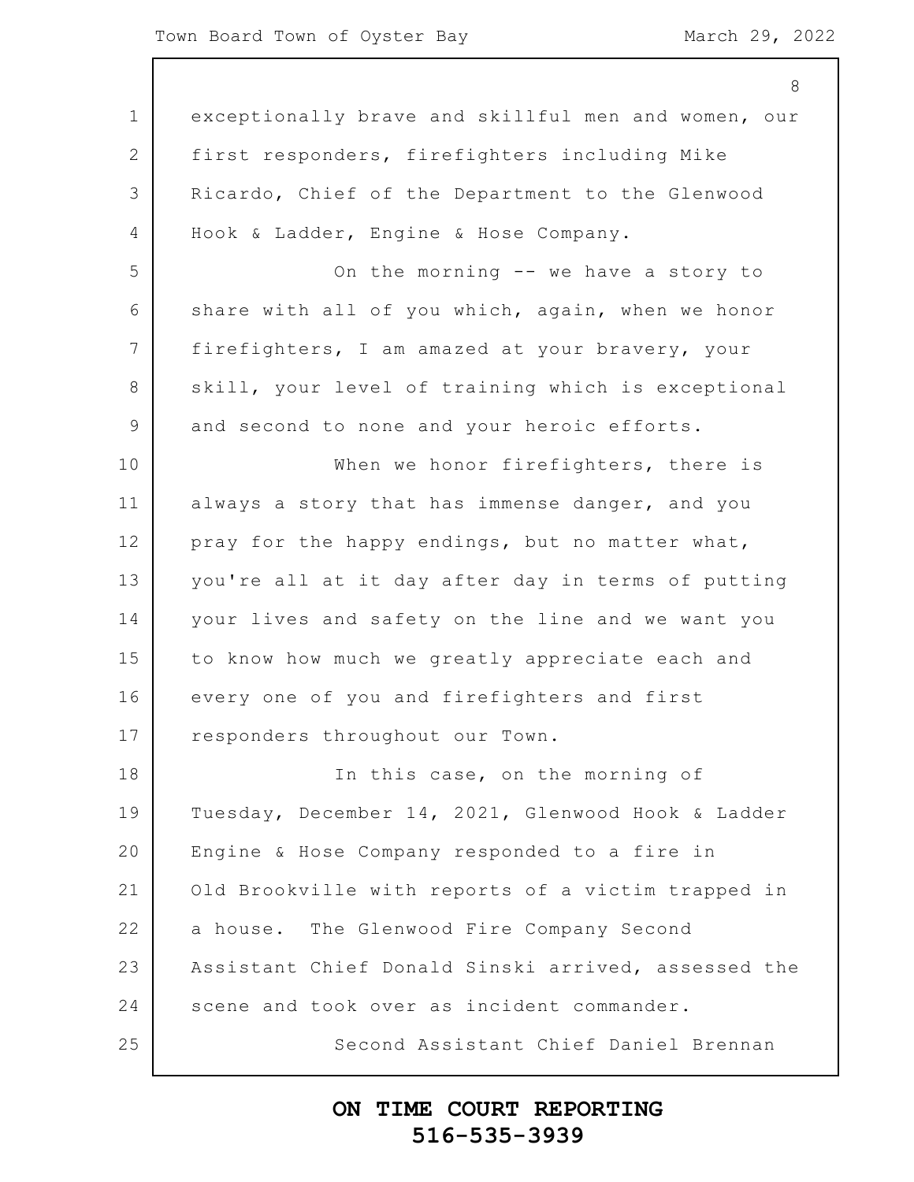exceptionally brave and skillful men and women, our first responders, firefighters including Mike Ricardo, Chief of the Department to the Glenwood Hook & Ladder, Engine & Hose Company.

On the morning -- we have a story to share with all of you which, again, when we honor firefighters, I am amazed at your bravery, your skill, your level of training which is exceptional and second to none and your heroic efforts.

When we honor firefighters, there is always a story that has immense danger, and you pray for the happy endings, but no matter what, you're all at it day after day in terms of putting your lives and safety on the line and we want you to know how much we greatly appreciate each and every one of you and firefighters and first responders throughout our Town.

In this case, on the morning of Tuesday, December 14, 2021, Glenwood Hook & Ladder Engine & Hose Company responded to a fire in Old Brookville with reports of a victim trapped in a house. The Glenwood Fire Company Second Assistant Chief Donald Sinski arrived, assessed the scene and took over as incident commander.

Second Assistant Chief Daniel Brennan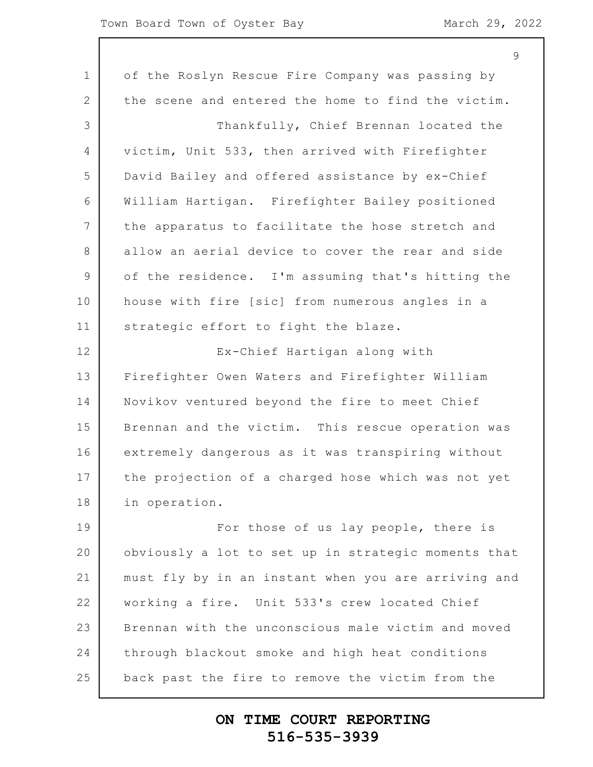of the Roslyn Rescue Fire Company was passing by the scene and entered the home to find the victim.

Thankfully, Chief Brennan located the victim, Unit 533, then arrived with Firefighter David Bailey and offered assistance by ex-Chief William Hartigan. Firefighter Bailey positioned the apparatus to facilitate the hose stretch and allow an aerial device to cover the rear and side of the residence. I'm assuming that's hitting the house with fire [sic] from numerous angles in a strategic effort to fight the blaze.

Ex-Chief Hartigan along with Firefighter Owen Waters and Firefighter William Novikov ventured beyond the fire to meet Chief Brennan and the victim. This rescue operation was extremely dangerous as it was transpiring without the projection of a charged hose which was not yet in operation.

For those of us lay people, there is obviously a lot to set up in strategic moments that must fly by in an instant when you are arriving and working a fire. Unit 533's crew located Chief Brennan with the unconscious male victim and moved through blackout smoke and high heat conditions back past the fire to remove the victim from the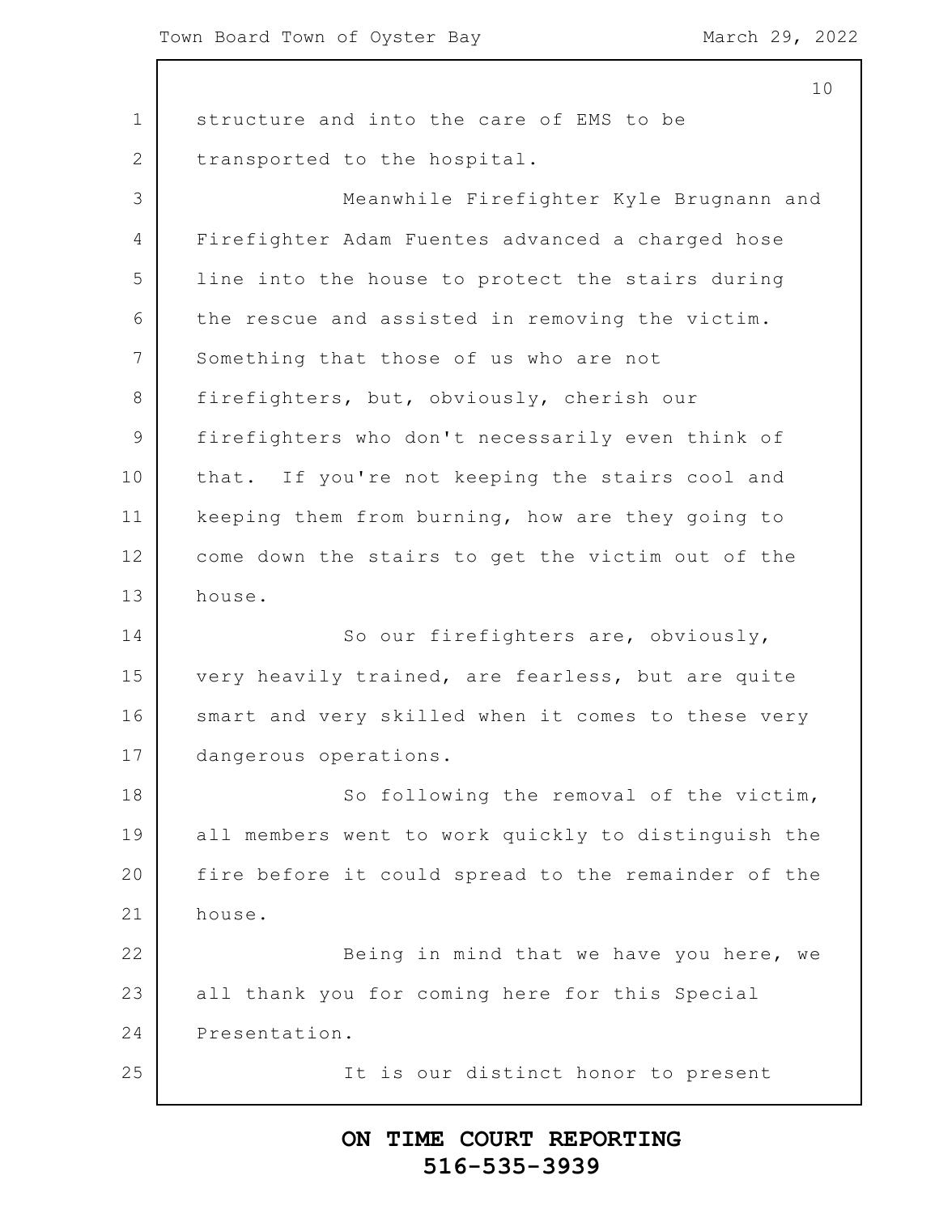structure and into the care of EMS to be transported to the hospital.

Meanwhile Firefighter Kyle Brugnann and Firefighter Adam Fuentes advanced a charged hose line into the house to protect the stairs during the rescue and assisted in removing the victim. Something that those of us who are not firefighters, but, obviously, cherish our firefighters who don't necessarily even think of that. If you're not keeping the stairs cool and keeping them from burning, how are they going to come down the stairs to get the victim out of the house.

So our firefighters are, obviously, very heavily trained, are fearless, but are quite smart and very skilled when it comes to these very dangerous operations.

So following the removal of the victim, all members went to work quickly to distinguish the fire before it could spread to the remainder of the house.

Being in mind that we have you here, we all thank you for coming here for this Special Presentation.

It is our distinct honor to present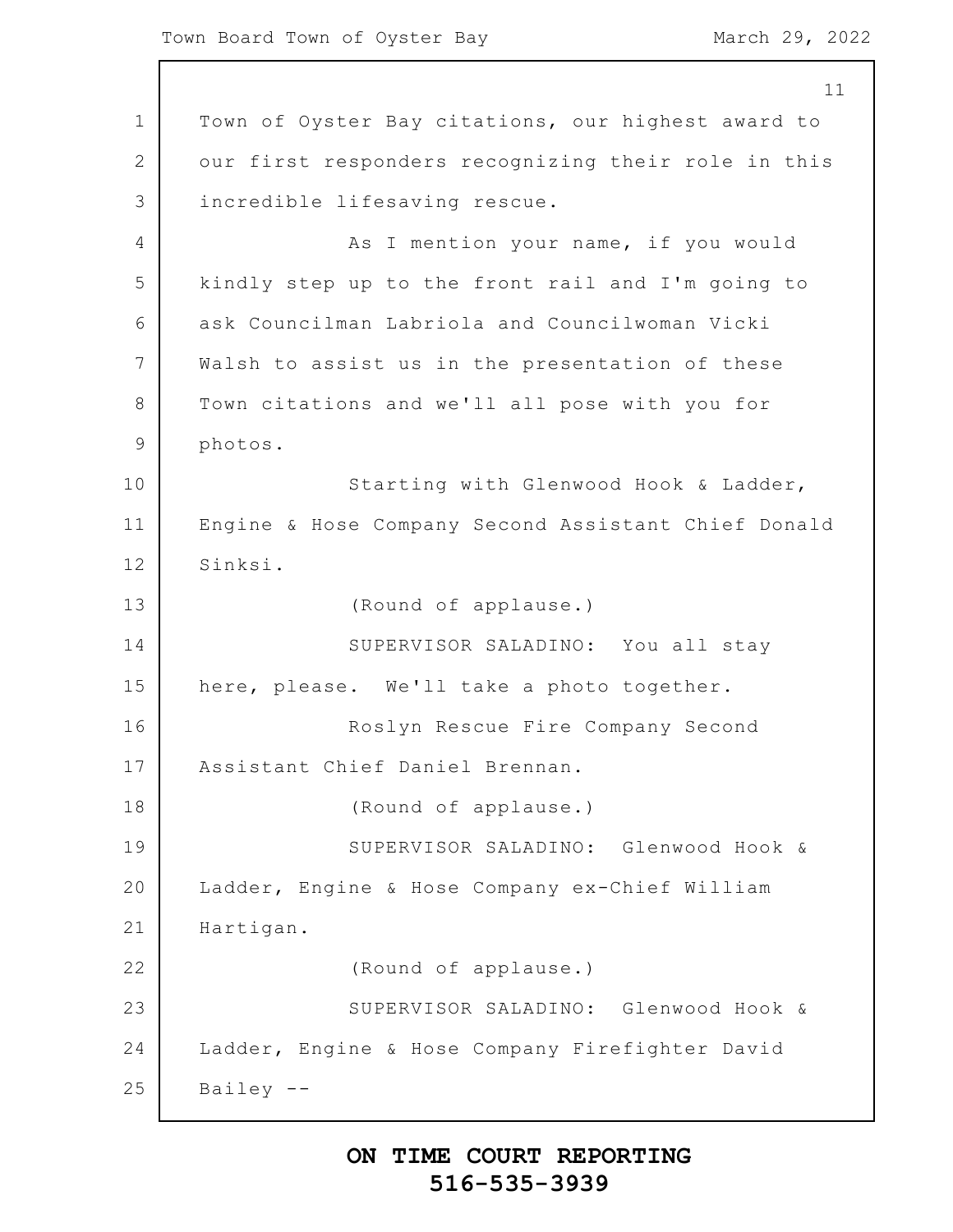Town of Oyster Bay citations, our highest award to our first responders recognizing their role in this incredible lifesaving rescue.

As I mention your name, if you would kindly step up to the front rail and I'm going to ask Councilman Labriola and Councilwoman Vicki Walsh to assist us in the presentation of these Town citations and we'll all pose with you for photos.

Starting with Glenwood Hook & Ladder, Engine & Hose Company Second Assistant Chief Donald Sinksi.

(Round of applause.)

SUPERVISOR SALADINO: You all stay here, please. We'll take a photo together.

Roslyn Rescue Fire Company Second Assistant Chief Daniel Brennan.

(Round of applause.)

SUPERVISOR SALADINO: Glenwood Hook & Ladder, Engine & Hose Company ex-Chief William Hartigan.

(Round of applause.)

SUPERVISOR SALADINO: Glenwood Hook & Ladder, Engine & Hose Company Firefighter David Bailey --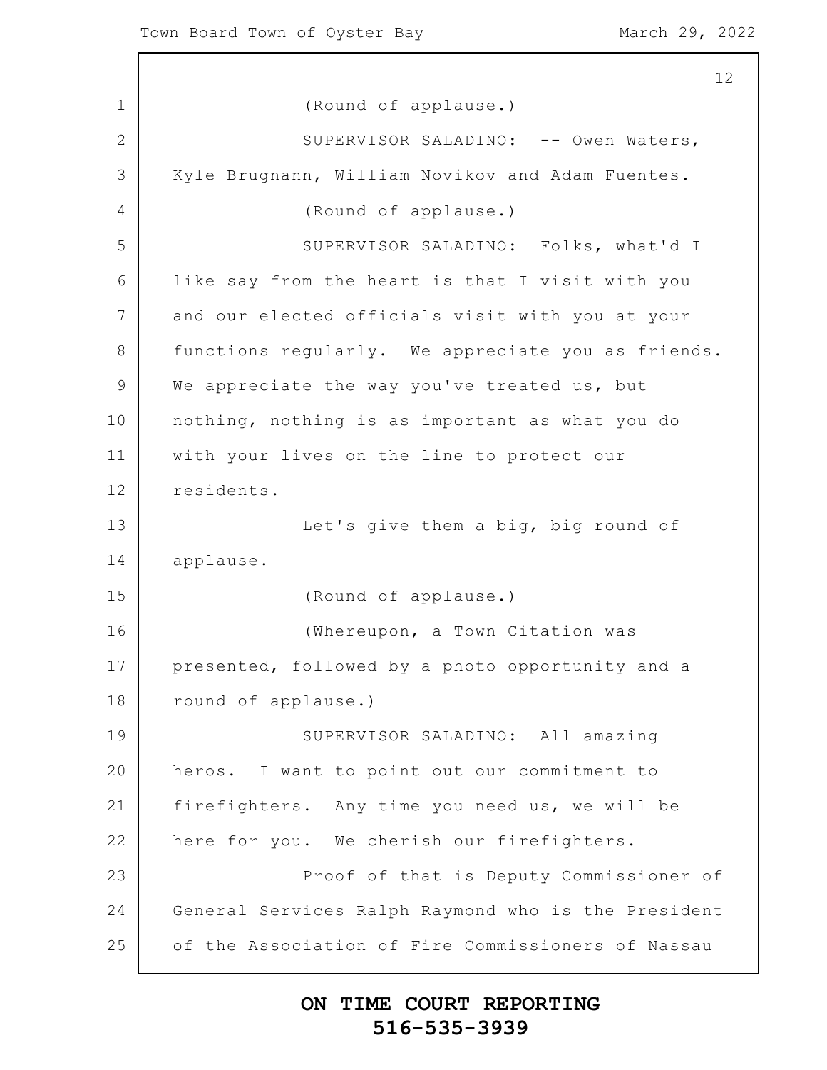(Round of applause.)

SUPERVISOR SALADINO: -- Owen Waters, Kyle Brugnann, William Novikov and Adam Fuentes.

(Round of applause.)

SUPERVISOR SALADINO: Folks, what'd I like say from the heart is that I visit with you and our elected officials visit with you at your functions regularly. We appreciate you as friends. We appreciate the way you've treated us, but nothing, nothing is as important as what you do with your lives on the line to protect our residents.

Let's give them a big, big round of applause.

(Round of applause.)

(Whereupon, a Town Citation was presented, followed by a photo opportunity and a round of applause.)

SUPERVISOR SALADINO: All amazing heros. I want to point out our commitment to firefighters. Any time you need us, we will be here for you. We cherish our firefighters.

Proof of that is Deputy Commissioner of General Services Ralph Raymond who is the President of the Association of Fire Commissioners of Nassau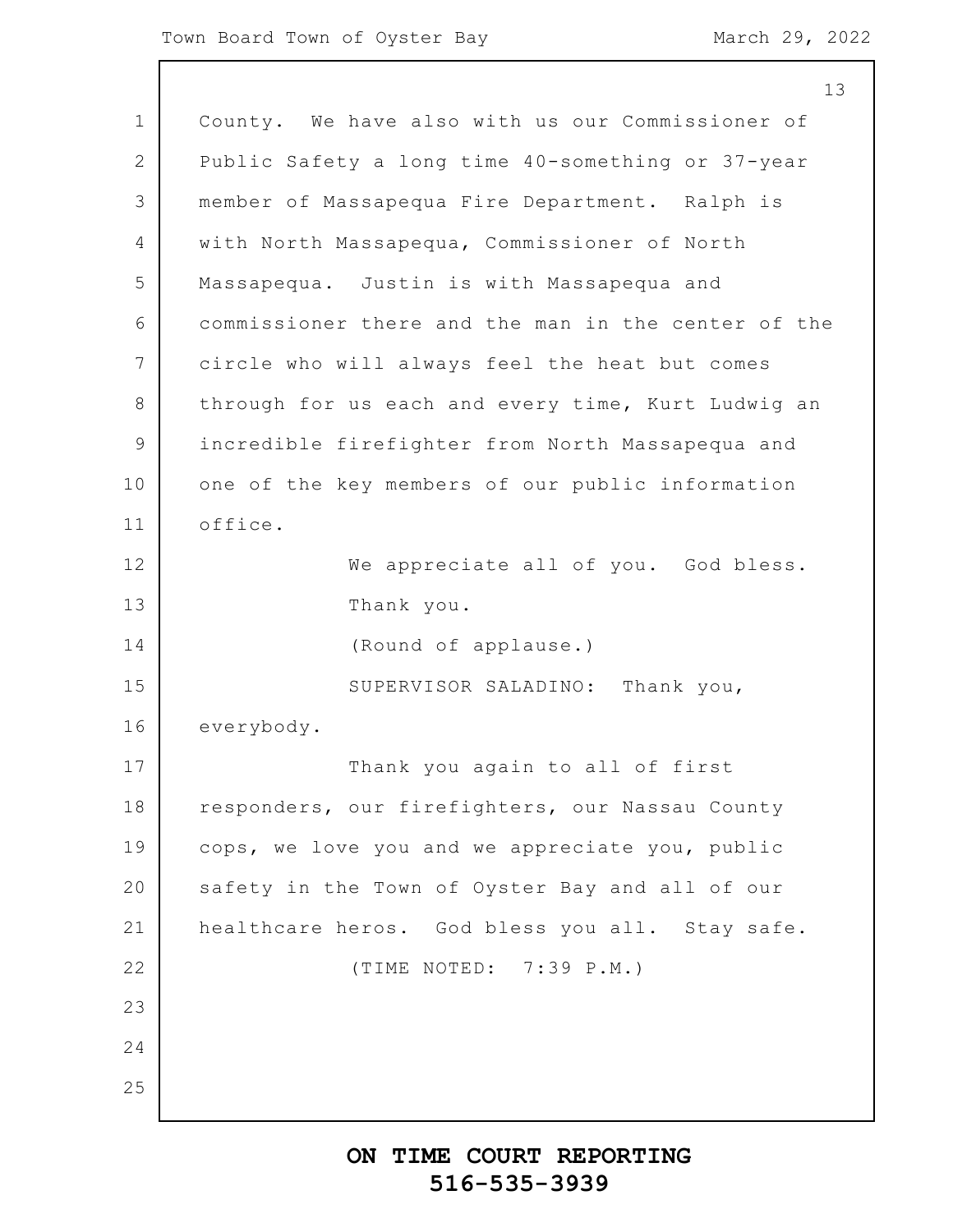County. We have also with us our Commissioner of Public Safety a long time 40-something or 37-year member of Massapequa Fire Department. Ralph is with North Massapequa, Commissioner of North Massapequa. Justin is with Massapequa and commissioner there and the man in the center of the circle who will always feel the heat but comes through for us each and every time, Kurt Ludwig an incredible firefighter from North Massapequa and one of the key members of our public information office.

We appreciate all of you. God bless.

Thank you.

(Round of applause.)

SUPERVISOR SALADINO: Thank you, everybody.

Thank you again to all of first responders, our firefighters, our Nassau County cops, we love you and we appreciate you, public safety in the Town of Oyster Bay and all of our healthcare heros. God bless you all. Stay safe.

(TIME NOTED: 7:39 P.M.)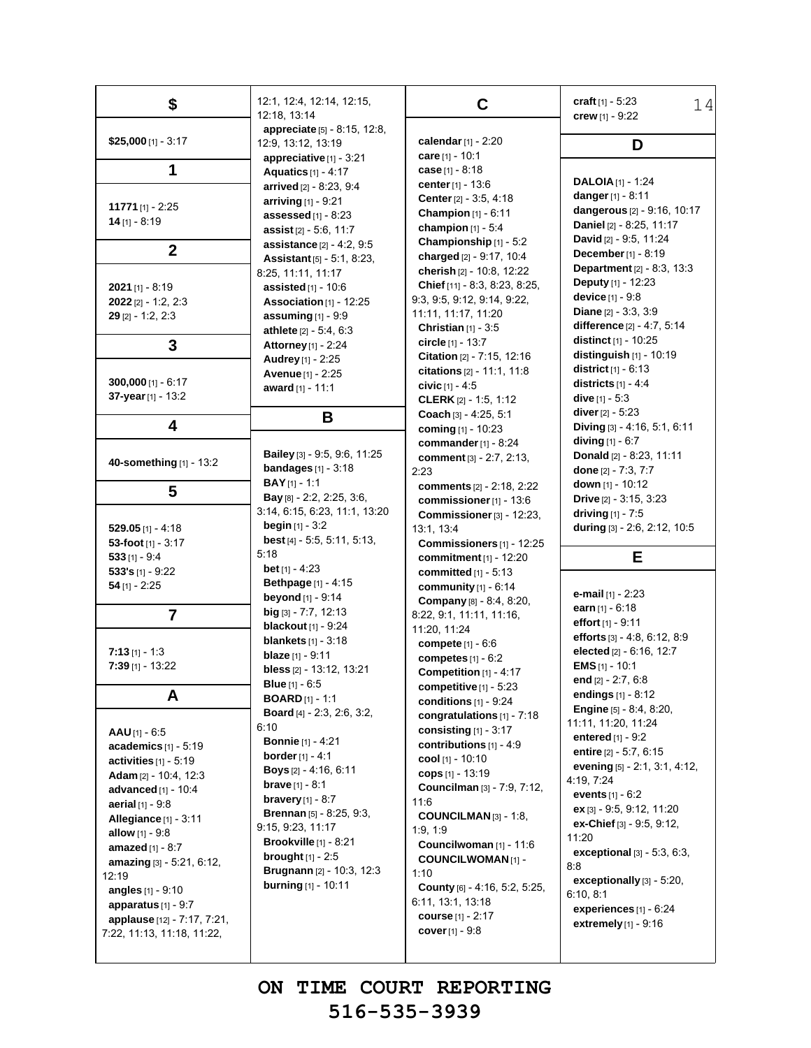## $

**$25,000** [1] - 3:17

## 1

**11771** [1] - 2:25
**14** [1] - 8:19

## 2

**2021** [1] - 8:19
**2022** [2] - 1:2, 2:3
**29** [2] - 1:2, 2:3

## 3

**300,000** [1] - 6:17
**37-year** [1] - 13:2

## 4

**40-something** [1] - 13:2

## 5

**529.05** [1] - 4:18
**53-foot** [1] - 3:17
**533** [1] - 9:4
**533's** [1] - 9:22
**54** [1] - 2:25

## 7

**7:13** [1] - 1:3
**7:39** [1] - 13:22

## A

**AAU** [1] - 6:5
**academics** [1] - 5:19
**activities** [1] - 5:19
**Adam** [2] - 10:4, 12:3
**advanced** [1] - 10:4
**aerial** [1] - 9:8
**Allegiance** [1] - 3:11
**allow** [1] - 9:8
**amazed** [1] - 8:7
**amazing** [3] - 5:21, 6:12, 12:19
**angles** [1] - 9:10
**apparatus** [1] - 9:7
**applause** [12] - 7:17, 7:21, 7:22, 11:13, 11:18, 11:22, 12:1, 12:4, 12:14, 12:15, 12:18, 13:14
**appreciate** [5] - 8:15, 12:8, 12:9, 13:12, 13:19
**appreciative** [1] - 3:21
**Aquatics** [1] - 4:17
**arrived** [2] - 8:23, 9:4
**arriving** [1] - 9:21
**assessed** [1] - 8:23
**assist** [2] - 5:6, 11:7
**assistance** [2] - 4:2, 9:5
**Assistant** [5] - 5:1, 8:23, 8:25, 11:11, 11:17
**assisted** [1] - 10:6
**Association** [1] - 12:25
**assuming** [1] - 9:9
**athlete** [2] - 5:4, 6:3
**Attorney** [1] - 2:24
**Audrey** [1] - 2:25
**Avenue** [1] - 2:25
**award** [1] - 11:1

## B

**Bailey** [3] - 9:5, 9:6, 11:25
**bandages** [1] - 3:18
**BAY** [1] - 1:1
**Bay** [8] - 2:2, 2:25, 3:6, 3:14, 6:15, 6:23, 11:1, 13:20
**begin** [1] - 3:2
**best** [4] - 5:5, 5:11, 5:13, 5:18
**bet** [1] - 4:23
**Bethpage** [1] - 4:15
**beyond** [1] - 9:14
**big** [3] - 7:7, 12:13
**blackout** [1] - 9:24
**blankets** [1] - 3:18
**blaze** [1] - 9:11
**bless** [2] - 13:12, 13:21
**Blue** [1] - 6:5
**BOARD** [1] - 1:1
**Board** [4] - 2:3, 2:6, 3:2, 6:10
**Bonnie** [1] - 4:21
**border** [1] - 4:1
**Boys** [2] - 4:16, 6:11
**brave** [1] - 8:1
**bravery** [1] - 8:7
**Brennan** [5] - 8:25, 9:3, 9:15, 9:23, 11:17
**Brookville** [1] - 8:21
**brought** [1] - 2:5
**Brugnann** [2] - 10:3, 12:3
**burning** [1] - 10:11

## C

**calendar** [1] - 2:20
**care** [1] - 10:1
**case** [1] - 8:18
**center** [1] - 13:6
**Center** [2] - 3:5, 4:18
**Champion** [1] - 6:11
**champion** [1] - 5:4
**Championship** [1] - 5:2
**charged** [2] - 9:17, 10:4
**cherish** [2] - 10:8, 12:22
**Chief** [11] - 8:3, 8:23, 8:25, 9:3, 9:5, 9:12, 9:14, 9:22, 11:11, 11:17, 11:20
**Christian** [1] - 3:5
**circle** [1] - 13:7
**Citation** [2] - 7:15, 12:16
**citations** [2] - 11:1, 11:8
**civic** [1] - 4:5
**CLERK** [2] - 1:5, 1:12
**Coach** [3] - 4:25, 5:1
**coming** [1] - 10:23
**commander** [1] - 8:24
**comment** [3] - 2:7, 2:13, 2:23
**comments** [2] - 2:18, 2:22
**commissioner** [1] - 13:6
**Commissioner** [3] - 12:23, 13:1, 13:4
**Commissioners** [1] - 12:25
**commitment** [1] - 12:20
**committed** [1] - 5:13
**community** [1] - 6:14
**Company** [8] - 8:4, 8:20, 8:22, 9:1, 11:11, 11:16, 11:20, 11:24
**compete** [1] - 6:6
**competes** [1] - 6:2
**Competition** [1] - 4:17
**competitive** [1] - 5:23
**conditions** [1] - 9:24
**congratulations** [1] - 7:18
**consisting** [1] - 3:17
**contributions** [1] - 4:9
**cool** [1] - 10:10
**cops** [1] - 13:19
**Councilman** [3] - 7:9, 7:12, 11:6
**COUNCILMAN** [3] - 1:8, 1:9, 1:9
**Councilwoman** [1] - 11:6
**COUNCILWOMAN** [1] - 1:10
**County** [6] - 4:16, 5:2, 5:25, 6:11, 13:1, 13:18
**course** [1] - 2:17
**cover** [1] - 9:8
**craft** [1] - 5:23
**crew** [1] - 9:22

## D

**DALOIA** [1] - 1:24
**danger** [1] - 8:11
**dangerous** [2] - 9:16, 10:17
**Daniel** [2] - 8:25, 11:17
**David** [2] - 9:5, 11:24
**December** [1] - 8:19
**Department** [2] - 8:3, 13:3
**Deputy** [1] - 12:23
**device** [1] - 9:8
**Diane** [2] - 3:3, 3:9
**difference** [2] - 4:7, 5:14
**distinct** [1] - 10:25
**distinguish** [1] - 10:19
**district** [1] - 6:13
**districts** [1] - 4:4
**dive** [1] - 5:3
**diver** [2] - 5:23
**Diving** [3] - 4:16, 5:1, 6:11
**diving** [1] - 6:7
**Donald** [2] - 8:23, 11:11
**done** [2] - 7:3, 7:7
**down** [1] - 10:12
**Drive** [2] - 3:15, 3:23
**driving** [1] - 7:5
**during** [3] - 2:6, 2:12, 10:5

## E

**e-mail** [1] - 2:23
**earn** [1] - 6:18
**effort** [1] - 9:11
**efforts** [3] - 4:8, 6:12, 8:9
**elected** [2] - 6:16, 12:7
**EMS** [1] - 10:1
**end** [2] - 2:7, 6:8
**endings** [1] - 8:12
**Engine** [5] - 8:4, 8:20, 11:11, 11:20, 11:24
**entered** [1] - 9:2
**entire** [2] - 5:7, 6:15
**evening** [5] - 2:1, 3:1, 4:12, 4:19, 7:24
**events** [1] - 6:2
**ex** [3] - 9:5, 9:12, 11:20
**ex-Chief** [3] - 9:5, 9:12, 11:20
**exceptional** [3] - 5:3, 6:3, 8:8
**exceptionally** [3] - 5:20, 6:10, 8:1
**experiences** [1] - 6:24
**extremely** [1] - 9:16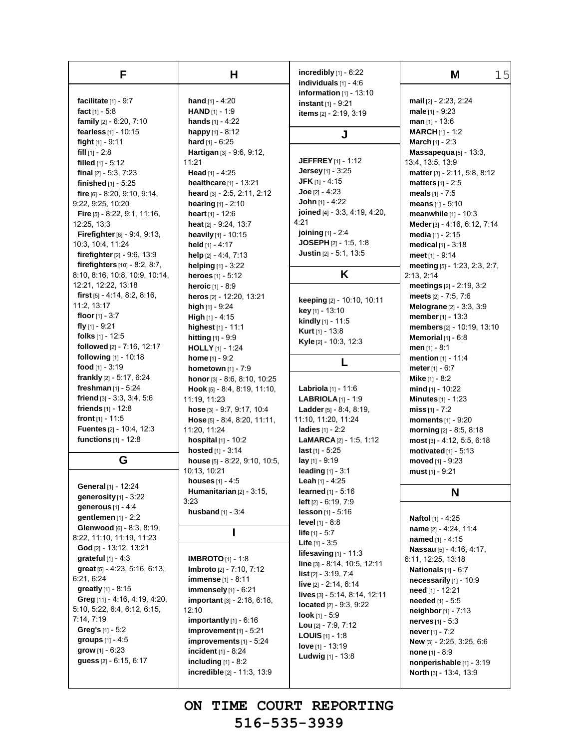## F

**facilitate** [1] - 9:7
**fact** [1] - 5:8
**family** [2] - 6:20, 7:10
**fearless** [1] - 10:15
**fight** [1] - 9:11
**fill** [1] - 2:8
**filled** [1] - 5:12
**final** [2] - 5:3, 7:23
**finished** [1] - 5:25
**fire** [6] - 8:20, 9:10, 9:14, 9:22, 9:25, 10:20
**Fire** [5] - 8:22, 9:1, 11:16, 12:25, 13:3
**Firefighter** [6] - 9:4, 9:13, 10:3, 10:4, 11:24
**firefighter** [2] - 9:6, 13:9
**firefighters** [10] - 8:2, 8:7, 8:10, 8:16, 10:8, 10:9, 10:14, 12:21, 12:22, 13:18
**first** [5] - 4:14, 8:2, 8:16, 11:2, 13:17
**floor** [1] - 3:7
**fly** [1] - 9:21
**folks** [1] - 12:5
**followed** [2] - 7:16, 12:17
**following** [1] - 10:18
**food** [1] - 3:19
**frankly** [2] - 5:17, 6:24
**freshman** [1] - 5:24
**friend** [3] - 3:3, 3:4, 5:6
**friends** [1] - 12:8
**front** [1] - 11:5
**Fuentes** [2] - 10:4, 12:3
**functions** [1] - 12:8

## G

**General** [1] - 12:24
**generosity** [1] - 3:22
**generous** [1] - 4:4
**gentlemen** [1] - 2:2
**Glenwood** [6] - 8:3, 8:19, 8:22, 11:10, 11:19, 11:23
**God** [2] - 13:12, 13:21
**grateful** [1] - 4:3
**great** [5] - 4:23, 5:16, 6:13, 6:21, 6:24
**greatly** [1] - 8:15
**Greg** [11] - 4:16, 4:19, 4:20, 5:10, 5:22, 6:4, 6:12, 6:15, 7:14, 7:19
**Greg's** [1] - 5:2
**groups** [1] - 4:5
**grow** [1] - 6:23
**guess** [2] - 6:15, 6:17

## H

**hand** [1] - 4:20
**HAND** [1] - 1:9
**hands** [1] - 4:22
**happy** [1] - 8:12
**hard** [1] - 6:25
**Hartigan** [3] - 9:6, 9:12, 11:21
**Head** [1] - 4:25
**healthcare** [1] - 13:21
**heard** [3] - 2:5, 2:11, 2:12
**hearing** [1] - 2:10
**heart** [1] - 12:6
**heat** [2] - 9:24, 13:7
**heavily** [1] - 10:15
**held** [1] - 4:17
**help** [2] - 4:4, 7:13
**helping** [1] - 3:22
**heroes** [1] - 5:12
**heroic** [1] - 8:9
**heros** [2] - 12:20, 13:21
**high** [1] - 9:24
**High** [1] - 4:15
**highest** [1] - 11:1
**hitting** [1] - 9:9
**HOLLY** [1] - 1:24
**home** [1] - 9:2
**hometown** [1] - 7:9
**honor** [3] - 8:6, 8:10, 10:25
**Hook** [5] - 8:4, 8:19, 11:10, 11:19, 11:23
**hose** [3] - 9:7, 9:17, 10:4
**Hose** [5] - 8:4, 8:20, 11:11, 11:20, 11:24
**hospital** [1] - 10:2
**hosted** [1] - 3:14
**house** [5] - 8:22, 9:10, 10:5, 10:13, 10:21
**houses** [1] - 4:5
**Humanitarian** [2] - 3:15, 3:23
**husband** [1] - 3:4

## I

**IMBROTO** [1] - 1:8
**Imbroto** [2] - 7:10, 7:12
**immense** [1] - 8:11
**immensely** [1] - 6:21
**important** [3] - 2:18, 6:18, 12:10
**importantly** [1] - 6:16
**improvement** [1] - 5:21
**improvements** [1] - 5:24
**incident** [1] - 8:24
**including** [1] - 8:2
**incredible** [2] - 11:3, 13:9
**incredibly** [1] - 6:22
**individuals** [1] - 4:6
**information** [1] - 13:10
**instant** [1] - 9:21
**items** [2] - 2:19, 3:19

## J

**JEFFREY** [1] - 1:12
**Jersey** [1] - 3:25
**JFK** [1] - 4:15
**Joe** [2] - 4:23
**John** [1] - 4:22
**joined** [4] - 3:3, 4:19, 4:20, 4:21
**joining** [1] - 2:4
**JOSEPH** [2] - 1:5, 1:8
**Justin** [2] - 5:1, 13:5

## K

**keeping** [2] - 10:10, 10:11
**key** [1] - 13:10
**kindly** [1] - 11:5
**Kurt** [1] - 13:8
**Kyle** [2] - 10:3, 12:3

## L

**Labriola** [1] - 11:6
**LABRIOLA** [1] - 1:9
**Ladder** [5] - 8:4, 8:19, 11:10, 11:20, 11:24
**ladies** [1] - 2:2
**LaMARCA** [2] - 1:5, 1:12
**last** [1] - 5:25
**lay** [1] - 9:19
**leading** [1] - 3:1
**Leah** [1] - 4:25
**learned** [1] - 5:16
**left** [2] - 6:19, 7:9
**lesson** [1] - 5:16
**level** [1] - 8:8
**life** [1] - 5:7
**Life** [1] - 3:5
**lifesaving** [1] - 11:3
**line** [3] - 8:14, 10:5, 12:11
**list** [2] - 3:19, 7:4
**live** [2] - 2:14, 6:14
**lives** [3] - 5:14, 8:14, 12:11
**located** [2] - 9:3, 9:22
**look** [1] - 5:9
**Lou** [2] - 7:9, 7:12
**LOUIS** [1] - 1:8
**love** [1] - 13:19
**Ludwig** [1] - 13:8

## M

**mail** [2] - 2:23, 2:24
**male** [1] - 9:23
**man** [1] - 13:6
**MARCH** [1] - 1:2
**March** [1] - 2:3
**Massapequa** [5] - 13:3, 13:4, 13:5, 13:9
**matter** [3] - 2:11, 5:8, 8:12
**matters** [1] - 2:5
**meals** [1] - 7:5
**means** [1] - 5:10
**meanwhile** [1] - 10:3
**Meder** [3] - 4:16, 6:12, 7:14
**media** [1] - 2:15
**medical** [1] - 3:18
**meet** [1] - 9:14
**meeting** [5] - 1:23, 2:3, 2:7, 2:13, 2:14
**meetings** [2] - 2:19, 3:2
**meets** [2] - 7:5, 7:6
**Melograne** [2] - 3:3, 3:9
**member** [1] - 13:3
**members** [2] - 10:19, 13:10
**Memorial** [1] - 6:8
**men** [1] - 8:1
**mention** [1] - 11:4
**meter** [1] - 6:7
**Mike** [1] - 8:2
**mind** [1] - 10:22
**Minutes** [1] - 1:23
**miss** [1] - 7:2
**moments** [1] - 9:20
**morning** [2] - 8:5, 8:18
**most** [3] - 4:12, 5:5, 6:18
**motivated** [1] - 5:13
**moved** [1] - 9:23
**must** [1] - 9:21

## N

**Naftol** [1] - 4:25
**name** [2] - 4:24, 11:4
**named** [1] - 4:15
**Nassau** [5] - 4:16, 4:17, 6:11, 12:25, 13:18
**Nationals** [1] - 6:7
**necessarily** [1] - 10:9
**need** [1] - 12:21
**needed** [1] - 5:5
**neighbor** [1] - 7:13
**nerves** [1] - 5:3
**never** [1] - 7:2
**New** [3] - 2:25, 3:25, 6:6
**none** [1] - 8:9
**nonperishable** [1] - 3:19
**North** [3] - 13:4, 13:9

ON TIME COURT REPORTING
516-535-3939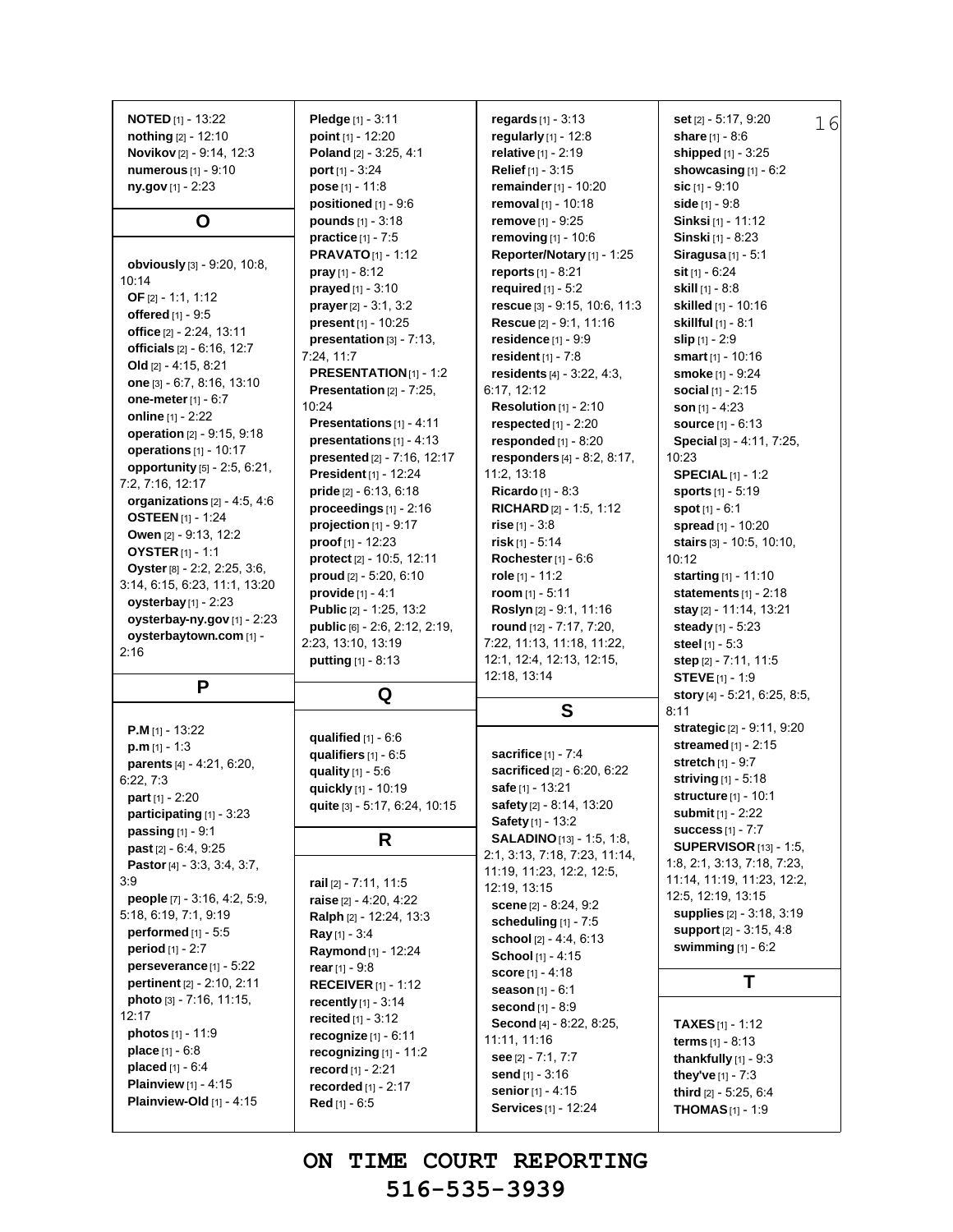**NOTED** [1] - 13:22
**nothing** [2] - 12:10
**Novikov** [2] - 9:14, 12:3
**numerous** [1] - 9:10
**ny.gov** [1] - 2:23

## O

**obviously** [3] - 9:20, 10:8, 10:14
**OF** [2] - 1:1, 1:12
**offered** [1] - 9:5
**office** [2] - 2:24, 13:11
**officials** [2] - 6:16, 12:7
**Old** [2] - 4:15, 8:21
**one** [3] - 6:7, 8:16, 13:10
**one-meter** [1] - 6:7
**online** [1] - 2:22
**operation** [2] - 9:15, 9:18
**operations** [1] - 10:17
**opportunity** [5] - 2:5, 6:21, 7:2, 7:16, 12:17
**organizations** [2] - 4:5, 4:6
**OSTEEN** [1] - 1:24
**Owen** [2] - 9:13, 12:2
**OYSTER** [1] - 1:1
**Oyster** [8] - 2:2, 2:25, 3:6, 3:14, 6:15, 6:23, 11:1, 13:20
**oysterbay** [1] - 2:23
**oysterbay-ny.gov** [1] - 2:23
**oysterbaytown.com** [1] - 2:16

## P

**P.M** [1] - 13:22
**p.m** [1] - 1:3
**parents** [4] - 4:21, 6:20, 6:22, 7:3
**part** [1] - 2:20
**participating** [1] - 3:23
**passing** [1] - 9:1
**past** [2] - 6:4, 9:25
**Pastor** [4] - 3:3, 3:4, 3:7, 3:9
**people** [7] - 3:16, 4:2, 5:9, 5:18, 6:19, 7:1, 9:19
**performed** [1] - 5:5
**period** [1] - 2:7
**perseverance** [1] - 5:22
**pertinent** [2] - 2:10, 2:11
**photo** [3] - 7:16, 11:15, 12:17
**photos** [1] - 11:9
**place** [1] - 6:8
**placed** [1] - 6:4
**Plainview** [1] - 4:15
**Plainview-Old** [1] - 4:15
**Pledge** [1] - 3:11
**point** [1] - 12:20
**Poland** [2] - 3:25, 4:1
**port** [1] - 3:24
**pose** [1] - 11:8
**positioned** [1] - 9:6
**pounds** [1] - 3:18
**practice** [1] - 7:5
**PRAVATO** [1] - 1:12
**pray** [1] - 8:12
**prayed** [1] - 3:10
**prayer** [2] - 3:1, 3:2
**present** [1] - 10:25
**presentation** [3] - 7:13, 7:24, 11:7
**PRESENTATION** [1] - 1:2
**Presentation** [2] - 7:25, 10:24
**Presentations** [1] - 4:11
**presentations** [1] - 4:13
**presented** [2] - 7:16, 12:17
**President** [1] - 12:24
**pride** [2] - 6:13, 6:18
**proceedings** [1] - 2:16
**projection** [1] - 9:17
**proof** [1] - 12:23
**protect** [2] - 10:5, 12:11
**proud** [2] - 5:20, 6:10
**provide** [1] - 4:1
**Public** [2] - 1:25, 13:2
**public** [6] - 2:6, 2:12, 2:19, 2:23, 13:10, 13:19
**putting** [1] - 8:13

## Q

**qualified** [1] - 6:6
**qualifiers** [1] - 6:5
**quality** [1] - 5:6
**quickly** [1] - 10:19
**quite** [3] - 5:17, 6:24, 10:15

## R

**rail** [2] - 7:11, 11:5
**raise** [2] - 4:20, 4:22
**Ralph** [2] - 12:24, 13:3
**Ray** [1] - 3:4
**Raymond** [1] - 12:24
**rear** [1] - 9:8
**RECEIVER** [1] - 1:12
**recently** [1] - 3:14
**recited** [1] - 3:12
**recognize** [1] - 6:11
**recognizing** [1] - 11:2
**record** [1] - 2:21
**recorded** [1] - 2:17
**Red** [1] - 6:5
**regards** [1] - 3:13
**regularly** [1] - 12:8
**relative** [1] - 2:19
**Relief** [1] - 3:15
**remainder** [1] - 10:20
**removal** [1] - 10:18
**remove** [1] - 9:25
**removing** [1] - 10:6
**Reporter/Notary** [1] - 1:25
**reports** [1] - 8:21
**required** [1] - 5:2
**rescue** [3] - 9:15, 10:6, 11:3
**Rescue** [2] - 9:1, 11:16
**residence** [1] - 9:9
**resident** [1] - 7:8
**residents** [4] - 3:22, 4:3, 6:17, 12:12
**Resolution** [1] - 2:10
**respected** [1] - 2:20
**responded** [1] - 8:20
**responders** [4] - 8:2, 8:17, 11:2, 13:18
**Ricardo** [1] - 8:3
**RICHARD** [2] - 1:5, 1:12
**rise** [1] - 3:8
**risk** [1] - 5:14
**Rochester** [1] - 6:6
**role** [1] - 11:2
**room** [1] - 5:11
**Roslyn** [2] - 9:1, 11:16
**round** [12] - 7:17, 7:20, 7:22, 11:13, 11:18, 11:22, 12:1, 12:4, 12:13, 12:15, 12:18, 13:14

## S

**sacrifice** [1] - 7:4
**sacrificed** [2] - 6:20, 6:22
**safe** [1] - 13:21
**safety** [2] - 8:14, 13:20
**Safety** [1] - 13:2
**SALADINO** [13] - 1:5, 1:8, 2:1, 3:13, 7:18, 7:23, 11:14, 11:19, 11:23, 12:2, 12:5, 12:19, 13:15
**scene** [2] - 8:24, 9:2
**scheduling** [1] - 7:5
**school** [2] - 4:4, 6:13
**School** [1] - 4:15
**score** [1] - 4:18
**season** [1] - 6:1
**second** [1] - 8:9
**Second** [4] - 8:22, 8:25, 11:11, 11:16
**see** [2] - 7:1, 7:7
**send** [1] - 3:16
**senior** [1] - 4:15
**Services** [1] - 12:24
**set** [2] - 5:17, 9:20
**share** [1] - 8:6
**shipped** [1] - 3:25
**showcasing** [1] - 6:2
**sic** [1] - 9:10
**side** [1] - 9:8
**Sinksi** [1] - 11:12
**Sinski** [1] - 8:23
**Siragusa** [1] - 5:1
**sit** [1] - 6:24
**skill** [1] - 8:8
**skilled** [1] - 10:16
**skillful** [1] - 8:1
**slip** [1] - 2:9
**smart** [1] - 10:16
**smoke** [1] - 9:24
**social** [1] - 2:15
**son** [1] - 4:23
**source** [1] - 6:13
**Special** [3] - 4:11, 7:25, 10:23
**SPECIAL** [1] - 1:2
**sports** [1] - 5:19
**spot** [1] - 6:1
**spread** [1] - 10:20
**stairs** [3] - 10:5, 10:10, 10:12
**starting** [1] - 11:10
**statements** [1] - 2:18
**stay** [2] - 11:14, 13:21
**steady** [1] - 5:23
**steel** [1] - 5:3
**step** [2] - 7:11, 11:5
**STEVE** [1] - 1:9
**story** [4] - 5:21, 6:25, 8:5, 8:11
**strategic** [2] - 9:11, 9:20
**streamed** [1] - 2:15
**stretch** [1] - 9:7
**striving** [1] - 5:18
**structure** [1] - 10:1
**submit** [1] - 2:22
**success** [1] - 7:7
**SUPERVISOR** [13] - 1:5, 1:8, 2:1, 3:13, 7:18, 7:23, 11:14, 11:19, 11:23, 12:2, 12:5, 12:19, 13:15
**supplies** [2] - 3:18, 3:19
**support** [2] - 3:15, 4:8
**swimming** [1] - 6:2

## T

**TAXES** [1] - 1:12
**terms** [1] - 8:13
**thankfully** [1] - 9:3
**they've** [1] - 7:3
**third** [2] - 5:25, 6:4
**THOMAS** [1] - 1:9

ON TIME COURT REPORTING
516-535-3939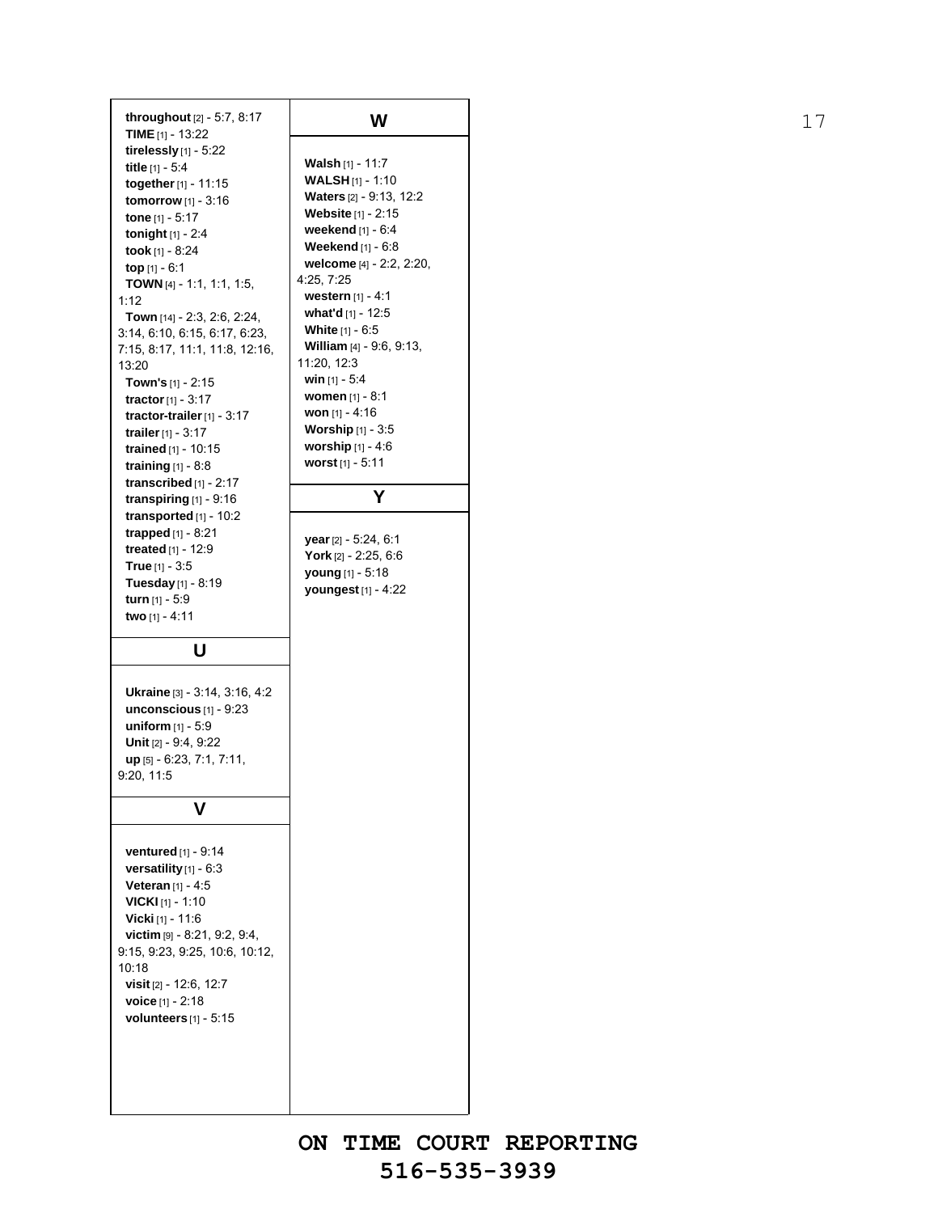**throughout** [2] - 5:7, 8:17
**TIME** [1] - 13:22
**tirelessly** [1] - 5:22
**title** [1] - 5:4
**together** [1] - 11:15
**tomorrow** [1] - 3:16
**tone** [1] - 5:17
**tonight** [1] - 2:4
**took** [1] - 8:24
**top** [1] - 6:1
**TOWN** [4] - 1:1, 1:1, 1:5, 1:12
**Town** [14] - 2:3, 2:6, 2:24, 3:14, 6:10, 6:15, 6:17, 6:23, 7:15, 8:17, 11:1, 11:8, 12:16, 13:20
**Town's** [1] - 2:15
**tractor** [1] - 3:17
**tractor-trailer** [1] - 3:17
**trailer** [1] - 3:17
**trained** [1] - 10:15
**training** [1] - 8:8
**transcribed** [1] - 2:17
**transpiring** [1] - 9:16
**transported** [1] - 10:2
**trapped** [1] - 8:21
**treated** [1] - 12:9
**True** [1] - 3:5
**Tuesday** [1] - 8:19
**turn** [1] - 5:9
**two** [1] - 4:11

## U

**Ukraine** [3] - 3:14, 3:16, 4:2
**unconscious** [1] - 9:23
**uniform** [1] - 5:9
**Unit** [2] - 9:4, 9:22
**up** [5] - 6:23, 7:1, 7:11, 9:20, 11:5

## V

**ventured** [1] - 9:14
**versatility** [1] - 6:3
**Veteran** [1] - 4:5
**VICKI** [1] - 1:10
**Vicki** [1] - 11:6
**victim** [9] - 8:21, 9:2, 9:4, 9:15, 9:23, 9:25, 10:6, 10:12, 10:18
**visit** [2] - 12:6, 12:7
**voice** [1] - 2:18
**volunteers** [1] - 5:15

## W

**Walsh** [1] - 11:7
**WALSH** [1] - 1:10
**Waters** [2] - 9:13, 12:2
**Website** [1] - 2:15
**weekend** [1] - 6:4
**Weekend** [1] - 6:8
**welcome** [4] - 2:2, 2:20, 4:25, 7:25
**western** [1] - 4:1
**what'd** [1] - 12:5
**White** [1] - 6:5
**William** [4] - 9:6, 9:13, 11:20, 12:3
**win** [1] - 5:4
**women** [1] - 8:1
**won** [1] - 4:16
**Worship** [1] - 3:5
**worship** [1] - 4:6
**worst** [1] - 5:11

## Y

**year** [2] - 5:24, 6:1
**York** [2] - 2:25, 6:6
**young** [1] - 5:18
**youngest** [1] - 4:22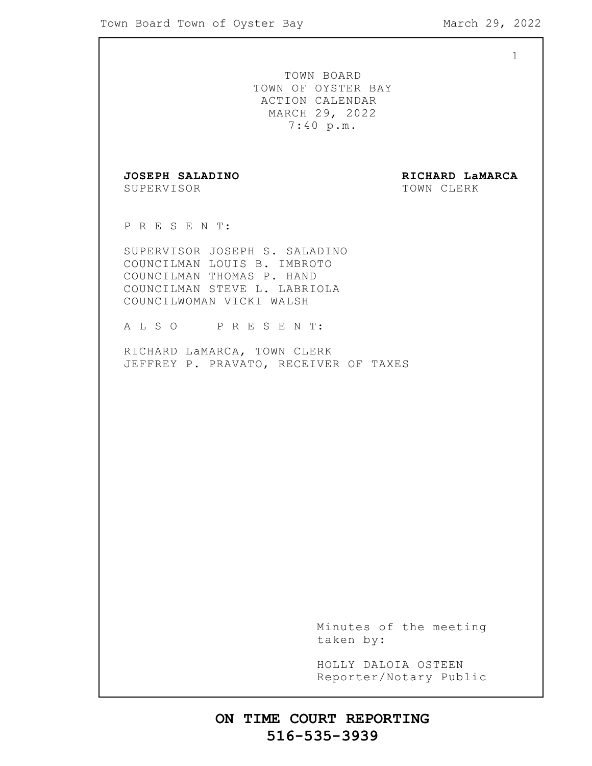TOWN BOARD
TOWN OF OYSTER BAY
ACTION CALENDAR
MARCH 29, 2022
7:40 p.m.

**JOSEPH SALADINO**
SUPERVISOR

**RICHARD LaMARCA**
TOWN CLERK

P R E S E N T:

SUPERVISOR JOSEPH S. SALADINO
COUNCILMAN LOUIS B. IMBROTO
COUNCILMAN THOMAS P. HAND
COUNCILMAN STEVE L. LABRIOLA
COUNCILWOMAN VICKI WALSH

A L S O P R E S E N T:

RICHARD LaMARCA, TOWN CLERK
JEFFREY P. PRAVATO, RECEIVER OF TAXES

Minutes of the meeting taken by:

HOLLY DALOIA OSTEEN
Reporter/Notary Public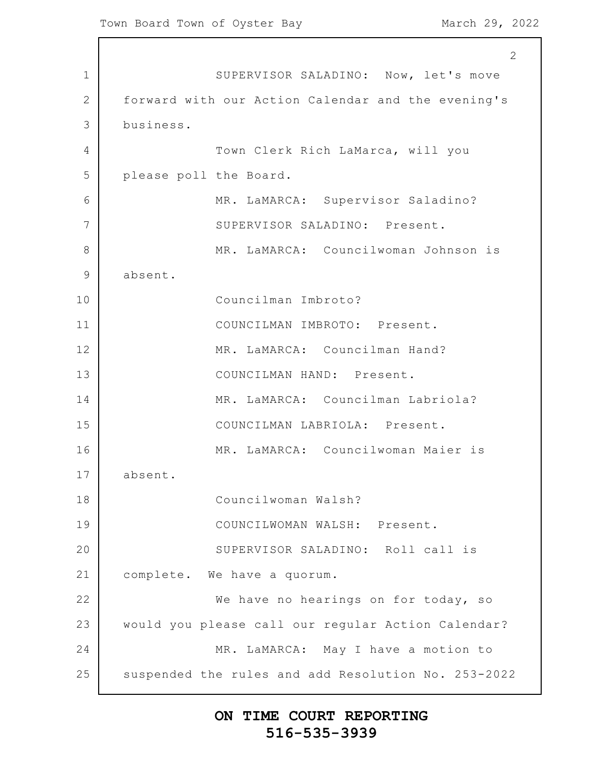SUPERVISOR SALADINO: Now, let's move forward with our Action Calendar and the evening's business.

Town Clerk Rich LaMarca, will you please poll the Board.

MR. LaMARCA: Supervisor Saladino?

SUPERVISOR SALADINO: Present.

MR. LaMARCA: Councilwoman Johnson is absent.

Councilman Imbroto?

COUNCILMAN IMBROTO: Present.

MR. LaMARCA: Councilman Hand?

COUNCILMAN HAND: Present.

MR. LaMARCA: Councilman Labriola?

COUNCILMAN LABRIOLA: Present.

MR. LaMARCA: Councilwoman Maier is absent.

Councilwoman Walsh?

COUNCILWOMAN WALSH: Present.

SUPERVISOR SALADINO: Roll call is complete. We have a quorum.

We have no hearings on for today, so would you please call our regular Action Calendar?

MR. LaMARCA: May I have a motion to suspended the rules and add Resolution No. 253-2022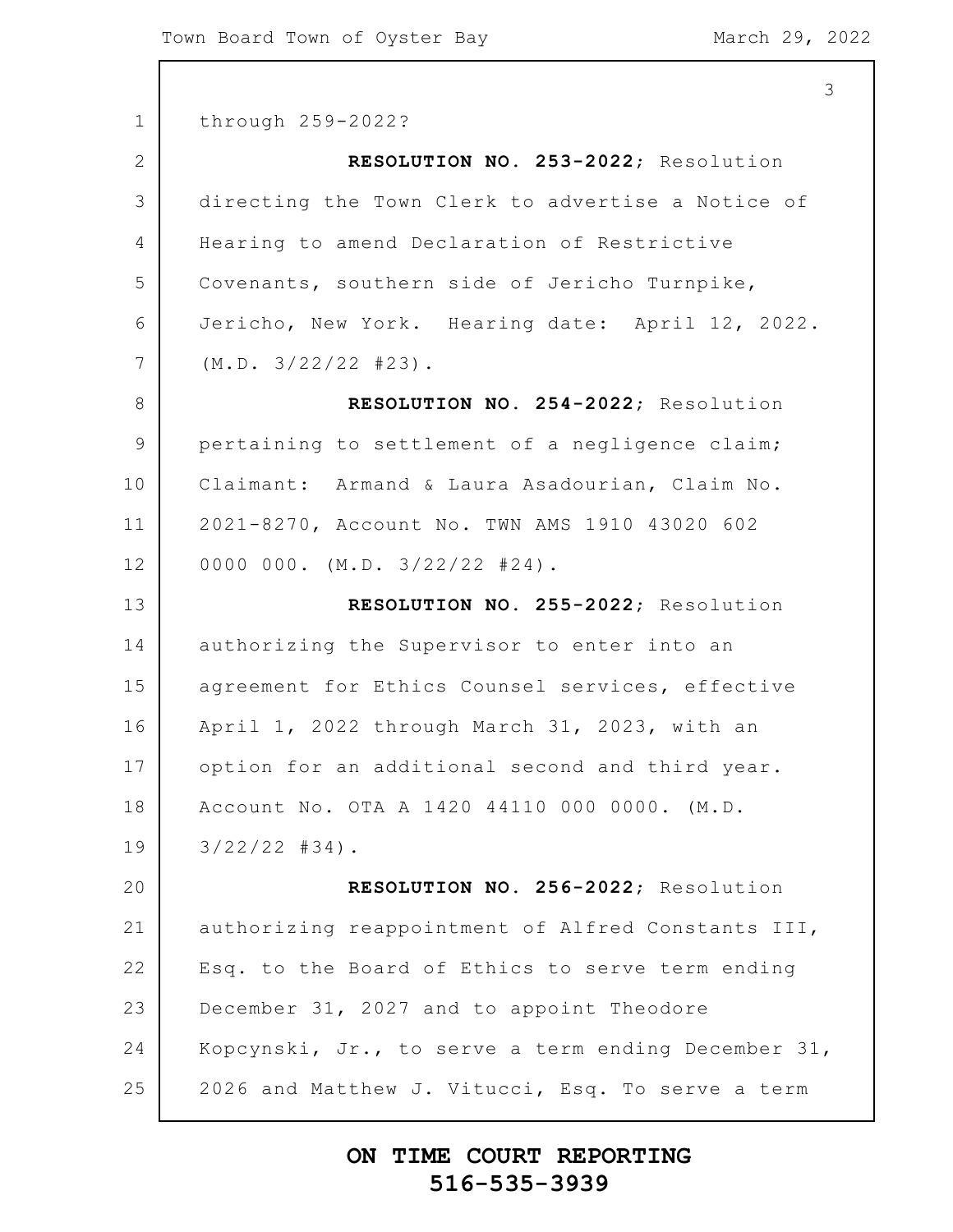through 259-2022?

**RESOLUTION NO. 253-2022**; Resolution directing the Town Clerk to advertise a Notice of Hearing to amend Declaration of Restrictive Covenants, southern side of Jericho Turnpike, Jericho, New York. Hearing date: April 12, 2022. (M.D. 3/22/22 #23).

**RESOLUTION NO. 254-2022**; Resolution pertaining to settlement of a negligence claim; Claimant: Armand & Laura Asadourian, Claim No. 2021-8270, Account No. TWN AMS 1910 43020 602 0000 000. (M.D. 3/22/22 #24).

**RESOLUTION NO. 255-2022**; Resolution authorizing the Supervisor to enter into an agreement for Ethics Counsel services, effective April 1, 2022 through March 31, 2023, with an option for an additional second and third year. Account No. OTA A 1420 44110 000 0000. (M.D. 3/22/22 #34).

**RESOLUTION NO. 256-2022**; Resolution authorizing reappointment of Alfred Constants III, Esq. to the Board of Ethics to serve term ending December 31, 2027 and to appoint Theodore Kopcynski, Jr., to serve a term ending December 31, 2026 and Matthew J. Vitucci, Esq. To serve a term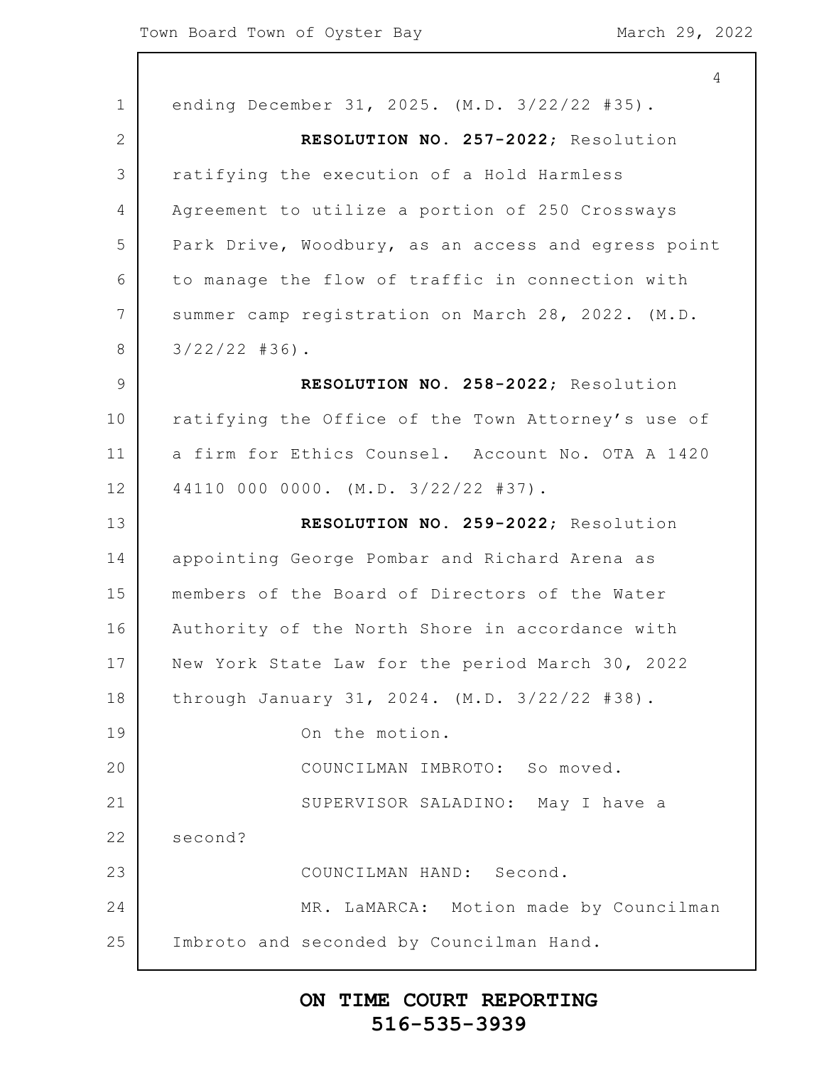ending December 31, 2025. (M.D. 3/22/22 #35).

**RESOLUTION NO. 257-2022;** Resolution ratifying the execution of a Hold Harmless Agreement to utilize a portion of 250 Crossways Park Drive, Woodbury, as an access and egress point to manage the flow of traffic in connection with summer camp registration on March 28, 2022. (M.D. 3/22/22 #36).

**RESOLUTION NO. 258-2022;** Resolution ratifying the Office of the Town Attorney's use of a firm for Ethics Counsel. Account No. OTA A 1420 44110 000 0000. (M.D. 3/22/22 #37).

**RESOLUTION NO. 259-2022;** Resolution appointing George Pombar and Richard Arena as members of the Board of Directors of the Water Authority of the North Shore in accordance with New York State Law for the period March 30, 2022 through January 31, 2024. (M.D. 3/22/22 #38).

On the motion.

COUNCILMAN IMBROTO: So moved.

SUPERVISOR SALADINO: May I have a second?

COUNCILMAN HAND: Second.

MR. LaMARCA: Motion made by Councilman Imbroto and seconded by Councilman Hand.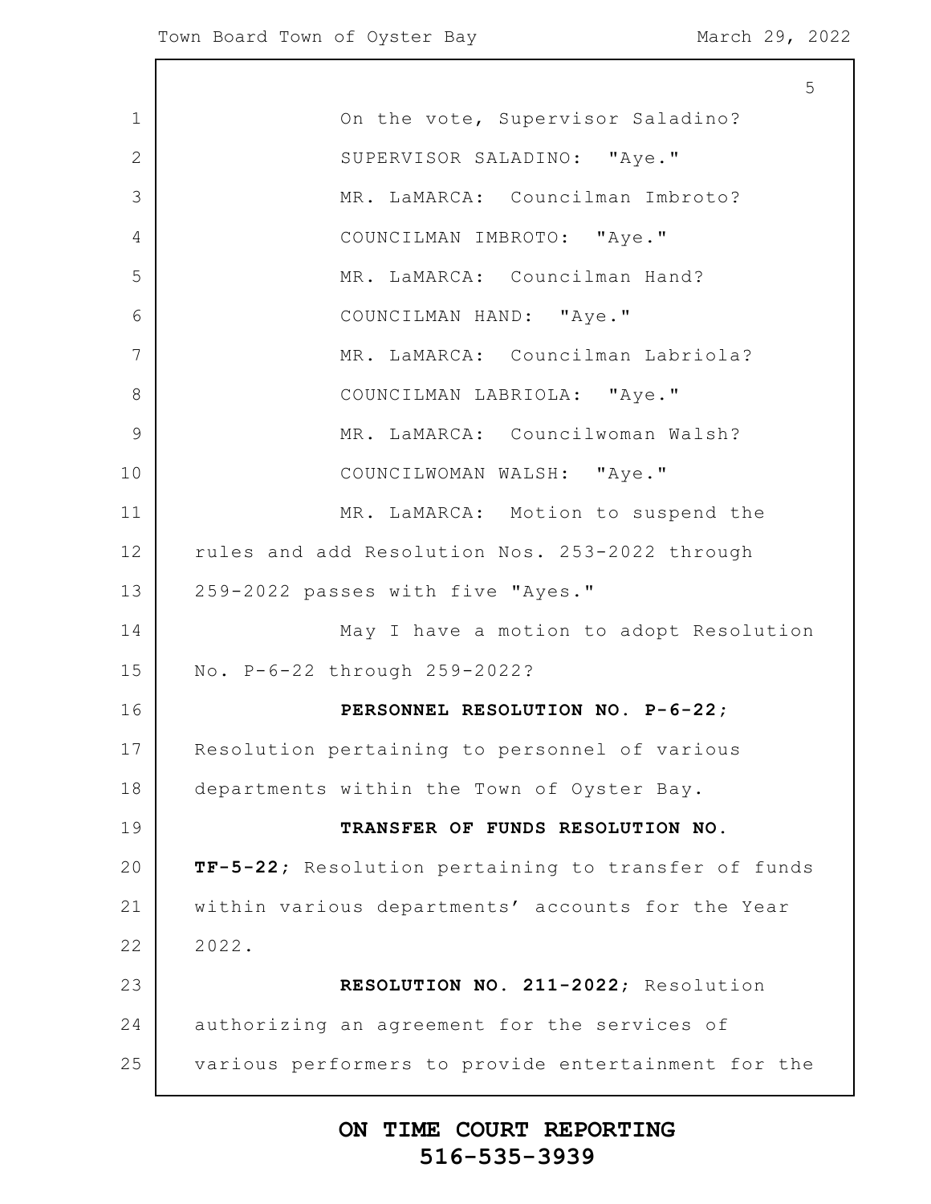On the vote, Supervisor Saladino?

SUPERVISOR SALADINO: "Aye."

MR. LaMARCA: Councilman Imbroto?

COUNCILMAN IMBROTO: "Aye."

MR. LaMARCA: Councilman Hand?

COUNCILMAN HAND: "Aye."

MR. LaMARCA: Councilman Labriola?

COUNCILMAN LABRIOLA: "Aye."

MR. LaMARCA: Councilwoman Walsh?

COUNCILWOMAN WALSH: "Aye."

MR. LaMARCA: Motion to suspend the rules and add Resolution Nos. 253-2022 through 259-2022 passes with five "Ayes."

May I have a motion to adopt Resolution No. P-6-22 through 259-2022?

**PERSONNEL RESOLUTION NO. P-6-22;** Resolution pertaining to personnel of various departments within the Town of Oyster Bay.

**TRANSFER OF FUNDS RESOLUTION NO. TF-5-22;** Resolution pertaining to transfer of funds within various departments' accounts for the Year 2022.

**RESOLUTION NO. 211-2022;** Resolution authorizing an agreement for the services of various performers to provide entertainment for the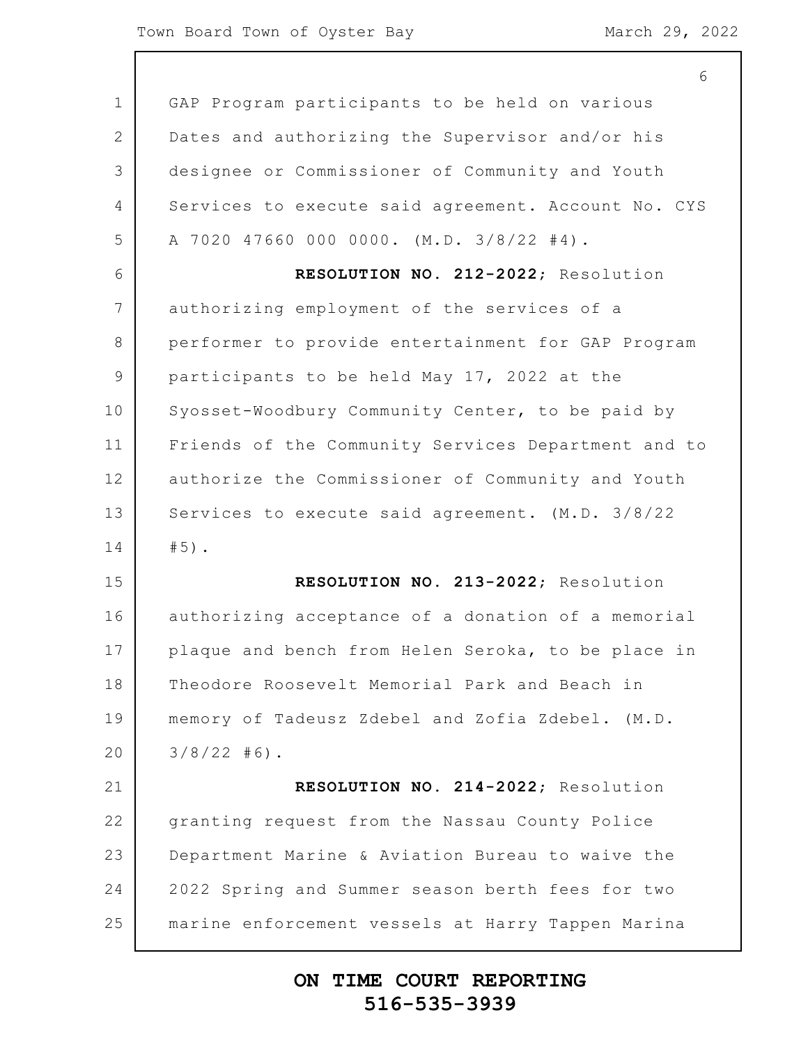GAP Program participants to be held on various Dates and authorizing the Supervisor and/or his designee or Commissioner of Community and Youth Services to execute said agreement. Account No. CYS A 7020 47660 000 0000. (M.D. 3/8/22 #4).

**RESOLUTION NO. 212-2022;** Resolution authorizing employment of the services of a performer to provide entertainment for GAP Program participants to be held May 17, 2022 at the Syosset-Woodbury Community Center, to be paid by Friends of the Community Services Department and to authorize the Commissioner of Community and Youth Services to execute said agreement. (M.D. 3/8/22 #5).

**RESOLUTION NO. 213-2022;** Resolution authorizing acceptance of a donation of a memorial plaque and bench from Helen Seroka, to be place in Theodore Roosevelt Memorial Park and Beach in memory of Tadeusz Zdebel and Zofia Zdebel. (M.D. 3/8/22 #6).

**RESOLUTION NO. 214-2022;** Resolution granting request from the Nassau County Police Department Marine & Aviation Bureau to waive the 2022 Spring and Summer season berth fees for two marine enforcement vessels at Harry Tappen Marina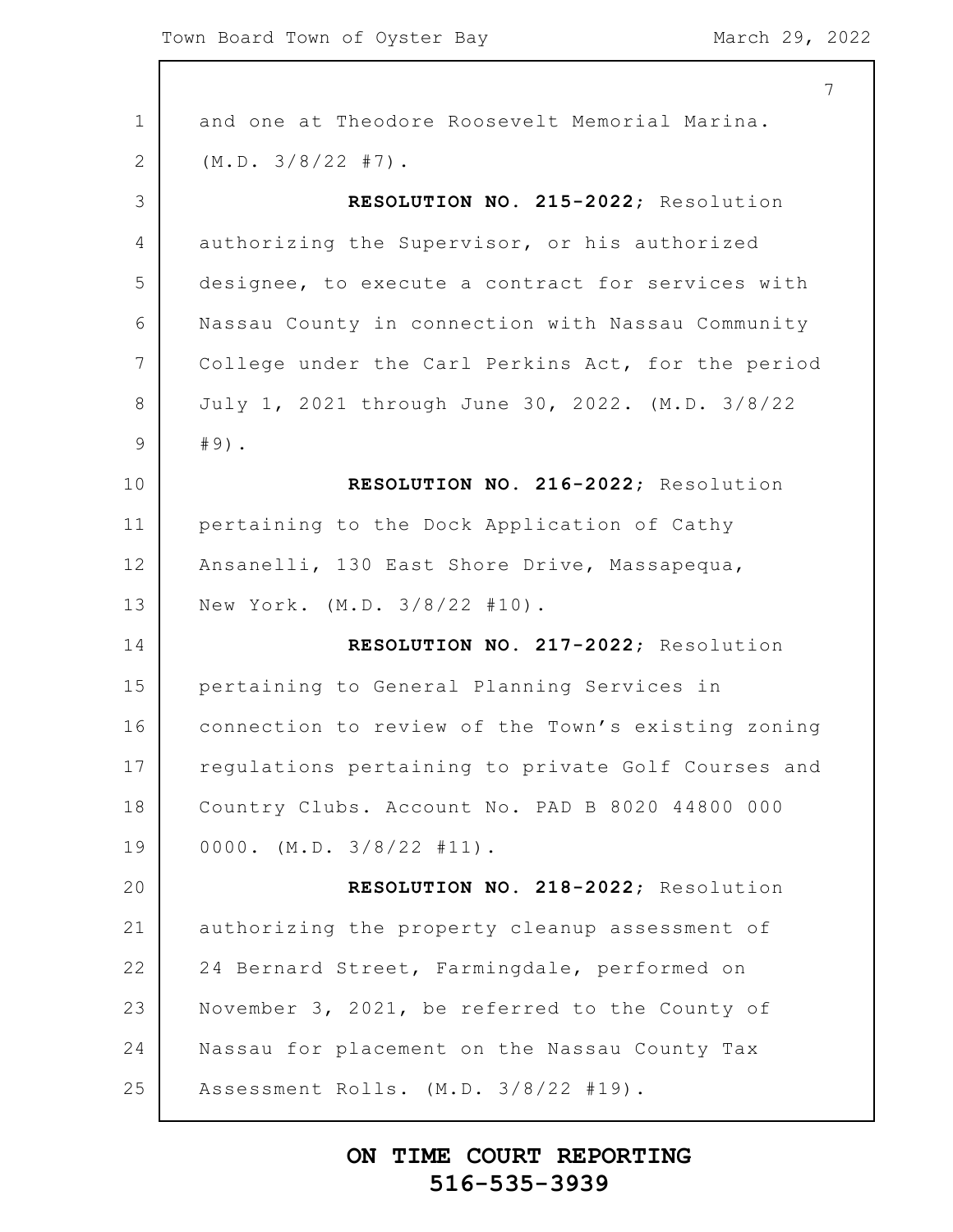and one at Theodore Roosevelt Memorial Marina. (M.D. 3/8/22 #7).

**RESOLUTION NO. 215-2022;** Resolution authorizing the Supervisor, or his authorized designee, to execute a contract for services with Nassau County in connection with Nassau Community College under the Carl Perkins Act, for the period July 1, 2021 through June 30, 2022. (M.D. 3/8/22 #9).

**RESOLUTION NO. 216-2022;** Resolution pertaining to the Dock Application of Cathy Ansanelli, 130 East Shore Drive, Massapequa, New York. (M.D. 3/8/22 #10).

**RESOLUTION NO. 217-2022;** Resolution pertaining to General Planning Services in connection to review of the Town's existing zoning regulations pertaining to private Golf Courses and Country Clubs. Account No. PAD B 8020 44800 000 0000. (M.D. 3/8/22 #11).

**RESOLUTION NO. 218-2022;** Resolution authorizing the property cleanup assessment of 24 Bernard Street, Farmingdale, performed on November 3, 2021, be referred to the County of Nassau for placement on the Nassau County Tax Assessment Rolls. (M.D. 3/8/22 #19).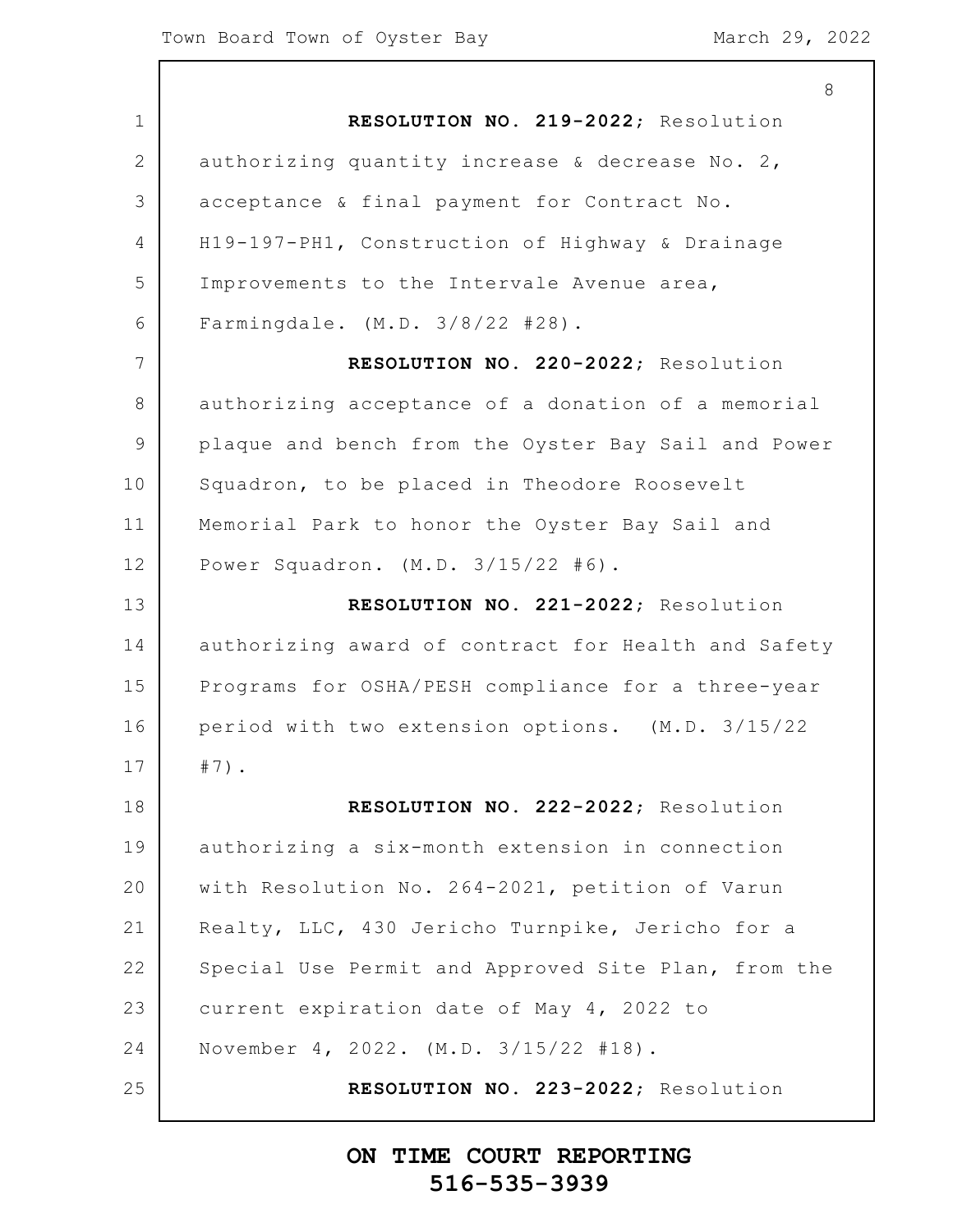**RESOLUTION NO. 219-2022;** Resolution authorizing quantity increase & decrease No. 2, acceptance & final payment for Contract No. H19-197-PH1, Construction of Highway & Drainage Improvements to the Intervale Avenue area, Farmingdale. (M.D. 3/8/22 #28).

**RESOLUTION NO. 220-2022;** Resolution authorizing acceptance of a donation of a memorial plaque and bench from the Oyster Bay Sail and Power Squadron, to be placed in Theodore Roosevelt Memorial Park to honor the Oyster Bay Sail and Power Squadron. (M.D. 3/15/22 #6).

**RESOLUTION NO. 221-2022;** Resolution authorizing award of contract for Health and Safety Programs for OSHA/PESH compliance for a three-year period with two extension options. (M.D. 3/15/22 #7).

**RESOLUTION NO. 222-2022;** Resolution authorizing a six-month extension in connection with Resolution No. 264-2021, petition of Varun Realty, LLC, 430 Jericho Turnpike, Jericho for a Special Use Permit and Approved Site Plan, from the current expiration date of May 4, 2022 to November 4, 2022. (M.D. 3/15/22 #18).

**RESOLUTION NO. 223-2022;** Resolution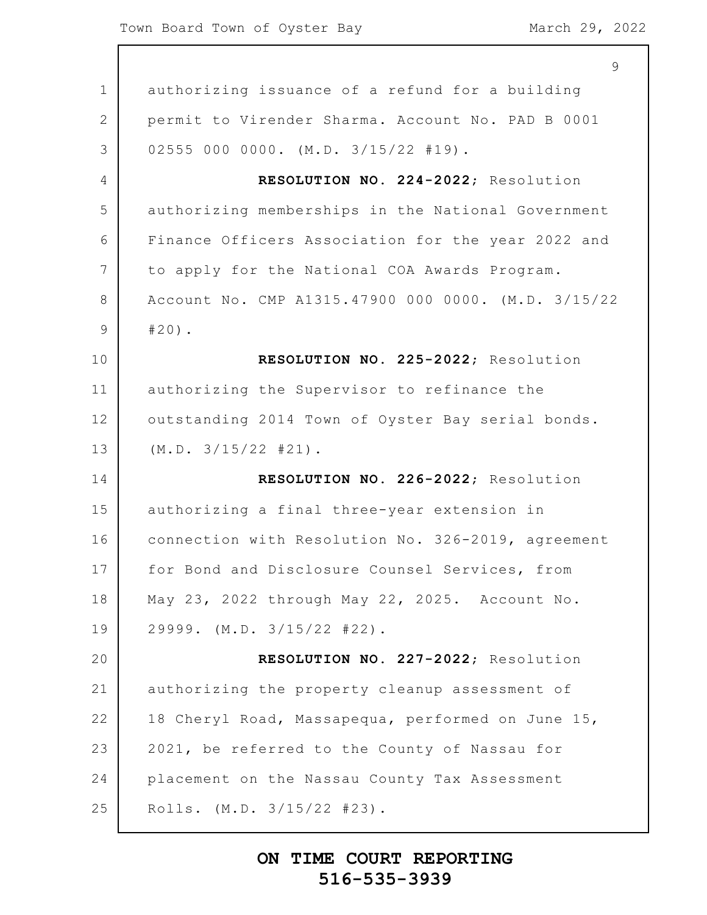authorizing issuance of a refund for a building permit to Virender Sharma. Account No. PAD B 0001 02555 000 0000. (M.D. 3/15/22 #19).

**RESOLUTION NO. 224-2022;** Resolution authorizing memberships in the National Government Finance Officers Association for the year 2022 and to apply for the National COA Awards Program. Account No. CMP A1315.47900 000 0000. (M.D. 3/15/22 #20).

**RESOLUTION NO. 225-2022;** Resolution authorizing the Supervisor to refinance the outstanding 2014 Town of Oyster Bay serial bonds. (M.D. 3/15/22 #21).

**RESOLUTION NO. 226-2022;** Resolution authorizing a final three-year extension in connection with Resolution No. 326-2019, agreement for Bond and Disclosure Counsel Services, from May 23, 2022 through May 22, 2025. Account No. 29999. (M.D. 3/15/22 #22).

**RESOLUTION NO. 227-2022;** Resolution authorizing the property cleanup assessment of 18 Cheryl Road, Massapequa, performed on June 15, 2021, be referred to the County of Nassau for placement on the Nassau County Tax Assessment Rolls. (M.D. 3/15/22 #23).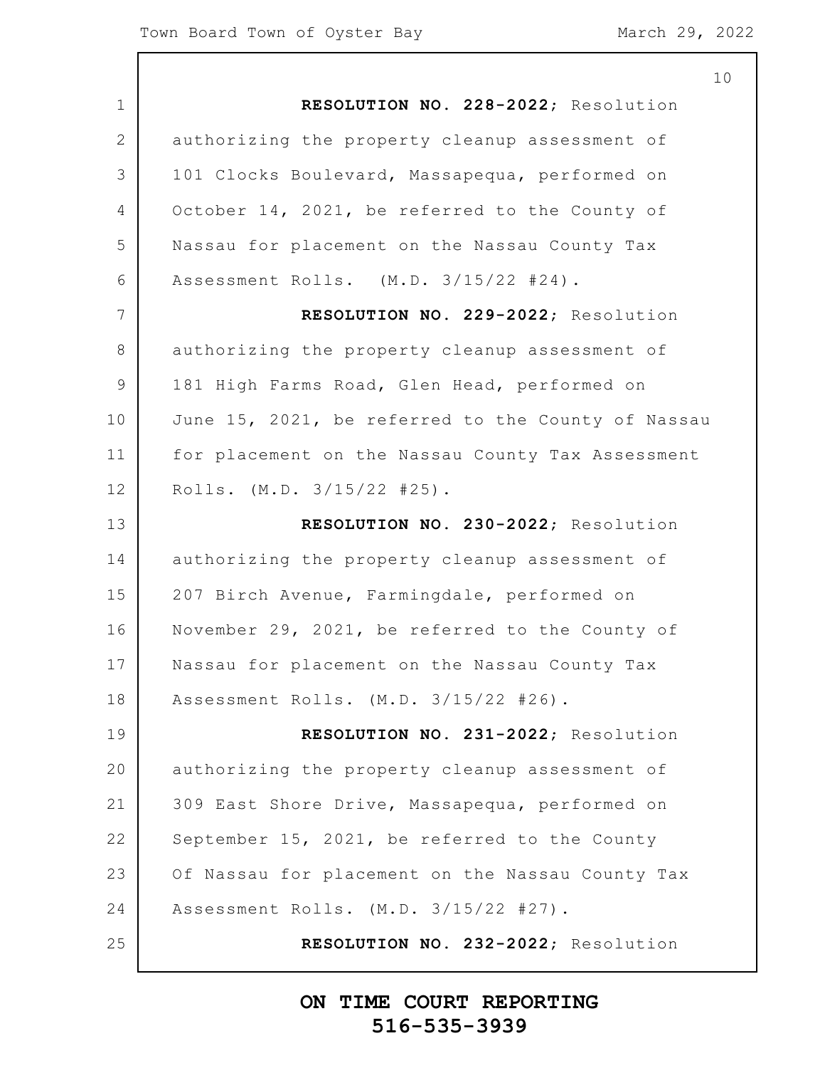**RESOLUTION NO. 228-2022;** Resolution authorizing the property cleanup assessment of 101 Clocks Boulevard, Massapequa, performed on October 14, 2021, be referred to the County of Nassau for placement on the Nassau County Tax Assessment Rolls. (M.D. 3/15/22 #24).

**RESOLUTION NO. 229-2022;** Resolution authorizing the property cleanup assessment of 181 High Farms Road, Glen Head, performed on June 15, 2021, be referred to the County of Nassau for placement on the Nassau County Tax Assessment Rolls. (M.D. 3/15/22 #25).

**RESOLUTION NO. 230-2022;** Resolution authorizing the property cleanup assessment of 207 Birch Avenue, Farmingdale, performed on November 29, 2021, be referred to the County of Nassau for placement on the Nassau County Tax Assessment Rolls. (M.D. 3/15/22 #26).

**RESOLUTION NO. 231-2022;** Resolution authorizing the property cleanup assessment of 309 East Shore Drive, Massapequa, performed on September 15, 2021, be referred to the County Of Nassau for placement on the Nassau County Tax Assessment Rolls. (M.D. 3/15/22 #27).

**RESOLUTION NO. 232-2022;** Resolution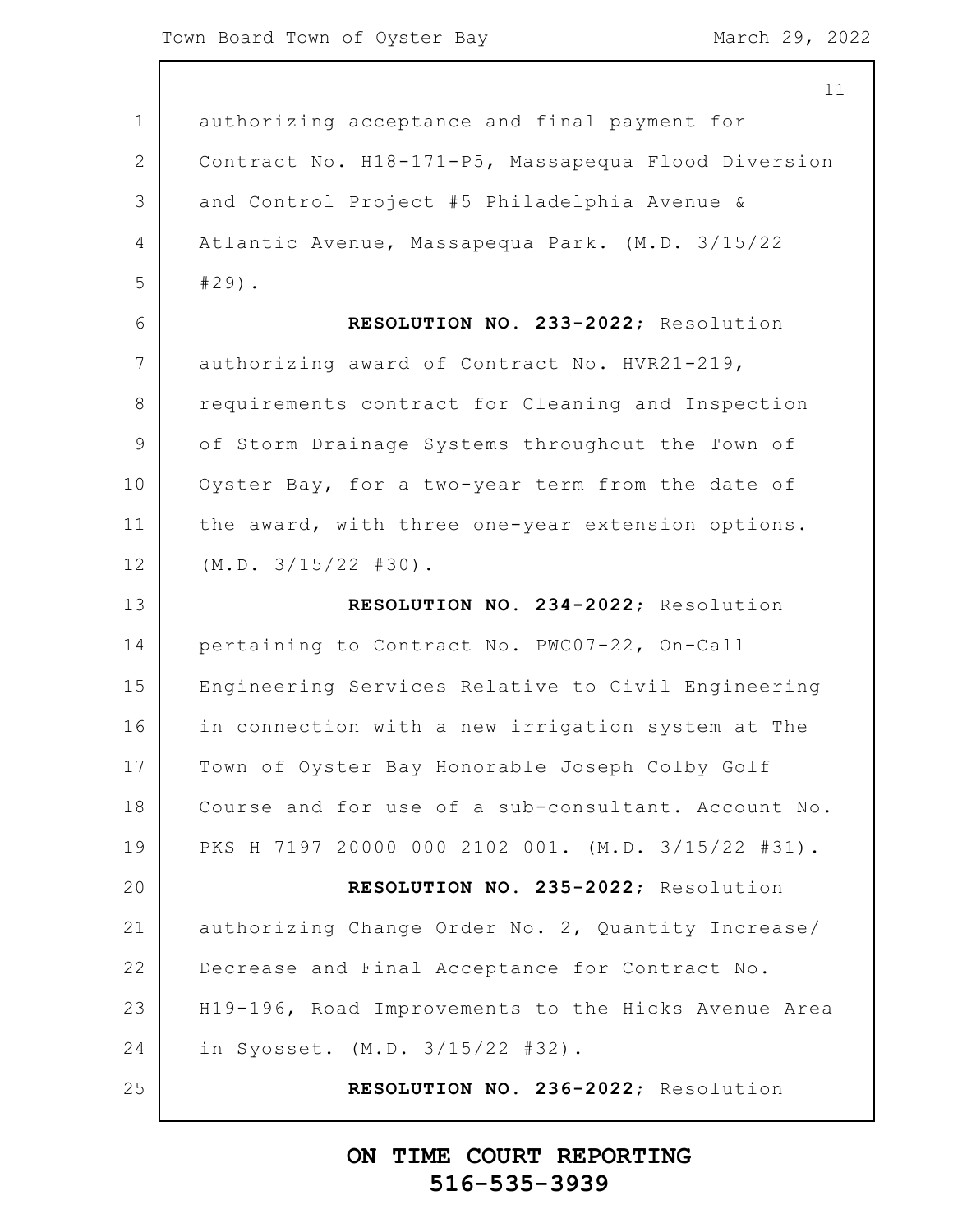authorizing acceptance and final payment for Contract No. H18-171-P5, Massapequa Flood Diversion and Control Project #5 Philadelphia Avenue & Atlantic Avenue, Massapequa Park. (M.D. 3/15/22 #29).

**RESOLUTION NO. 233-2022**; Resolution authorizing award of Contract No. HVR21-219, requirements contract for Cleaning and Inspection of Storm Drainage Systems throughout the Town of Oyster Bay, for a two-year term from the date of the award, with three one-year extension options. (M.D. 3/15/22 #30).

**RESOLUTION NO. 234-2022**; Resolution pertaining to Contract No. PWC07-22, On-Call Engineering Services Relative to Civil Engineering in connection with a new irrigation system at The Town of Oyster Bay Honorable Joseph Colby Golf Course and for use of a sub-consultant. Account No. PKS H 7197 20000 000 2102 001. (M.D. 3/15/22 #31).

**RESOLUTION NO. 235-2022**; Resolution authorizing Change Order No. 2, Quantity Increase/ Decrease and Final Acceptance for Contract No. H19-196, Road Improvements to the Hicks Avenue Area in Syosset. (M.D. 3/15/22 #32).

**RESOLUTION NO. 236-2022**; Resolution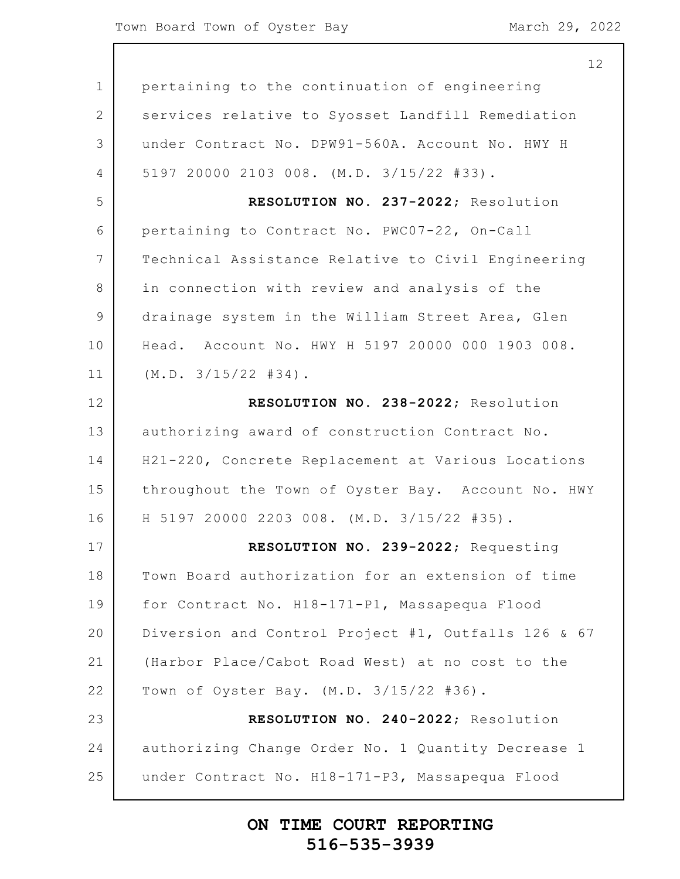pertaining to the continuation of engineering services relative to Syosset Landfill Remediation under Contract No. DPW91-560A. Account No. HWY H 5197 20000 2103 008. (M.D. 3/15/22 #33).

**RESOLUTION NO. 237-2022;** Resolution pertaining to Contract No. PWC07-22, On-Call Technical Assistance Relative to Civil Engineering in connection with review and analysis of the drainage system in the William Street Area, Glen Head. Account No. HWY H 5197 20000 000 1903 008. (M.D. 3/15/22 #34).

**RESOLUTION NO. 238-2022;** Resolution authorizing award of construction Contract No. H21-220, Concrete Replacement at Various Locations throughout the Town of Oyster Bay. Account No. HWY H 5197 20000 2203 008. (M.D. 3/15/22 #35).

**RESOLUTION NO. 239-2022;** Requesting Town Board authorization for an extension of time for Contract No. H18-171-P1, Massapequa Flood Diversion and Control Project #1, Outfalls 126 & 67 (Harbor Place/Cabot Road West) at no cost to the Town of Oyster Bay. (M.D. 3/15/22 #36).

**RESOLUTION NO. 240-2022;** Resolution authorizing Change Order No. 1 Quantity Decrease 1 under Contract No. H18-171-P3, Massapequa Flood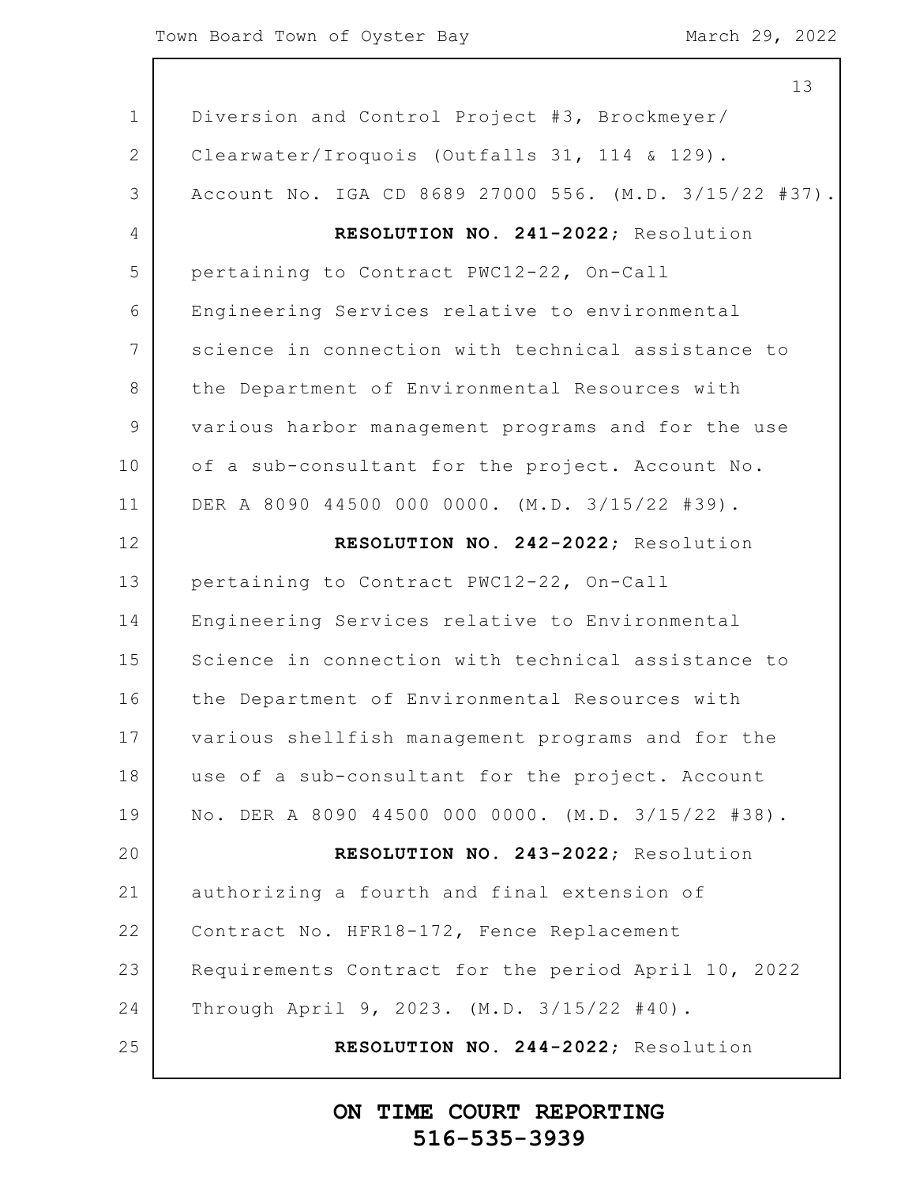Diversion and Control Project #3, Brockmeyer/ Clearwater/Iroquois (Outfalls 31, 114 & 129). Account No. IGA CD 8689 27000 556. (M.D. 3/15/22 #37).

**RESOLUTION NO. 241-2022**; Resolution pertaining to Contract PWC12-22, On-Call Engineering Services relative to environmental science in connection with technical assistance to the Department of Environmental Resources with various harbor management programs and for the use of a sub-consultant for the project. Account No. DER A 8090 44500 000 0000. (M.D. 3/15/22 #39).

**RESOLUTION NO. 242-2022**; Resolution pertaining to Contract PWC12-22, On-Call Engineering Services relative to Environmental Science in connection with technical assistance to the Department of Environmental Resources with various shellfish management programs and for the use of a sub-consultant for the project. Account No. DER A 8090 44500 000 0000. (M.D. 3/15/22 #38).

**RESOLUTION NO. 243-2022**; Resolution authorizing a fourth and final extension of Contract No. HFR18-172, Fence Replacement Requirements Contract for the period April 10, 2022 Through April 9, 2023. (M.D. 3/15/22 #40).

**RESOLUTION NO. 244-2022**; Resolution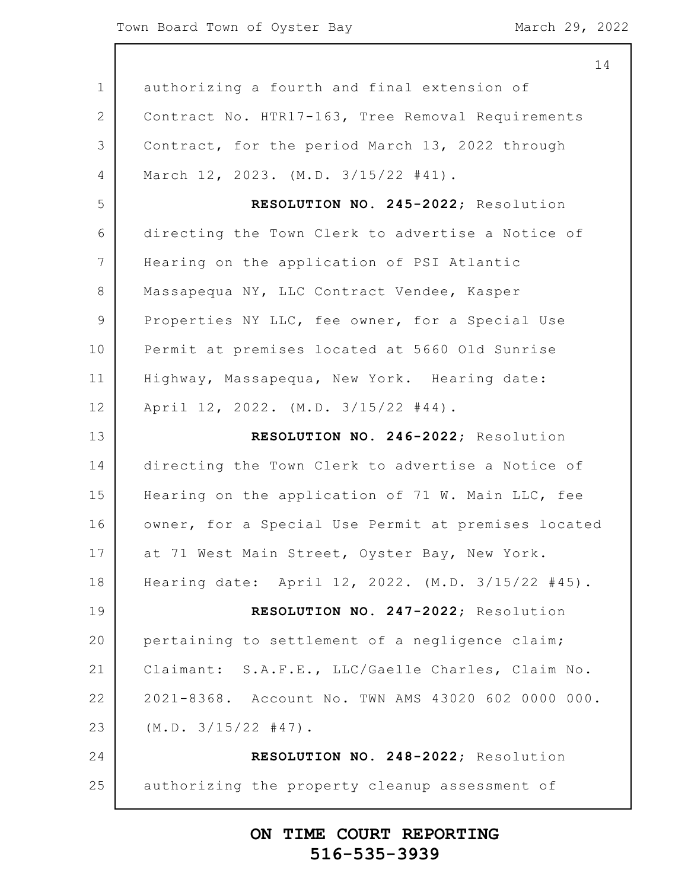authorizing a fourth and final extension of Contract No. HTR17-163, Tree Removal Requirements Contract, for the period March 13, 2022 through March 12, 2023. (M.D. 3/15/22 #41).

**RESOLUTION NO. 245-2022;** Resolution directing the Town Clerk to advertise a Notice of Hearing on the application of PSI Atlantic Massapequa NY, LLC Contract Vendee, Kasper Properties NY LLC, fee owner, for a Special Use Permit at premises located at 5660 Old Sunrise Highway, Massapequa, New York. Hearing date: April 12, 2022. (M.D. 3/15/22 #44).

**RESOLUTION NO. 246-2022;** Resolution directing the Town Clerk to advertise a Notice of Hearing on the application of 71 W. Main LLC, fee owner, for a Special Use Permit at premises located at 71 West Main Street, Oyster Bay, New York. Hearing date: April 12, 2022. (M.D. 3/15/22 #45).

**RESOLUTION NO. 247-2022;** Resolution pertaining to settlement of a negligence claim; Claimant: S.A.F.E., LLC/Gaelle Charles, Claim No. 2021-8368. Account No. TWN AMS 43020 602 0000 000. (M.D. 3/15/22 #47).

**RESOLUTION NO. 248-2022;** Resolution authorizing the property cleanup assessment of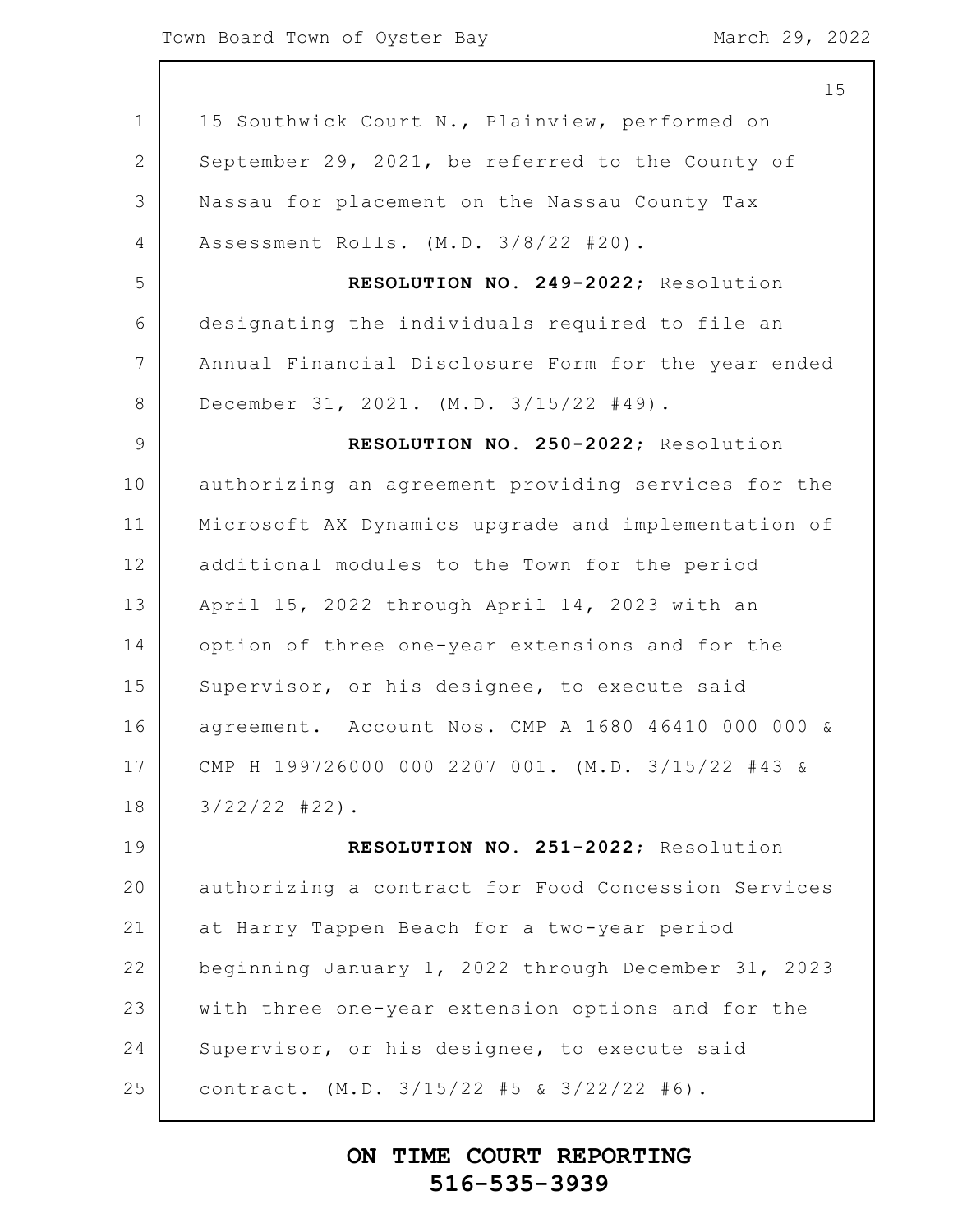15 Southwick Court N., Plainview, performed on September 29, 2021, be referred to the County of Nassau for placement on the Nassau County Tax Assessment Rolls. (M.D. 3/8/22 #20).

**RESOLUTION NO. 249-2022**; Resolution designating the individuals required to file an Annual Financial Disclosure Form for the year ended December 31, 2021. (M.D. 3/15/22 #49).

**RESOLUTION NO. 250-2022**; Resolution authorizing an agreement providing services for the Microsoft AX Dynamics upgrade and implementation of additional modules to the Town for the period April 15, 2022 through April 14, 2023 with an option of three one-year extensions and for the Supervisor, or his designee, to execute said agreement. Account Nos. CMP A 1680 46410 000 000 & CMP H 199726000 000 2207 001. (M.D. 3/15/22 #43 & 3/22/22 #22).

**RESOLUTION NO. 251-2022**; Resolution authorizing a contract for Food Concession Services at Harry Tappen Beach for a two-year period beginning January 1, 2022 through December 31, 2023 with three one-year extension options and for the Supervisor, or his designee, to execute said contract. (M.D. 3/15/22 #5 & 3/22/22 #6).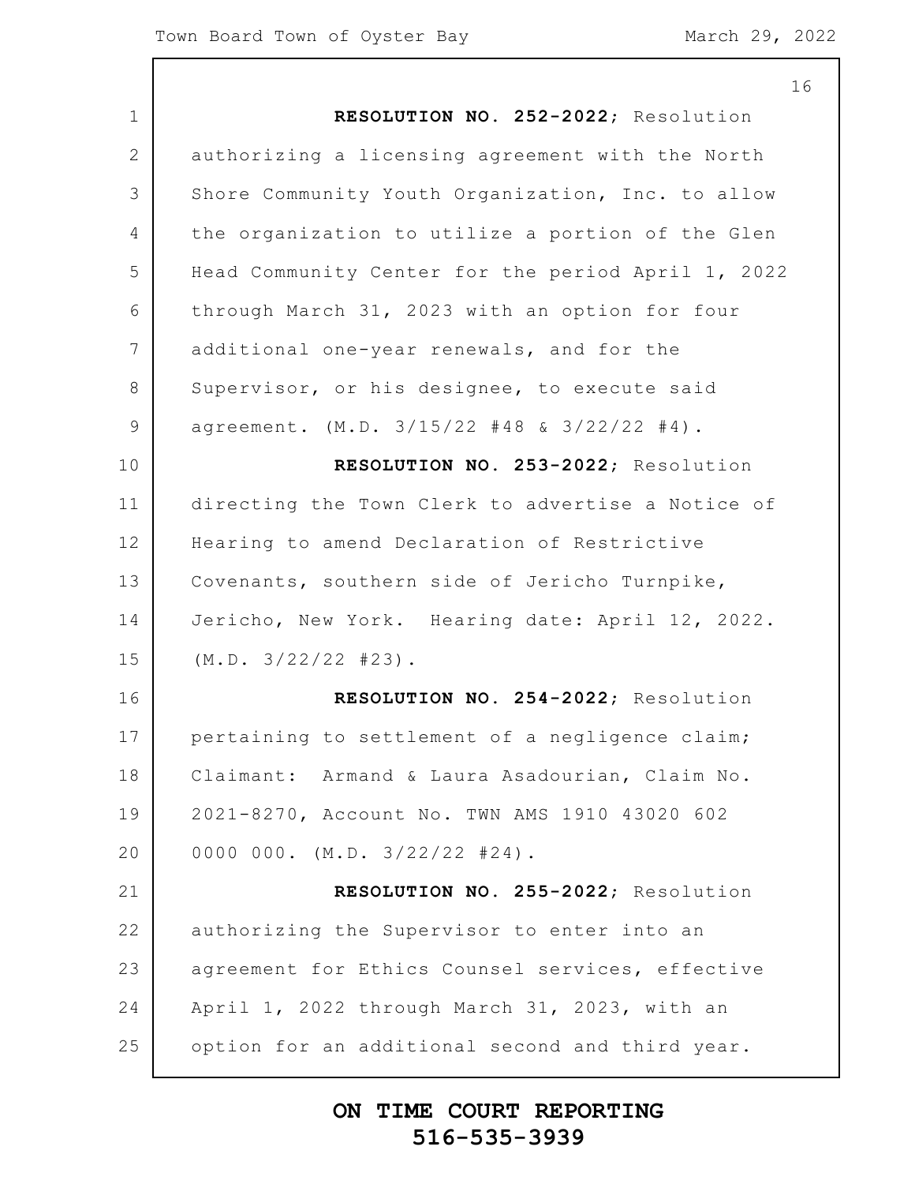**RESOLUTION NO. 252-2022**; Resolution authorizing a licensing agreement with the North Shore Community Youth Organization, Inc. to allow the organization to utilize a portion of the Glen Head Community Center for the period April 1, 2022 through March 31, 2023 with an option for four additional one-year renewals, and for the Supervisor, or his designee, to execute said agreement. (M.D. 3/15/22 #48 & 3/22/22 #4).

**RESOLUTION NO. 253-2022**; Resolution directing the Town Clerk to advertise a Notice of Hearing to amend Declaration of Restrictive Covenants, southern side of Jericho Turnpike, Jericho, New York. Hearing date: April 12, 2022. (M.D. 3/22/22 #23).

**RESOLUTION NO. 254-2022**; Resolution pertaining to settlement of a negligence claim; Claimant: Armand & Laura Asadourian, Claim No. 2021-8270, Account No. TWN AMS 1910 43020 602 0000 000. (M.D. 3/22/22 #24).

**RESOLUTION NO. 255-2022**; Resolution authorizing the Supervisor to enter into an agreement for Ethics Counsel services, effective April 1, 2022 through March 31, 2023, with an option for an additional second and third year.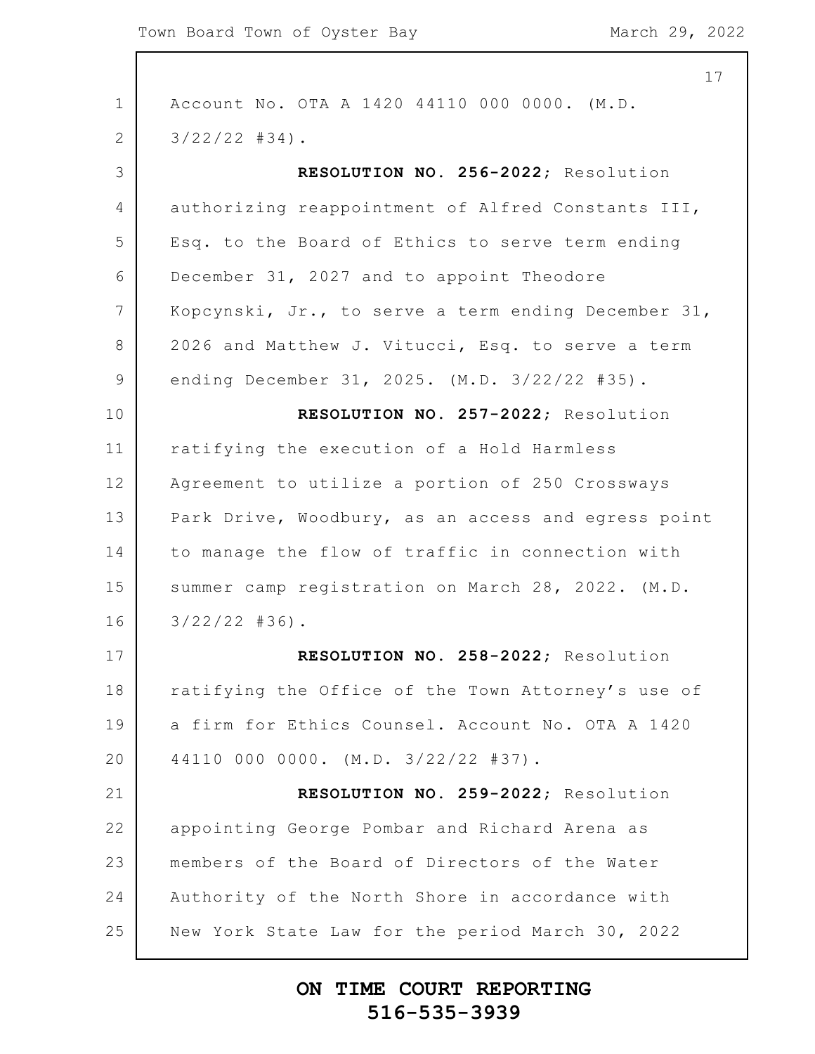Account No. OTA A 1420 44110 000 0000. (M.D. 3/22/22 #34).

**RESOLUTION NO. 256-2022**; Resolution authorizing reappointment of Alfred Constants III, Esq. to the Board of Ethics to serve term ending December 31, 2027 and to appoint Theodore Kopcynski, Jr., to serve a term ending December 31, 2026 and Matthew J. Vitucci, Esq. to serve a term ending December 31, 2025. (M.D. 3/22/22 #35).

**RESOLUTION NO. 257-2022**; Resolution ratifying the execution of a Hold Harmless Agreement to utilize a portion of 250 Crossways Park Drive, Woodbury, as an access and egress point to manage the flow of traffic in connection with summer camp registration on March 28, 2022. (M.D. 3/22/22 #36).

**RESOLUTION NO. 258-2022**; Resolution ratifying the Office of the Town Attorney's use of a firm for Ethics Counsel. Account No. OTA A 1420 44110 000 0000. (M.D. 3/22/22 #37).

**RESOLUTION NO. 259-2022**; Resolution appointing George Pombar and Richard Arena as members of the Board of Directors of the Water Authority of the North Shore in accordance with New York State Law for the period March 30, 2022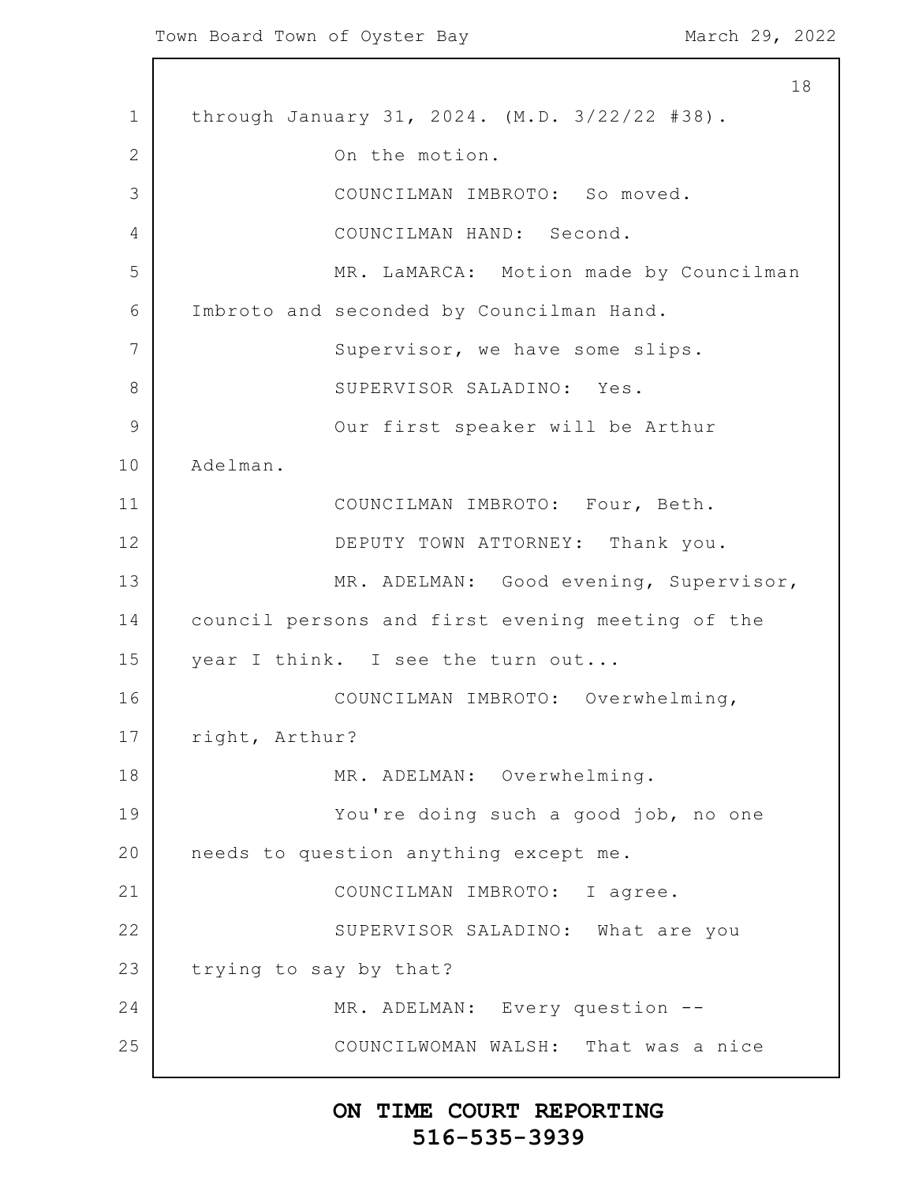through January 31, 2024. (M.D. 3/22/22 #38).

On the motion.

COUNCILMAN IMBROTO: So moved.

COUNCILMAN HAND: Second.

MR. LaMARCA: Motion made by Councilman Imbroto and seconded by Councilman Hand.

Supervisor, we have some slips.

SUPERVISOR SALADINO: Yes.

Our first speaker will be Arthur Adelman.

COUNCILMAN IMBROTO: Four, Beth.

DEPUTY TOWN ATTORNEY: Thank you.

MR. ADELMAN: Good evening, Supervisor, council persons and first evening meeting of the year I think. I see the turn out...

COUNCILMAN IMBROTO: Overwhelming, right, Arthur?

MR. ADELMAN: Overwhelming.

You're doing such a good job, no one needs to question anything except me.

COUNCILMAN IMBROTO: I agree.

SUPERVISOR SALADINO: What are you trying to say by that?

MR. ADELMAN: Every question --

COUNCILWOMAN WALSH: That was a nice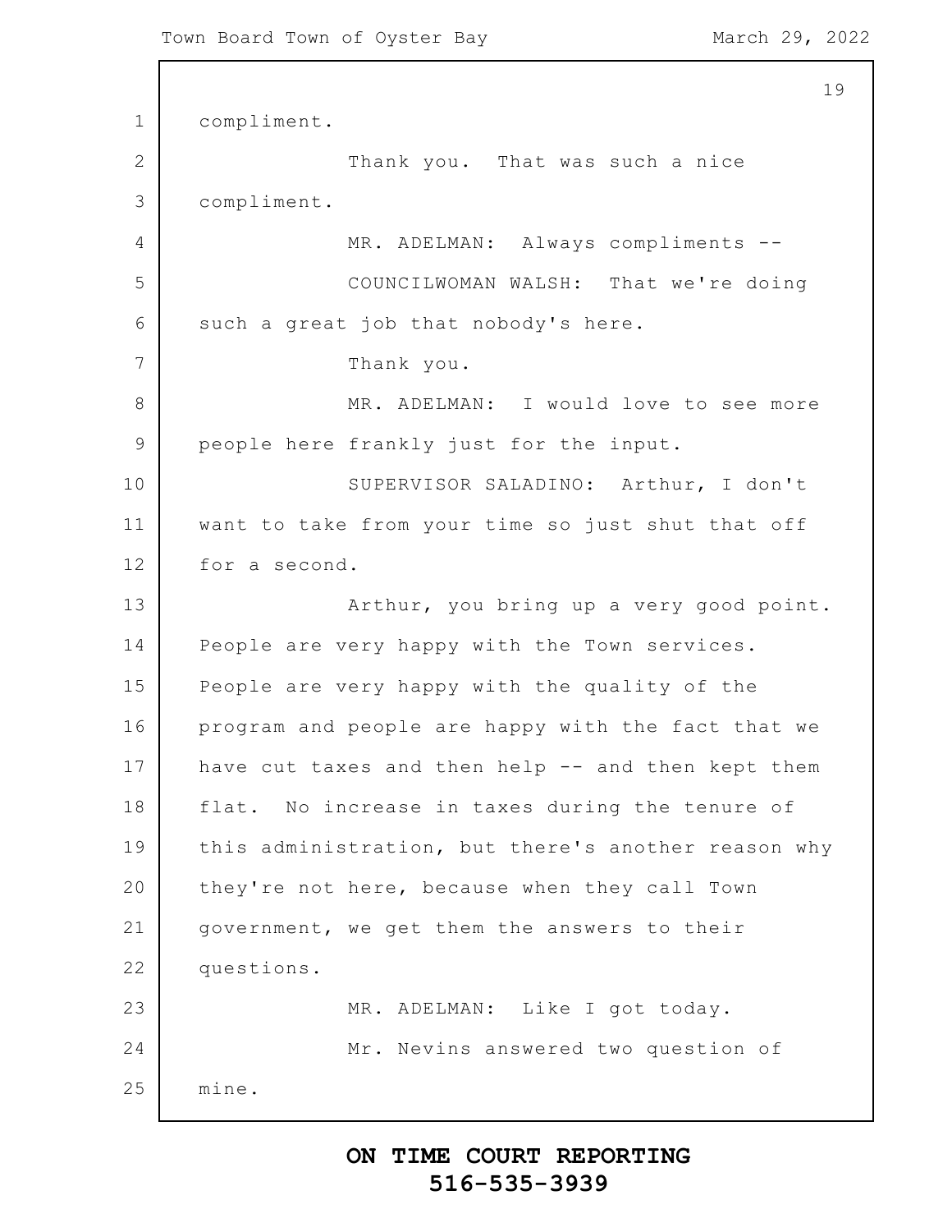compliment.

Thank you. That was such a nice compliment.

MR. ADELMAN: Always compliments --

COUNCILWOMAN WALSH: That we're doing such a great job that nobody's here.

Thank you.

MR. ADELMAN: I would love to see more people here frankly just for the input.

SUPERVISOR SALADINO: Arthur, I don't want to take from your time so just shut that off for a second.

Arthur, you bring up a very good point. People are very happy with the Town services. People are very happy with the quality of the program and people are happy with the fact that we have cut taxes and then help -- and then kept them flat. No increase in taxes during the tenure of this administration, but there's another reason why they're not here, because when they call Town government, we get them the answers to their questions.

MR. ADELMAN: Like I got today.

Mr. Nevins answered two question of mine.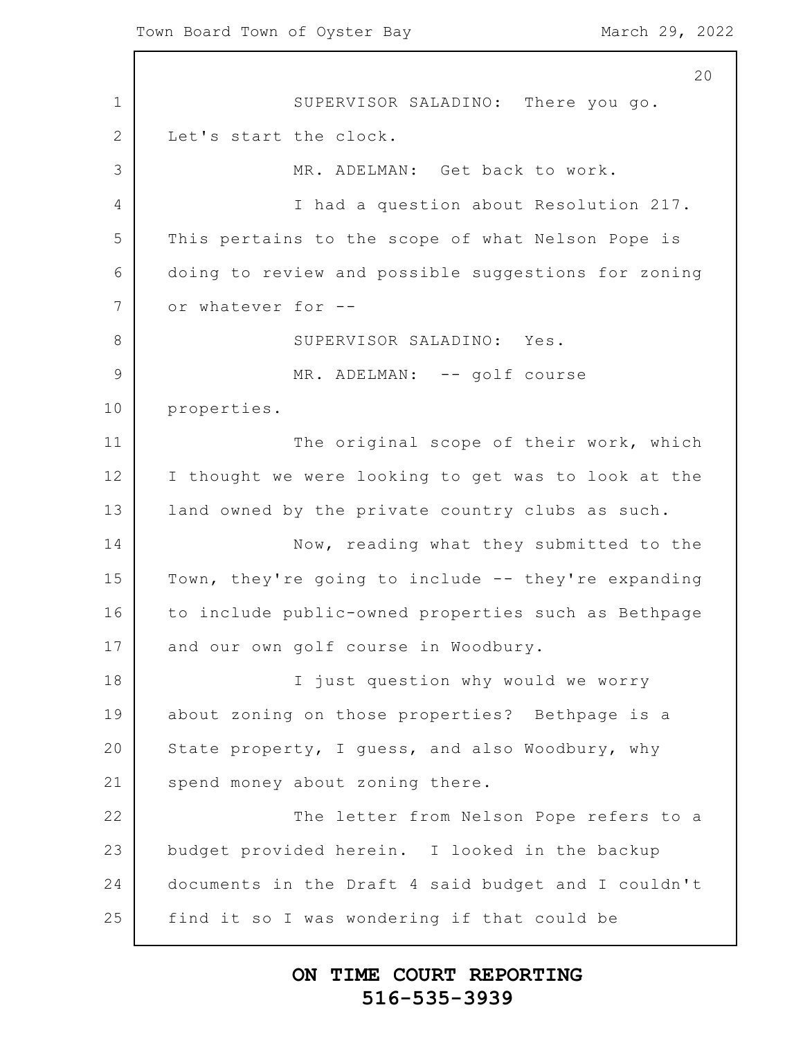SUPERVISOR SALADINO: There you go. Let's start the clock.

MR. ADELMAN: Get back to work.

I had a question about Resolution 217. This pertains to the scope of what Nelson Pope is doing to review and possible suggestions for zoning or whatever for --

SUPERVISOR SALADINO: Yes.

MR. ADELMAN: -- golf course properties.

The original scope of their work, which I thought we were looking to get was to look at the land owned by the private country clubs as such.

Now, reading what they submitted to the Town, they're going to include -- they're expanding to include public-owned properties such as Bethpage and our own golf course in Woodbury.

I just question why would we worry about zoning on those properties? Bethpage is a State property, I guess, and also Woodbury, why spend money about zoning there.

The letter from Nelson Pope refers to a budget provided herein. I looked in the backup documents in the Draft 4 said budget and I couldn't find it so I was wondering if that could be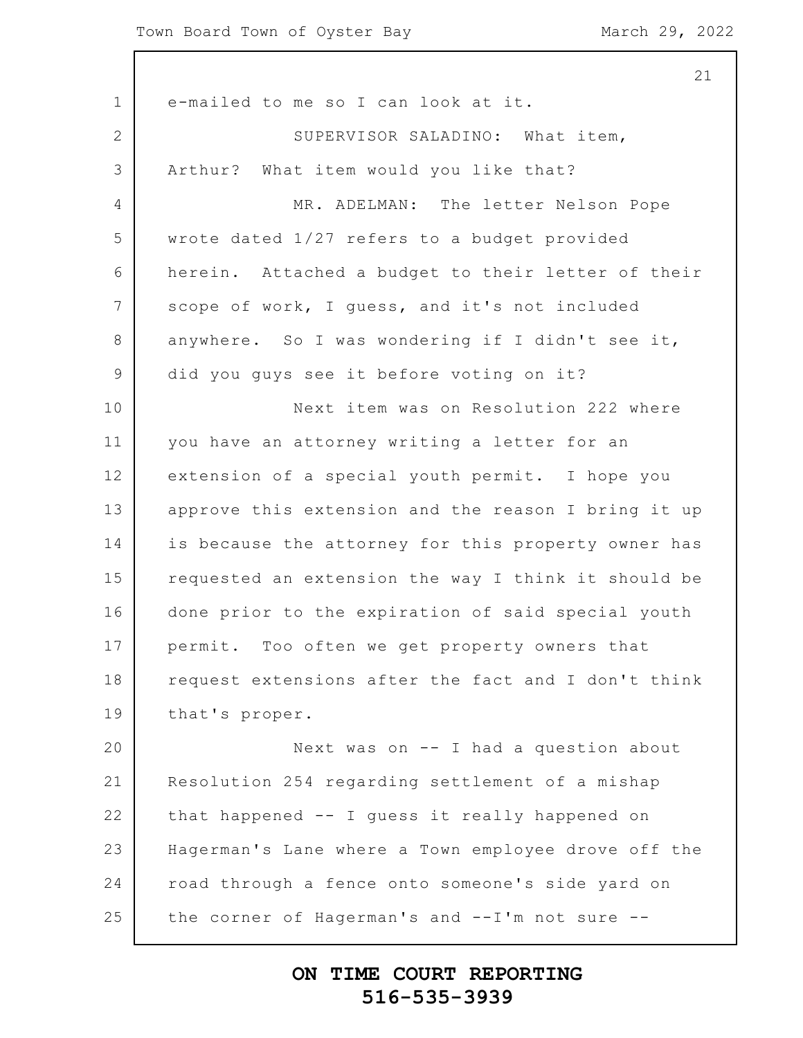e-mailed to me so I can look at it.

SUPERVISOR SALADINO: What item, Arthur? What item would you like that?

MR. ADELMAN: The letter Nelson Pope wrote dated 1/27 refers to a budget provided herein. Attached a budget to their letter of their scope of work, I guess, and it's not included anywhere. So I was wondering if I didn't see it, did you guys see it before voting on it?

Next item was on Resolution 222 where you have an attorney writing a letter for an extension of a special youth permit. I hope you approve this extension and the reason I bring it up is because the attorney for this property owner has requested an extension the way I think it should be done prior to the expiration of said special youth permit. Too often we get property owners that request extensions after the fact and I don't think that's proper.

Next was on -- I had a question about Resolution 254 regarding settlement of a mishap that happened -- I guess it really happened on Hagerman's Lane where a Town employee drove off the road through a fence onto someone's side yard on the corner of Hagerman's and --I'm not sure --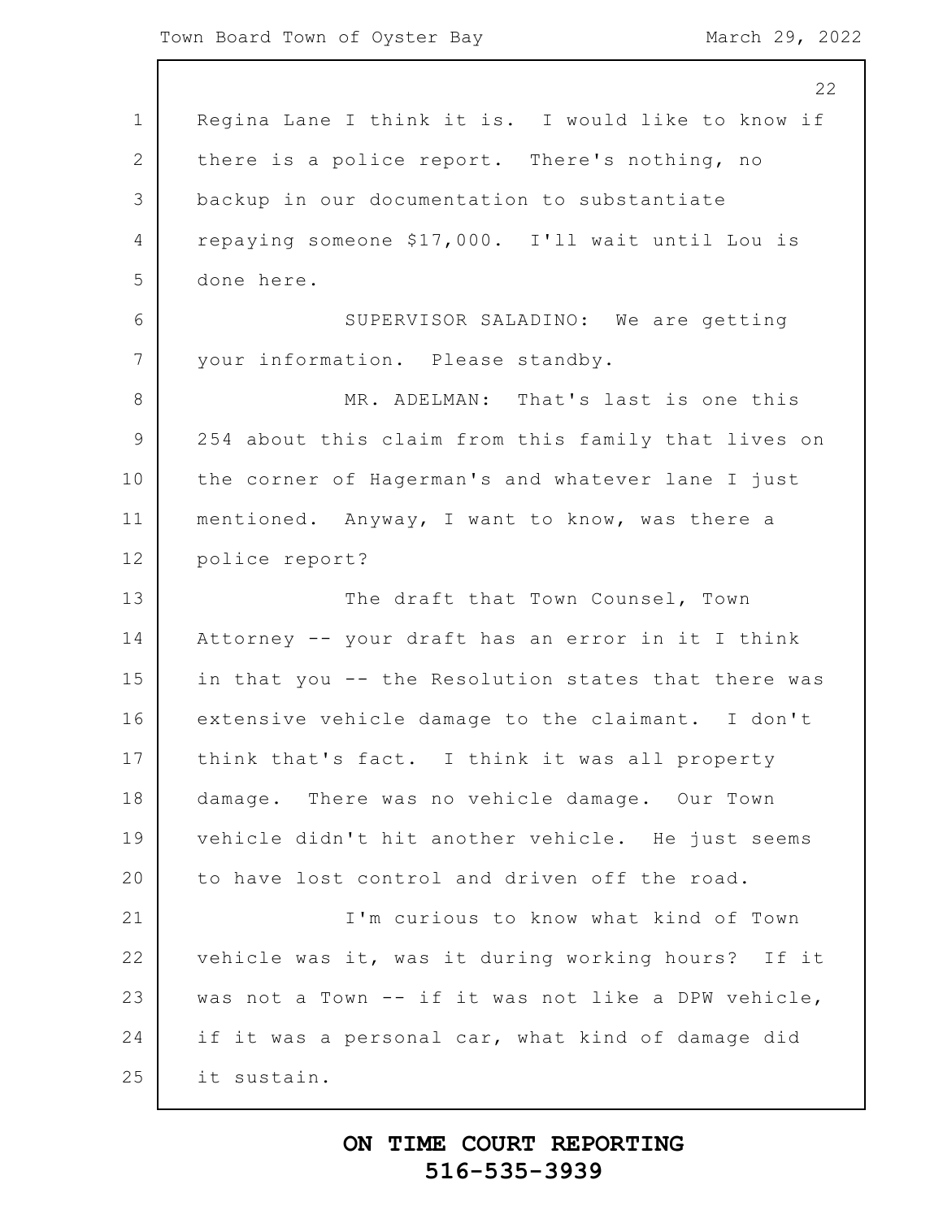Regina Lane I think it is. I would like to know if there is a police report. There's nothing, no backup in our documentation to substantiate repaying someone $17,000. I'll wait until Lou is done here.

SUPERVISOR SALADINO: We are getting your information. Please standby.

MR. ADELMAN: That's last is one this 254 about this claim from this family that lives on the corner of Hagerman's and whatever lane I just mentioned. Anyway, I want to know, was there a police report?

The draft that Town Counsel, Town Attorney -- your draft has an error in it I think in that you -- the Resolution states that there was extensive vehicle damage to the claimant. I don't think that's fact. I think it was all property damage. There was no vehicle damage. Our Town vehicle didn't hit another vehicle. He just seems to have lost control and driven off the road.

I'm curious to know what kind of Town vehicle was it, was it during working hours? If it was not a Town -- if it was not like a DPW vehicle, if it was a personal car, what kind of damage did it sustain.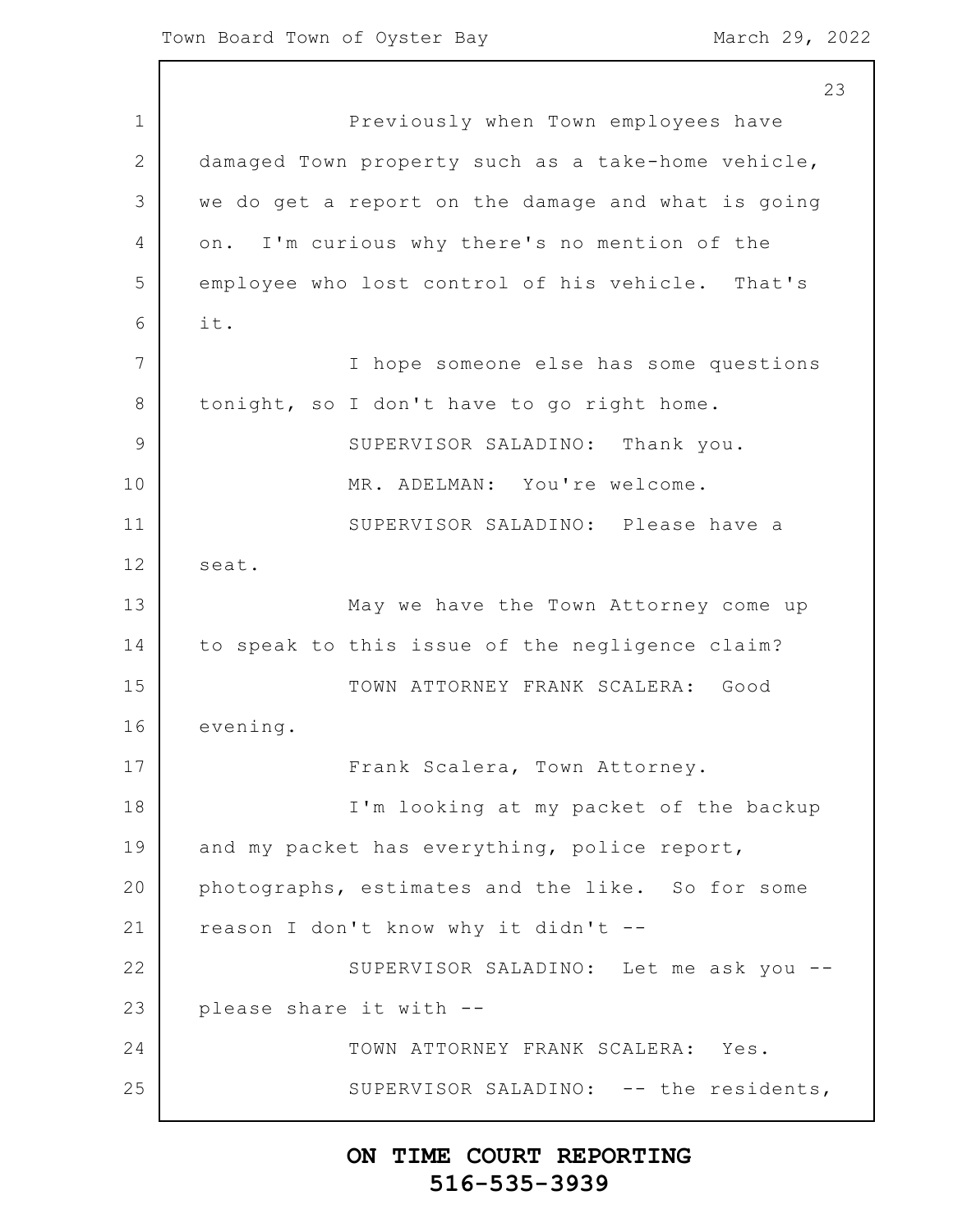Previously when Town employees have damaged Town property such as a take-home vehicle, we do get a report on the damage and what is going on. I'm curious why there's no mention of the employee who lost control of his vehicle. That's it.

I hope someone else has some questions tonight, so I don't have to go right home.

SUPERVISOR SALADINO: Thank you.

MR. ADELMAN: You're welcome.

SUPERVISOR SALADINO: Please have a seat.

May we have the Town Attorney come up to speak to this issue of the negligence claim?

TOWN ATTORNEY FRANK SCALERA: Good evening.

Frank Scalera, Town Attorney.

I'm looking at my packet of the backup and my packet has everything, police report, photographs, estimates and the like. So for some reason I don't know why it didn't --

SUPERVISOR SALADINO: Let me ask you -- please share it with --

TOWN ATTORNEY FRANK SCALERA: Yes.

SUPERVISOR SALADINO: -- the residents,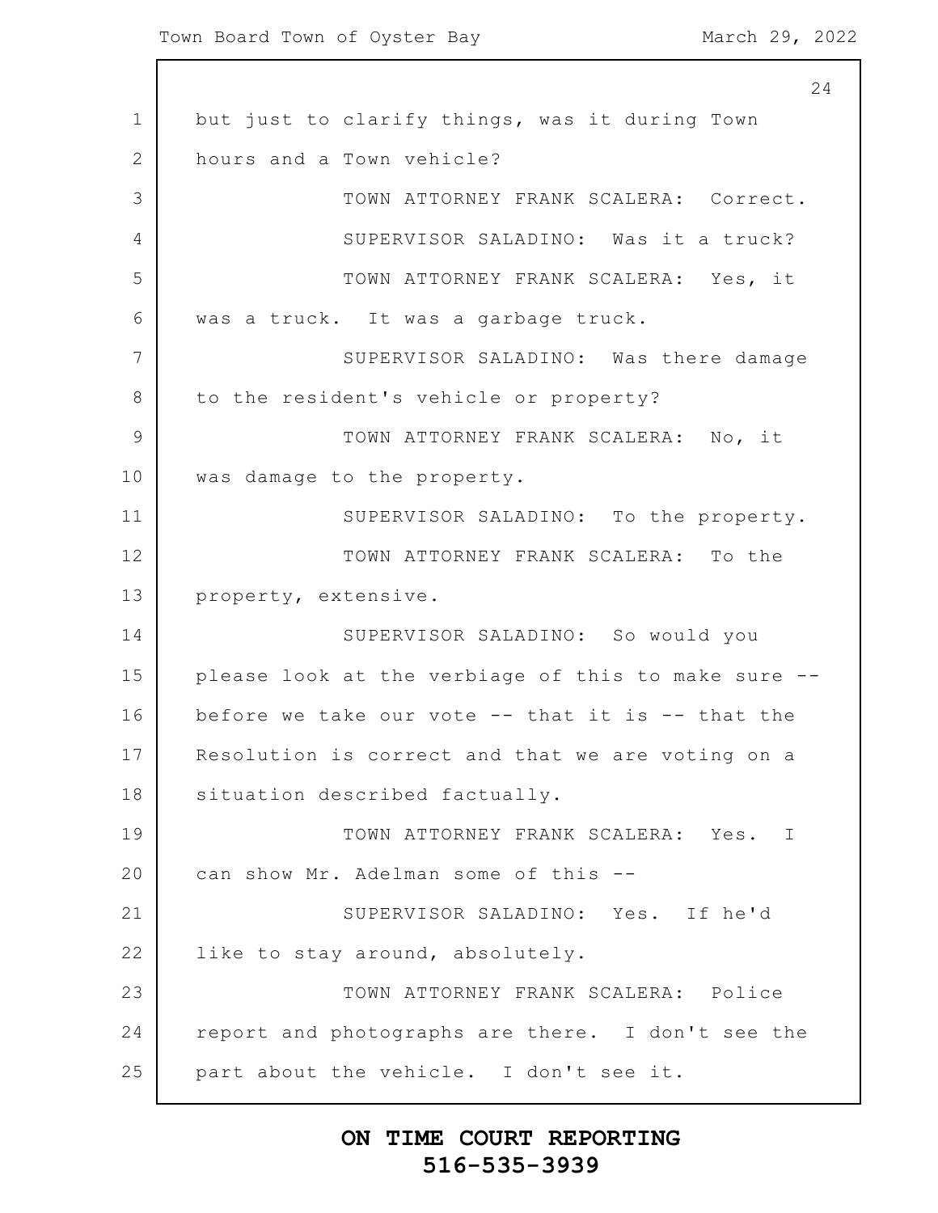but just to clarify things, was it during Town hours and a Town vehicle?

TOWN ATTORNEY FRANK SCALERA: Correct.

SUPERVISOR SALADINO: Was it a truck?

TOWN ATTORNEY FRANK SCALERA: Yes, it was a truck. It was a garbage truck.

SUPERVISOR SALADINO: Was there damage to the resident's vehicle or property?

TOWN ATTORNEY FRANK SCALERA: No, it was damage to the property.

SUPERVISOR SALADINO: To the property.

TOWN ATTORNEY FRANK SCALERA: To the property, extensive.

SUPERVISOR SALADINO: So would you please look at the verbiage of this to make sure -- before we take our vote -- that it is -- that the Resolution is correct and that we are voting on a situation described factually.

TOWN ATTORNEY FRANK SCALERA: Yes. I can show Mr. Adelman some of this --

SUPERVISOR SALADINO: Yes. If he'd like to stay around, absolutely.

TOWN ATTORNEY FRANK SCALERA: Police report and photographs are there. I don't see the part about the vehicle. I don't see it.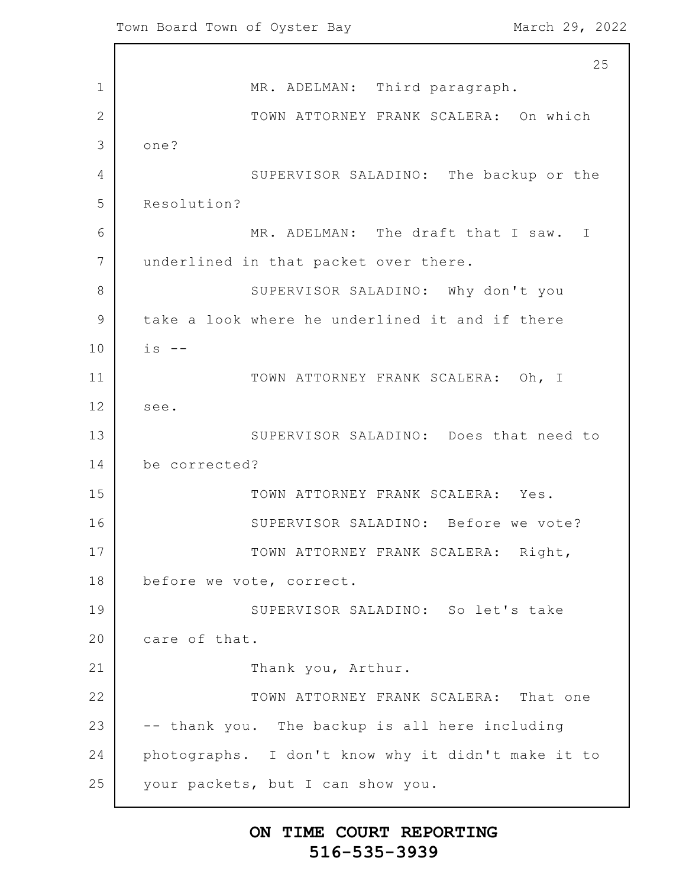MR. ADELMAN: Third paragraph.

TOWN ATTORNEY FRANK SCALERA: On which one?

SUPERVISOR SALADINO: The backup or the Resolution?

MR. ADELMAN: The draft that I saw. I underlined in that packet over there.

SUPERVISOR SALADINO: Why don't you take a look where he underlined it and if there is --

TOWN ATTORNEY FRANK SCALERA: Oh, I see.

SUPERVISOR SALADINO: Does that need to be corrected?

TOWN ATTORNEY FRANK SCALERA: Yes.

SUPERVISOR SALADINO: Before we vote?

TOWN ATTORNEY FRANK SCALERA: Right, before we vote, correct.

SUPERVISOR SALADINO: So let's take care of that.

Thank you, Arthur.

TOWN ATTORNEY FRANK SCALERA: That one -- thank you. The backup is all here including photographs. I don't know why it didn't make it to your packets, but I can show you.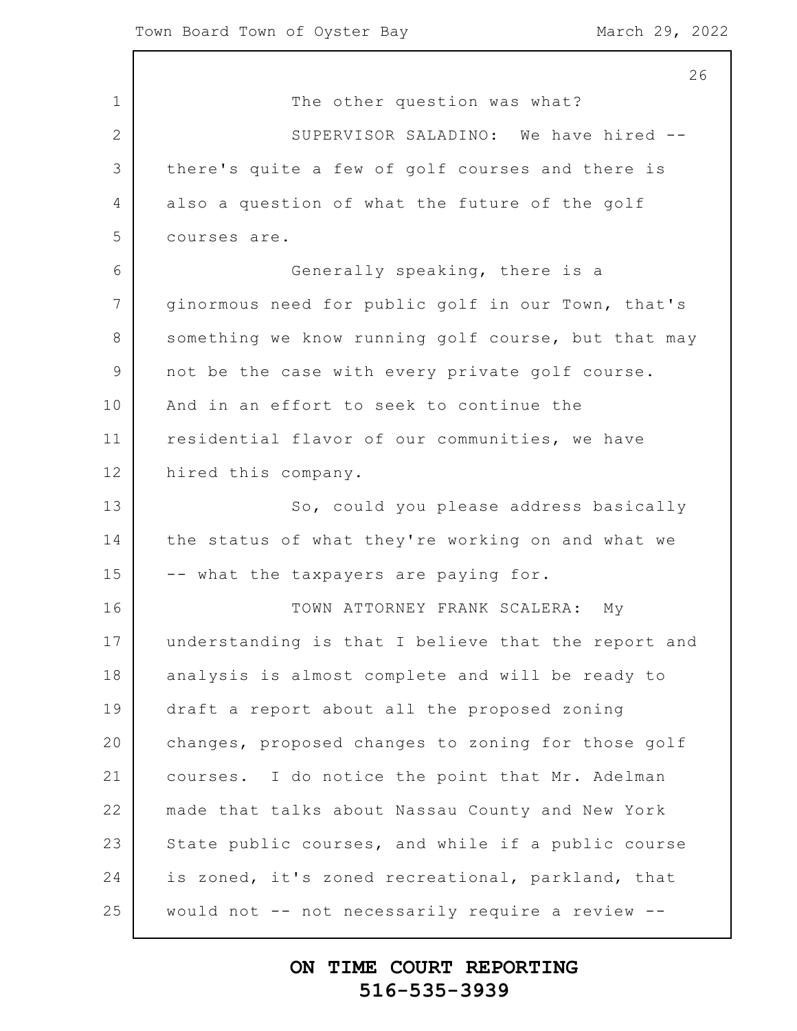The other question was what?

SUPERVISOR SALADINO: We have hired -- there's quite a few of golf courses and there is also a question of what the future of the golf courses are.

Generally speaking, there is a ginormous need for public golf in our Town, that's something we know running golf course, but that may not be the case with every private golf course. And in an effort to seek to continue the residential flavor of our communities, we have hired this company.

So, could you please address basically the status of what they're working on and what we -- what the taxpayers are paying for.

TOWN ATTORNEY FRANK SCALERA: My understanding is that I believe that the report and analysis is almost complete and will be ready to draft a report about all the proposed zoning changes, proposed changes to zoning for those golf courses. I do notice the point that Mr. Adelman made that talks about Nassau County and New York State public courses, and while if a public course is zoned, it's zoned recreational, parkland, that would not -- not necessarily require a review --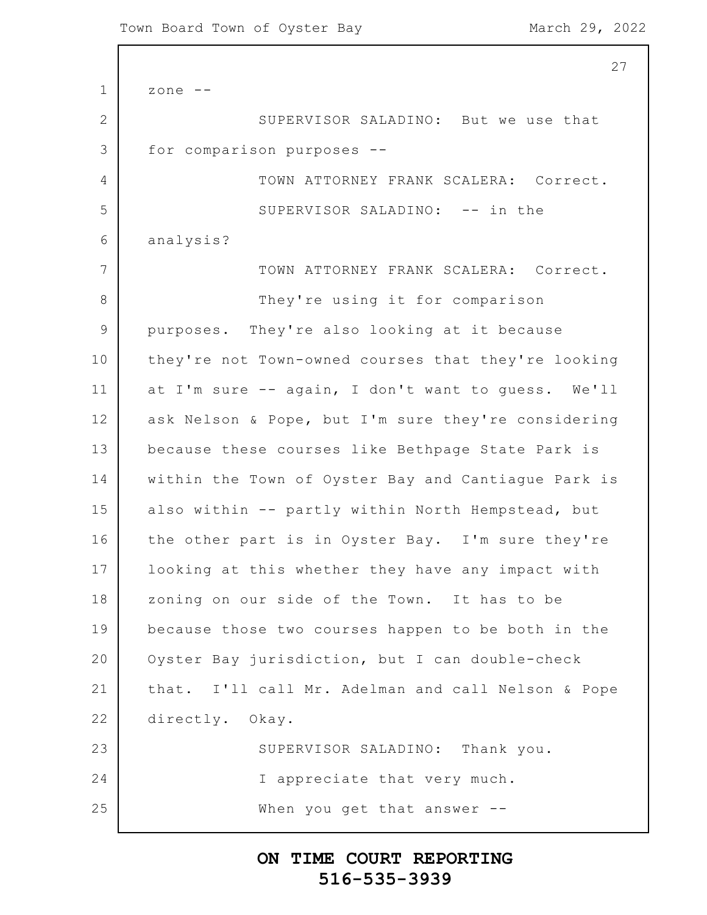zone --

SUPERVISOR SALADINO: But we use that for comparison purposes --

TOWN ATTORNEY FRANK SCALERA: Correct.

SUPERVISOR SALADINO: -- in the analysis?

TOWN ATTORNEY FRANK SCALERA: Correct.

They're using it for comparison purposes. They're also looking at it because they're not Town-owned courses that they're looking at I'm sure -- again, I don't want to guess. We'll ask Nelson & Pope, but I'm sure they're considering because these courses like Bethpage State Park is within the Town of Oyster Bay and Cantiague Park is also within -- partly within North Hempstead, but the other part is in Oyster Bay. I'm sure they're looking at this whether they have any impact with zoning on our side of the Town. It has to be because those two courses happen to be both in the Oyster Bay jurisdiction, but I can double-check that. I'll call Mr. Adelman and call Nelson & Pope directly. Okay.

SUPERVISOR SALADINO: Thank you.

I appreciate that very much.

When you get that answer --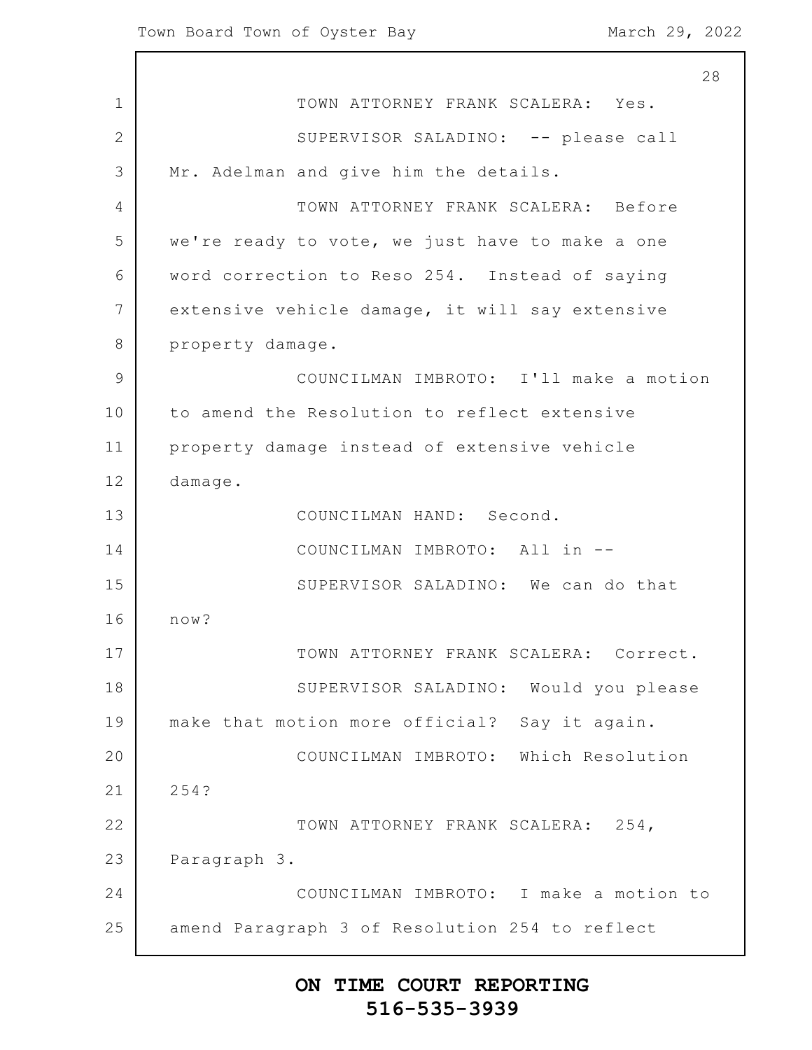TOWN ATTORNEY FRANK SCALERA: Yes.

SUPERVISOR SALADINO: -- please call Mr. Adelman and give him the details.

TOWN ATTORNEY FRANK SCALERA: Before we're ready to vote, we just have to make a one word correction to Reso 254. Instead of saying extensive vehicle damage, it will say extensive property damage.

COUNCILMAN IMBROTO: I'll make a motion to amend the Resolution to reflect extensive property damage instead of extensive vehicle damage.

COUNCILMAN HAND: Second.

COUNCILMAN IMBROTO: All in --

SUPERVISOR SALADINO: We can do that now?

TOWN ATTORNEY FRANK SCALERA: Correct.

SUPERVISOR SALADINO: Would you please make that motion more official? Say it again.

COUNCILMAN IMBROTO: Which Resolution 254?

TOWN ATTORNEY FRANK SCALERA: 254, Paragraph 3.

COUNCILMAN IMBROTO: I make a motion to amend Paragraph 3 of Resolution 254 to reflect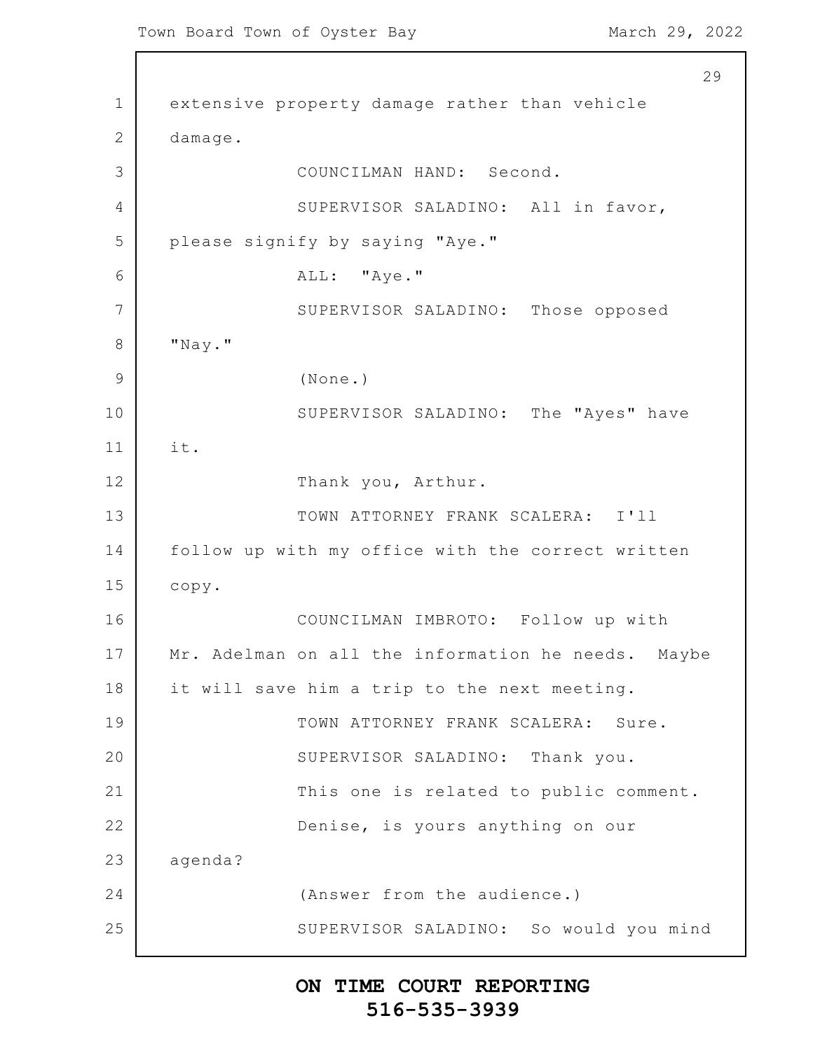extensive property damage rather than vehicle damage.

COUNCILMAN HAND: Second.

SUPERVISOR SALADINO: All in favor, please signify by saying "Aye."

ALL: "Aye."

SUPERVISOR SALADINO: Those opposed "Nay."

(None.)

SUPERVISOR SALADINO: The "Ayes" have it.

Thank you, Arthur.

TOWN ATTORNEY FRANK SCALERA: I'll follow up with my office with the correct written copy.

COUNCILMAN IMBROTO: Follow up with Mr. Adelman on all the information he needs. Maybe it will save him a trip to the next meeting.

TOWN ATTORNEY FRANK SCALERA: Sure.

SUPERVISOR SALADINO: Thank you.

This one is related to public comment.

Denise, is yours anything on our agenda?

(Answer from the audience.)

SUPERVISOR SALADINO: So would you mind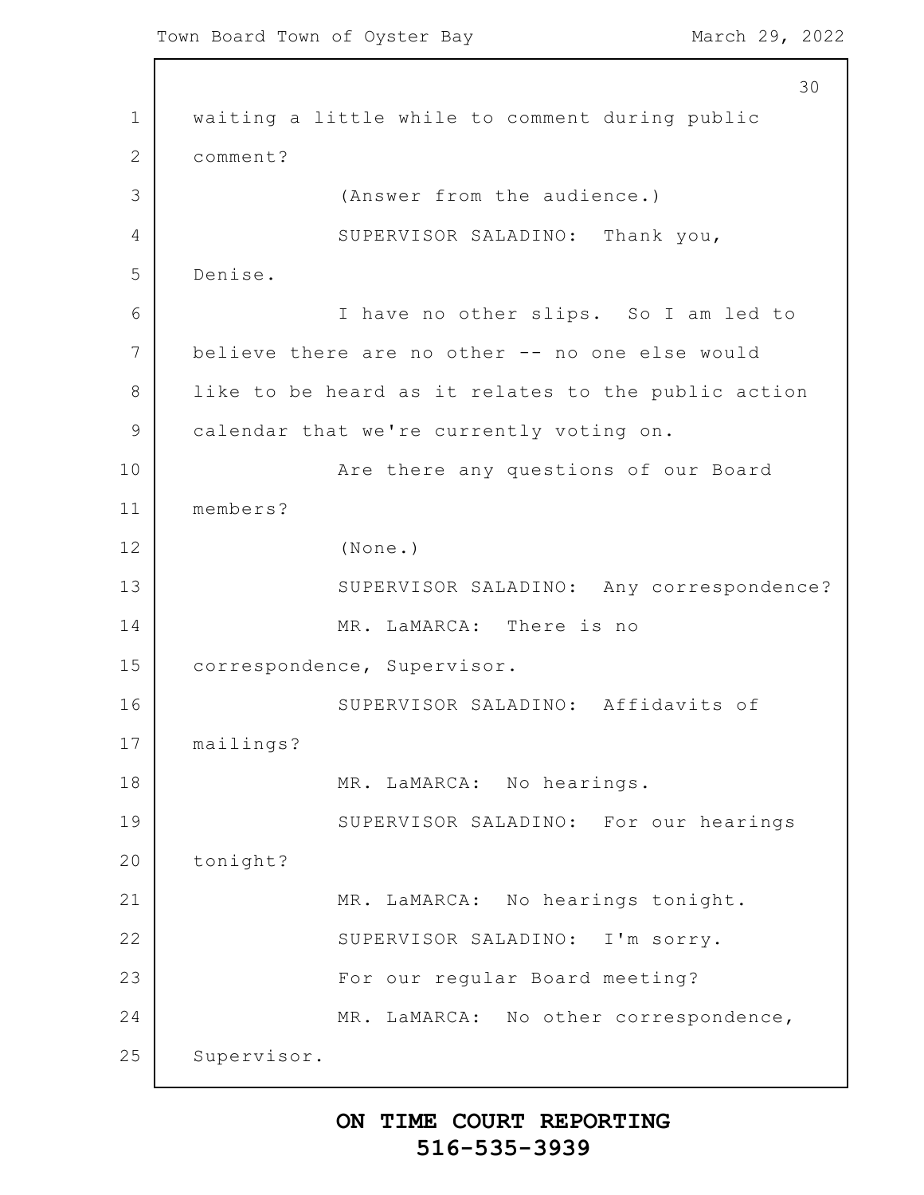waiting a little while to comment during public comment?

(Answer from the audience.)

SUPERVISOR SALADINO: Thank you, Denise.

I have no other slips. So I am led to believe there are no other -- no one else would like to be heard as it relates to the public action calendar that we're currently voting on.

Are there any questions of our Board members?

(None.)

SUPERVISOR SALADINO: Any correspondence?

MR. LaMARCA: There is no correspondence, Supervisor.

SUPERVISOR SALADINO: Affidavits of mailings?

MR. LaMARCA: No hearings.

SUPERVISOR SALADINO: For our hearings tonight?

MR. LaMARCA: No hearings tonight.

SUPERVISOR SALADINO: I'm sorry.

For our regular Board meeting?

MR. LaMARCA: No other correspondence, Supervisor.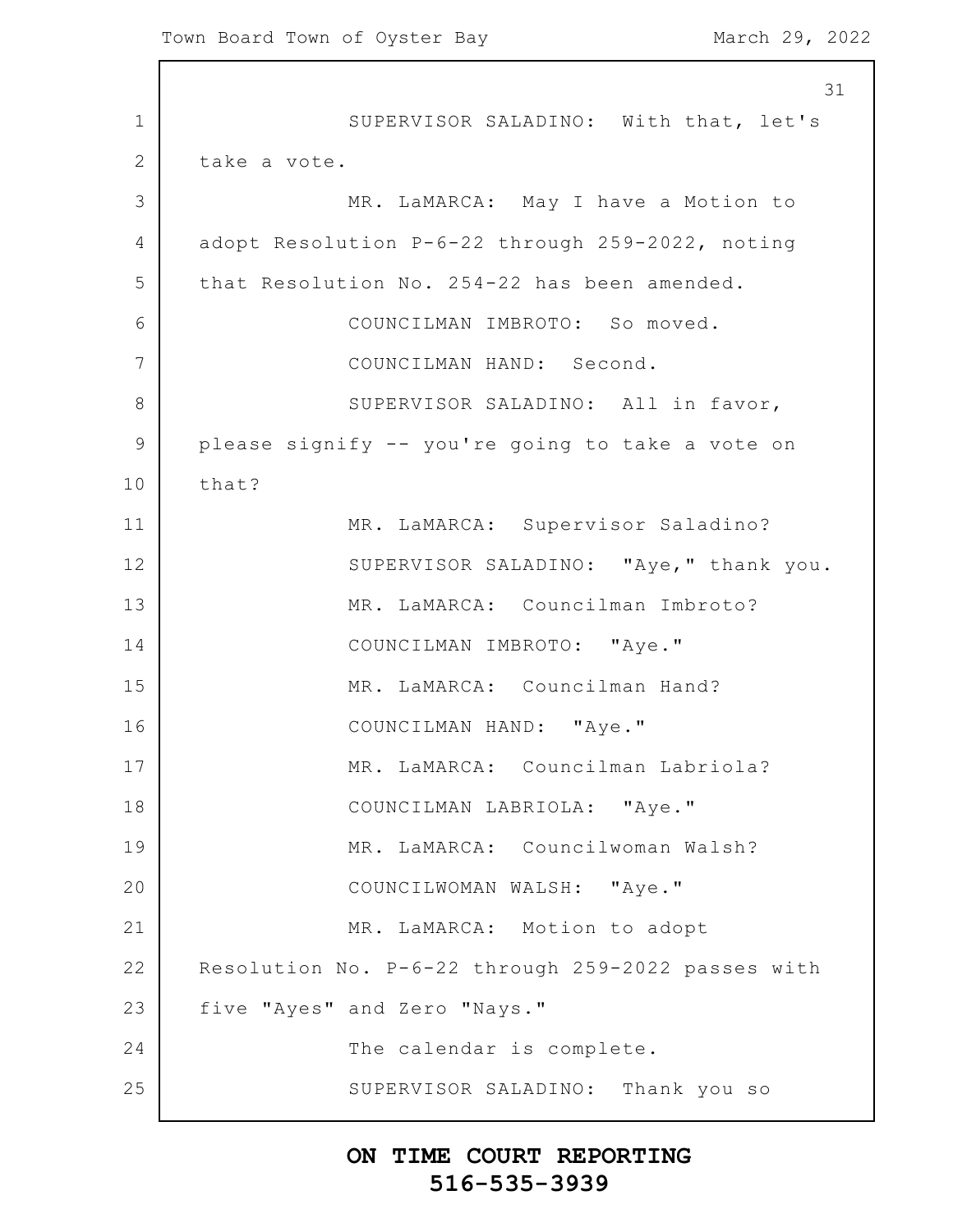SUPERVISOR SALADINO: With that, let's take a vote.

MR. LaMARCA: May I have a Motion to adopt Resolution P-6-22 through 259-2022, noting that Resolution No. 254-22 has been amended.

COUNCILMAN IMBROTO: So moved.

COUNCILMAN HAND: Second.

SUPERVISOR SALADINO: All in favor, please signify -- you're going to take a vote on that?

MR. LaMARCA: Supervisor Saladino?

SUPERVISOR SALADINO: "Aye," thank you.

MR. LaMARCA: Councilman Imbroto?

COUNCILMAN IMBROTO: "Aye."

MR. LaMARCA: Councilman Hand?

COUNCILMAN HAND: "Aye."

MR. LaMARCA: Councilman Labriola?

COUNCILMAN LABRIOLA: "Aye."

MR. LaMARCA: Councilwoman Walsh?

COUNCILWOMAN WALSH: "Aye."

MR. LaMARCA: Motion to adopt Resolution No. P-6-22 through 259-2022 passes with five "Ayes" and Zero "Nays."

The calendar is complete.

SUPERVISOR SALADINO: Thank you so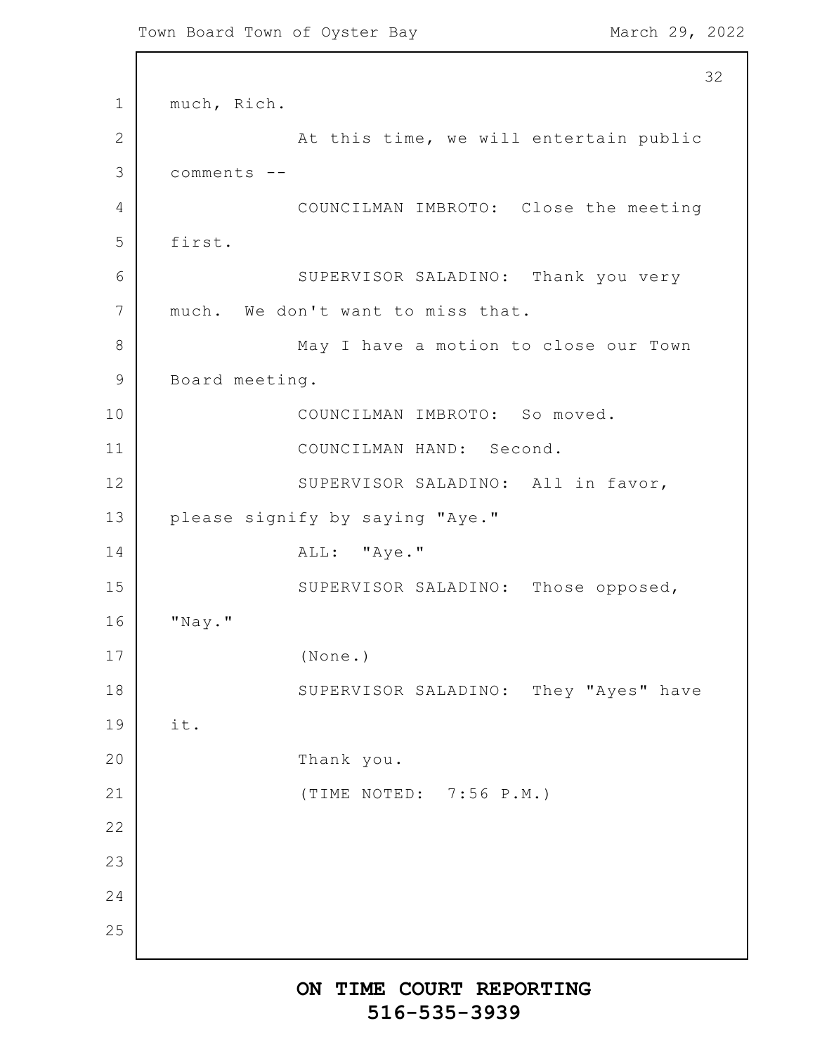much, Rich.

At this time, we will entertain public comments --

COUNCILMAN IMBROTO: Close the meeting first.

SUPERVISOR SALADINO: Thank you very much. We don't want to miss that.

May I have a motion to close our Town Board meeting.

COUNCILMAN IMBROTO: So moved.

COUNCILMAN HAND: Second.

SUPERVISOR SALADINO: All in favor, please signify by saying "Aye."

ALL: "Aye."

SUPERVISOR SALADINO: Those opposed, "Nay."

(None.)

SUPERVISOR SALADINO: They "Ayes" have it.

Thank you.

(TIME NOTED: 7:56 P.M.)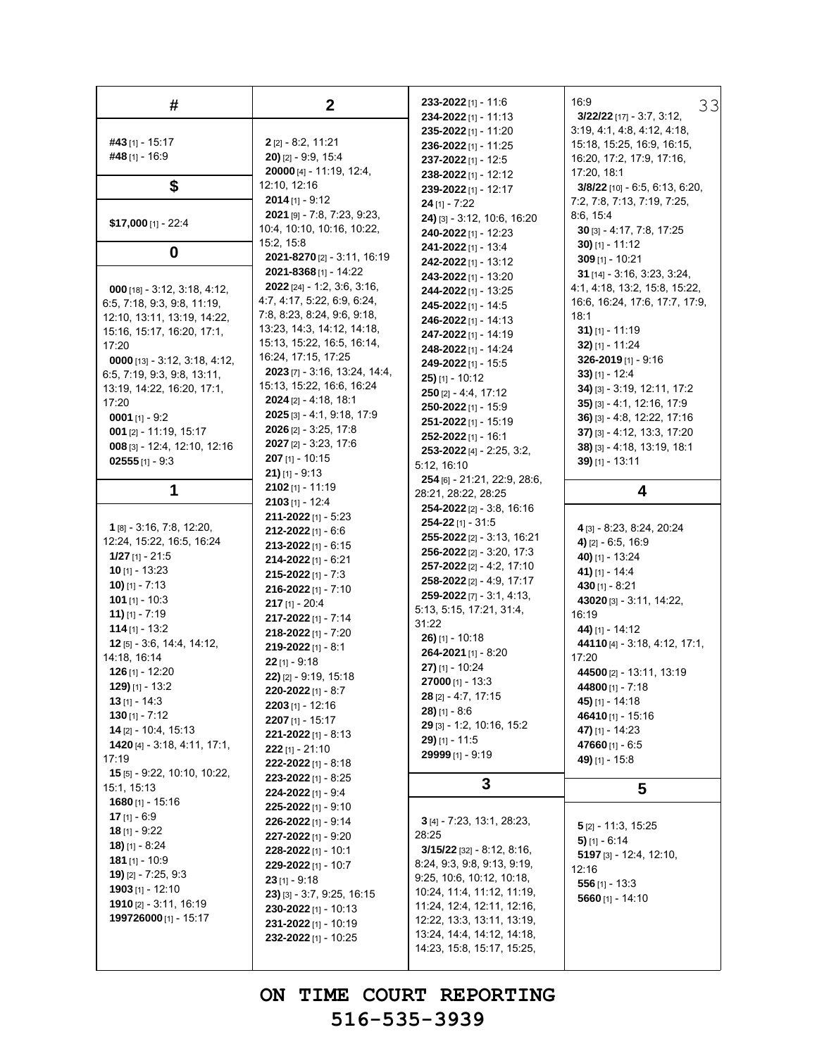## #

**#43** [1] - 15:17
**#48** [1] - 16:9

## $

**$17,000** [1] - 22:4

## 0

**000** [18] - 3:12, 3:18, 4:12, 6:5, 7:18, 9:3, 9:8, 11:19, 12:10, 13:11, 13:19, 14:22, 15:16, 15:17, 16:20, 17:1, 17:20
**0000** [13] - 3:12, 3:18, 4:12, 6:5, 7:19, 9:3, 9:8, 13:11, 13:19, 14:22, 16:20, 17:1, 17:20
**0001** [1] - 9:2
**001** [2] - 11:19, 15:17
**008** [3] - 12:4, 12:10, 12:16
**02555** [1] - 9:3

## 1

**1** [8] - 3:16, 7:8, 12:20, 12:24, 15:22, 16:5, 16:24
**1/27** [1] - 21:5
**10** [1] - 13:23
**10)** [1] - 7:13
**101** [1] - 10:3
**11)** [1] - 7:19
**114** [1] - 13:2
**12** [5] - 3:6, 14:4, 14:12, 14:18, 16:14
**126** [1] - 12:20
**129)** [1] - 13:2
**13** [1] - 14:3
**130** [1] - 7:12
**14** [2] - 10:4, 15:13
**1420** [4] - 3:18, 4:11, 17:1, 17:19
**15** [5] - 9:22, 10:10, 10:22, 15:1, 15:13
**1680** [1] - 15:16
**17** [1] - 6:9
**18** [1] - 9:22
**18)** [1] - 8:24
**181** [1] - 10:9
**19)** [2] - 7:25, 9:3
**1903** [1] - 12:10
**1910** [2] - 3:11, 16:19
**199726000** [1] - 15:17

## 2

**2** [2] - 8:2, 11:21
**20)** [2] - 9:9, 15:4
**20000** [4] - 11:19, 12:4, 12:10, 12:16
**2014** [1] - 9:12
**2021** [9] - 7:8, 7:23, 9:23, 10:4, 10:10, 10:16, 10:22, 15:2, 15:8
**2021-8270** [2] - 3:11, 16:19
**2021-8368** [1] - 14:22
**2022** [24] - 1:2, 3:6, 3:16, 4:7, 4:17, 5:22, 6:9, 6:24, 7:8, 8:23, 8:24, 9:6, 9:18, 13:23, 14:3, 14:12, 14:18, 15:13, 15:22, 16:5, 16:14, 16:24, 17:15, 17:25
**2023** [7] - 3:16, 13:24, 14:4, 15:13, 15:22, 16:6, 16:24
**2024** [2] - 4:18, 18:1
**2025** [3] - 4:1, 9:18, 17:9
**2026** [2] - 3:25, 17:8
**2027** [2] - 3:23, 17:6
**207** [1] - 10:15
**21)** [1] - 9:13
**2102** [1] - 11:19
**2103** [1] - 12:4
**211-2022** [1] - 5:23
**212-2022** [1] - 6:6
**213-2022** [1] - 6:15
**214-2022** [1] - 6:21
**215-2022** [1] - 7:3
**216-2022** [1] - 7:10
**217** [1] - 20:4
**217-2022** [1] - 7:14
**218-2022** [1] - 7:20
**219-2022** [1] - 8:1
**22** [1] - 9:18
**22)** [2] - 9:19, 15:18
**220-2022** [1] - 8:7
**2203** [1] - 12:16
**2207** [1] - 15:17
**221-2022** [1] - 8:13
**222** [1] - 21:10
**222-2022** [1] - 8:18
**223-2022** [1] - 8:25
**224-2022** [1] - 9:4
**225-2022** [1] - 9:10
**226-2022** [1] - 9:14
**227-2022** [1] - 9:20
**228-2022** [1] - 10:1
**229-2022** [1] - 10:7
**23** [1] - 9:18
**23)** [3] - 3:7, 9:25, 16:15
**230-2022** [1] - 10:13
**231-2022** [1] - 10:19
**232-2022** [1] - 10:25
**233-2022** [1] - 11:6
**234-2022** [1] - 11:13
**235-2022** [1] - 11:20
**236-2022** [1] - 11:25
**237-2022** [1] - 12:5
**238-2022** [1] - 12:12
**239-2022** [1] - 12:17
**24** [1] - 7:22
**24)** [3] - 3:12, 10:6, 16:20
**240-2022** [1] - 12:23
**241-2022** [1] - 13:4
**242-2022** [1] - 13:12
**243-2022** [1] - 13:20
**244-2022** [1] - 13:25
**245-2022** [1] - 14:5
**246-2022** [1] - 14:13
**247-2022** [1] - 14:19
**248-2022** [1] - 14:24
**249-2022** [1] - 15:5
**25)** [1] - 10:12
**250** [2] - 4:4, 17:12
**250-2022** [1] - 15:9
**251-2022** [1] - 15:19
**252-2022** [1] - 16:1
**253-2022** [4] - 2:25, 3:2, 5:12, 16:10
**254** [6] - 21:21, 22:9, 28:6, 28:21, 28:22, 28:25
**254-2022** [2] - 3:8, 16:16
**254-22** [1] - 31:5
**255-2022** [2] - 3:13, 16:21
**256-2022** [2] - 3:20, 17:3
**257-2022** [2] - 4:2, 17:10
**258-2022** [2] - 4:9, 17:17
**259-2022** [7] - 3:1, 4:13, 5:13, 5:15, 17:21, 31:4, 31:22
**26)** [1] - 10:18
**264-2021** [1] - 8:20
**27)** [1] - 10:24
**27000** [1] - 13:3
**28** [2] - 4:7, 17:15
**28)** [1] - 8:6
**29** [3] - 1:2, 10:16, 15:2
**29)** [1] - 11:5
**29999** [1] - 9:19

## 3

**3** [4] - 7:23, 13:1, 28:23, 28:25
**3/15/22** [32] - 8:12, 8:16, 8:24, 9:3, 9:8, 9:13, 9:19, 9:25, 10:6, 10:12, 10:18, 10:24, 11:4, 11:12, 11:19, 11:24, 12:4, 12:11, 12:16, 12:22, 13:3, 13:11, 13:19, 13:24, 14:4, 14:12, 14:18, 14:23, 15:8, 15:17, 15:25, 16:9
**3/22/22** [17] - 3:7, 3:12, 3:19, 4:1, 4:8, 4:12, 4:18, 15:18, 15:25, 16:9, 16:15, 16:20, 17:2, 17:9, 17:16, 17:20, 18:1
**3/8/22** [10] - 6:5, 6:13, 6:20, 7:2, 7:8, 7:13, 7:19, 7:25, 8:6, 15:4
**30** [3] - 4:17, 7:8, 17:25
**30)** [1] - 11:12
**309** [1] - 10:21
**31** [14] - 3:16, 3:23, 3:24, 4:1, 4:18, 13:2, 15:8, 15:22, 16:6, 16:24, 17:6, 17:7, 17:9, 18:1
**31)** [1] - 11:19
**32)** [1] - 11:24
**326-2019** [1] - 9:16
**33)** [1] - 12:4
**34)** [3] - 3:19, 12:11, 17:2
**35)** [3] - 4:1, 12:16, 17:9
**36)** [3] - 4:8, 12:22, 17:16
**37)** [3] - 4:12, 13:3, 17:20
**38)** [3] - 4:18, 13:19, 18:1
**39)** [1] - 13:11

## 4

**4** [3] - 8:23, 8:24, 20:24
**4)** [2] - 6:5, 16:9
**40)** [1] - 13:24
**41)** [1] - 14:4
**430** [1] - 8:21
**43020** [3] - 3:11, 14:22, 16:19
**44)** [1] - 14:12
**44110** [4] - 3:18, 4:12, 17:1, 17:20
**44500** [2] - 13:11, 13:19
**44800** [1] - 7:18
**45)** [1] - 14:18
**46410** [1] - 15:16
**47)** [1] - 14:23
**47660** [1] - 6:5
**49)** [1] - 15:8

## 5

**5** [2] - 11:3, 15:25
**5)** [1] - 6:14
**5197** [3] - 12:4, 12:10, 12:16
**556** [1] - 13:3
**5660** [1] - 14:10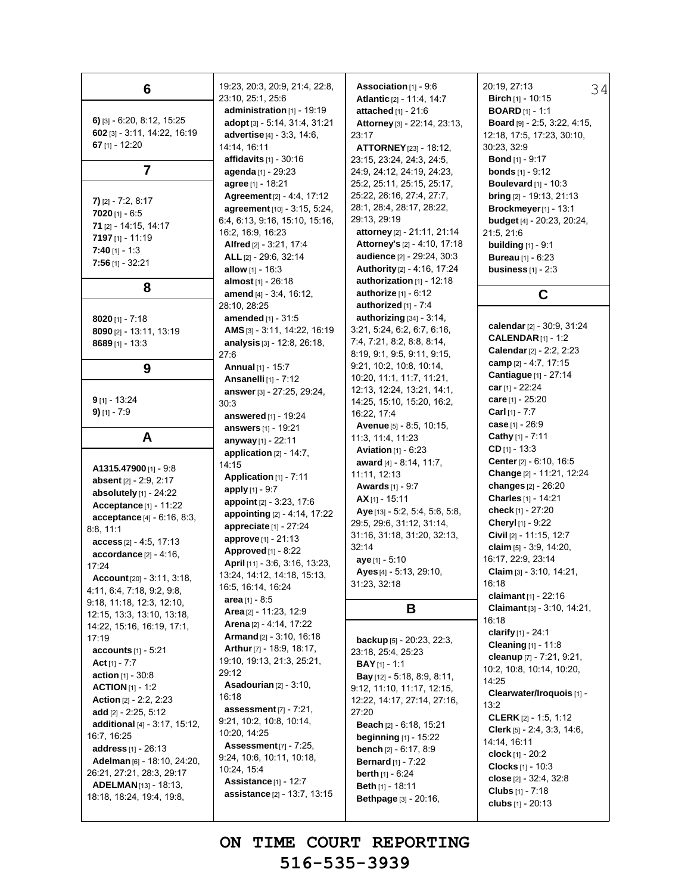## 6

**6)** [3] - 6:20, 8:12, 15:25
**602** [3] - 3:11, 14:22, 16:19
**67** [1] - 12:20

## 7

**7)** [2] - 7:2, 8:17
**7020** [1] - 6:5
**71** [2] - 14:15, 14:17
**7197** [1] - 11:19
**7:40** [1] - 1:3
**7:56** [1] - 32:21

## 8

**8020** [1] - 7:18
**8090** [2] - 13:11, 13:19
**8689** [1] - 13:3

## 9

**9** [1] - 13:24
**9)** [1] - 7:9

## A

**A1315.47900** [1] - 9:8
**absent** [2] - 2:9, 2:17
**absolutely** [1] - 24:22
**Acceptance** [1] - 11:22
**acceptance** [4] - 6:16, 8:3, 8:8, 11:1
**access** [2] - 4:5, 17:13
**accordance** [2] - 4:16, 17:24
**Account** [20] - 3:11, 3:18, 4:11, 6:4, 7:18, 9:2, 9:8, 9:18, 11:18, 12:3, 12:10, 12:15, 13:3, 13:10, 13:18, 14:22, 15:16, 16:19, 17:1, 17:19
**accounts** [1] - 5:21
**Act** [1] - 7:7
**action** [1] - 30:8
**ACTION** [1] - 1:2
**Action** [2] - 2:2, 2:23
**add** [2] - 2:25, 5:12
**additional** [4] - 3:17, 15:12, 16:7, 16:25
**address** [1] - 26:13
**Adelman** [6] - 18:10, 24:20, 26:21, 27:21, 28:3, 29:17
**ADELMAN** [13] - 18:13, 18:18, 18:24, 19:4, 19:8, 19:23, 20:3, 20:9, 21:4, 22:8, 23:10, 25:1, 25:6
**administration** [1] - 19:19
**adopt** [3] - 5:14, 31:4, 31:21
**advertise** [4] - 3:3, 14:6, 14:14, 16:11
**affidavits** [1] - 30:16
**agenda** [1] - 29:23
**agree** [1] - 18:21
**Agreement** [2] - 4:4, 17:12
**agreement** [10] - 3:15, 5:24, 6:4, 6:13, 9:16, 15:10, 15:16, 16:2, 16:9, 16:23
**Alfred** [2] - 3:21, 17:4
**ALL** [2] - 29:6, 32:14
**allow** [1] - 16:3
**almost** [1] - 26:18
**amend** [4] - 3:4, 16:12, 28:10, 28:25
**amended** [1] - 31:5
**AMS** [3] - 3:11, 14:22, 16:19
**analysis** [3] - 12:8, 26:18, 27:6
**Annual** [1] - 15:7
**Ansanelli** [1] - 7:12
**answer** [3] - 27:25, 29:24, 30:3
**answered** [1] - 19:24
**answers** [1] - 19:21
**anyway** [1] - 22:11
**application** [2] - 14:7, 14:15
**Application** [1] - 7:11
**apply** [1] - 9:7
**appoint** [2] - 3:23, 17:6
**appointing** [2] - 4:14, 17:22
**appreciate** [1] - 27:24
**approve** [1] - 21:13
**Approved** [1] - 8:22
**April** [11] - 3:6, 3:16, 13:23, 13:24, 14:12, 14:18, 15:13, 16:5, 16:14, 16:24
**area** [1] - 8:5
**Area** [2] - 11:23, 12:9
**Arena** [2] - 4:14, 17:22
**Armand** [2] - 3:10, 16:18
**Arthur** [7] - 18:9, 18:17, 19:10, 19:13, 21:3, 25:21, 29:12
**Asadourian** [2] - 3:10, 16:18
**assessment** [7] - 7:21, 9:21, 10:2, 10:8, 10:14, 10:20, 14:25
**Assessment** [7] - 7:25, 9:24, 10:6, 10:11, 10:18, 10:24, 15:4
**Assistance** [1] - 12:7
**assistance** [2] - 13:7, 13:15
**Association** [1] - 9:6
**Atlantic** [2] - 11:4, 14:7
**attached** [1] - 21:6
**Attorney** [3] - 22:14, 23:13, 23:17
**ATTORNEY** [23] - 18:12, 23:15, 23:24, 24:3, 24:5, 24:9, 24:12, 24:19, 24:23, 25:2, 25:11, 25:15, 25:17, 25:22, 26:16, 27:4, 27:7, 28:1, 28:4, 28:17, 28:22, 29:13, 29:19
**attorney** [2] - 21:11, 21:14
**Attorney's** [2] - 4:10, 17:18
**audience** [2] - 29:24, 30:3
**Authority** [2] - 4:16, 17:24
**authorization** [1] - 12:18
**authorize** [1] - 6:12
**authorized** [1] - 7:4
**authorizing** [34] - 3:14, 3:21, 5:24, 6:2, 6:7, 6:16, 7:4, 7:21, 8:2, 8:8, 8:14, 8:19, 9:1, 9:5, 9:11, 9:15, 9:21, 10:2, 10:8, 10:14, 10:20, 11:1, 11:7, 11:21, 12:13, 12:24, 13:21, 14:1, 14:25, 15:10, 15:20, 16:2, 16:22, 17:4
**Avenue** [5] - 8:5, 10:15, 11:3, 11:4, 11:23
**Aviation** [1] - 6:23
**award** [4] - 8:14, 11:7, 11:11, 12:13
**Awards** [1] - 9:7
**AX** [1] - 15:11
**Aye** [13] - 5:2, 5:4, 5:6, 5:8, 29:5, 29:6, 31:12, 31:14, 31:16, 31:18, 31:20, 32:13, 32:14
**aye** [1] - 5:10
**Ayes** [4] - 5:13, 29:10, 31:23, 32:18

## B

**backup** [5] - 20:23, 22:3, 23:18, 25:4, 25:23
**BAY** [1] - 1:1
**Bay** [12] - 5:18, 8:9, 8:11, 9:12, 11:10, 11:17, 12:15, 12:22, 14:17, 27:14, 27:16, 27:20
**Beach** [2] - 6:18, 15:21
**beginning** [1] - 15:22
**bench** [2] - 6:17, 8:9
**Bernard** [1] - 7:22
**berth** [1] - 6:24
**Beth** [1] - 18:11
**Bethpage** [3] - 20:16, 20:19, 27:13
**Birch** [1] - 10:15
**BOARD** [1] - 1:1
**Board** [9] - 2:5, 3:22, 4:15, 12:18, 17:5, 17:23, 30:10, 30:23, 32:9
**Bond** [1] - 9:17
**bonds** [1] - 9:12
**Boulevard** [1] - 10:3
**bring** [2] - 19:13, 21:13
**Brockmeyer** [1] - 13:1
**budget** [4] - 20:23, 20:24, 21:5, 21:6
**building** [1] - 9:1
**Bureau** [1] - 6:23
**business** [1] - 2:3

## C

**calendar** [2] - 30:9, 31:24
**CALENDAR** [1] - 1:2
**Calendar** [2] - 2:2, 2:23
**camp** [2] - 4:7, 17:15
**Cantiague** [1] - 27:14
**car** [1] - 22:24
**care** [1] - 25:20
**Carl** [1] - 7:7
**case** [1] - 26:9
**Cathy** [1] - 7:11
**CD** [1] - 13:3
**Center** [2] - 6:10, 16:5
**Change** [2] - 11:21, 12:24
**changes** [2] - 26:20
**Charles** [1] - 14:21
**check** [1] - 27:20
**Cheryl** [1] - 9:22
**Civil** [2] - 11:15, 12:7
**claim** [5] - 3:9, 14:20, 16:17, 22:9, 23:14
**Claim** [3] - 3:10, 14:21, 16:18
**claimant** [1] - 22:16
**Claimant** [3] - 3:10, 14:21, 16:18
**clarify** [1] - 24:1
**Cleaning** [1] - 11:8
**cleanup** [7] - 7:21, 9:21, 10:2, 10:8, 10:14, 10:20, 14:25
**Clearwater/Iroquois** [1] - 13:2
**CLERK** [2] - 1:5, 1:12
**Clerk** [5] - 2:4, 3:3, 14:6, 14:14, 16:11
**clock** [1] - 20:2
**Clocks** [1] - 10:3
**close** [2] - 32:4, 32:8
**Clubs** [1] - 7:18
**clubs** [1] - 20:13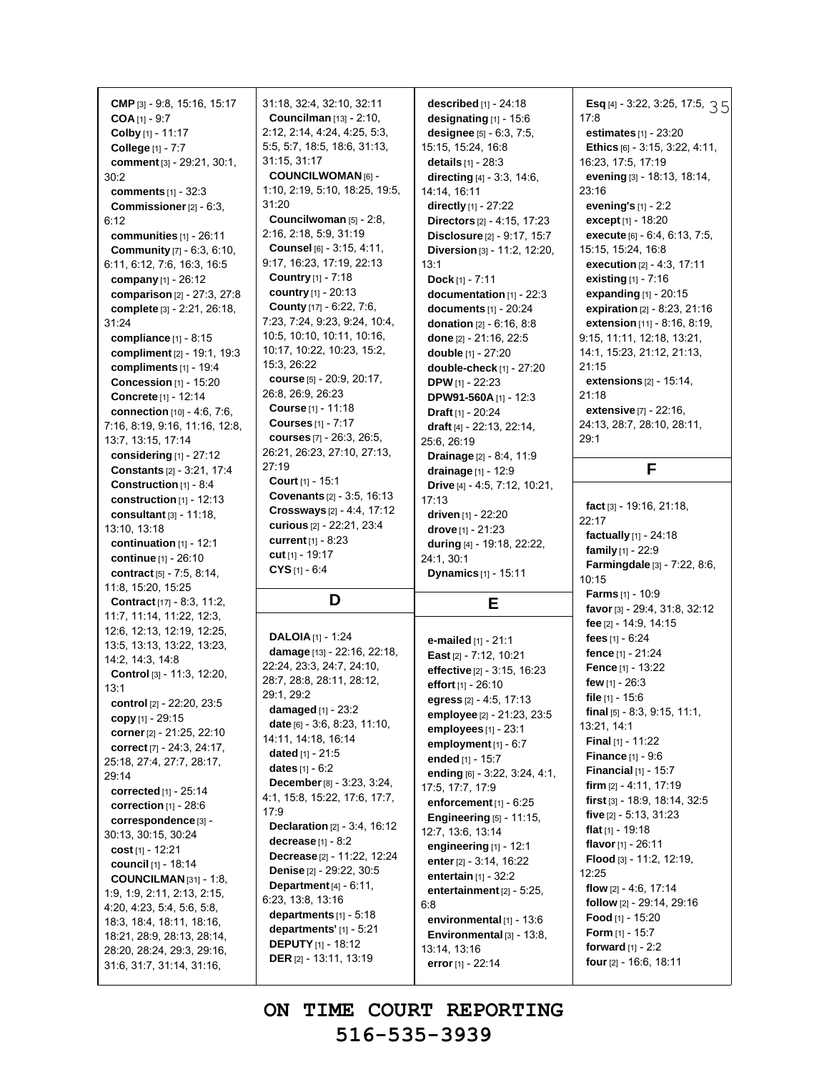**CMP** [3] - 9:8, 15:16, 15:17
**COA** [1] - 9:7
**Colby** [1] - 11:17
**College** [1] - 7:7
**comment** [3] - 29:21, 30:1, 30:2
**comments** [1] - 32:3
**Commissioner** [2] - 6:3, 6:12
**communities** [1] - 26:11
**Community** [7] - 6:3, 6:10, 6:11, 6:12, 7:6, 16:3, 16:5
**company** [1] - 26:12
**comparison** [2] - 27:3, 27:8
**complete** [3] - 2:21, 26:18, 31:24
**compliance** [1] - 8:15
**compliment** [2] - 19:1, 19:3
**compliments** [1] - 19:4
**Concession** [1] - 15:20
**Concrete** [1] - 12:14
**connection** [10] - 4:6, 7:6, 7:16, 8:19, 9:16, 11:16, 12:8, 13:7, 13:15, 17:14
**considering** [1] - 27:12
**Constants** [2] - 3:21, 17:4
**Construction** [1] - 8:4
**construction** [1] - 12:13
**consultant** [3] - 11:18, 13:10, 13:18
**continuation** [1] - 12:1
**continue** [1] - 26:10
**contract** [5] - 7:5, 8:14, 11:8, 15:20, 15:25
**Contract** [17] - 8:3, 11:2, 11:7, 11:14, 11:22, 12:3, 12:6, 12:13, 12:19, 12:25, 13:5, 13:13, 13:22, 13:23, 14:2, 14:3, 14:8
**Control** [3] - 11:3, 12:20, 13:1
**control** [2] - 22:20, 23:5
**copy** [1] - 29:15
**corner** [2] - 21:25, 22:10
**correct** [7] - 24:3, 24:17, 25:18, 27:4, 27:7, 28:17, 29:14
**corrected** [1] - 25:14
**correction** [1] - 28:6
**correspondence** [3] - 30:13, 30:15, 30:24
**cost** [1] - 12:21
**council** [1] - 18:14
**COUNCILMAN** [31] - 1:8, 1:9, 1:9, 2:11, 2:13, 2:15, 4:20, 4:23, 5:4, 5:6, 5:8, 18:3, 18:4, 18:11, 18:16, 18:21, 28:9, 28:13, 28:14, 28:20, 28:24, 29:3, 29:16, 31:6, 31:7, 31:14, 31:16, 31:18, 32:4, 32:10, 32:11
**Councilman** [13] - 2:10, 2:12, 2:14, 4:24, 4:25, 5:3, 5:5, 5:7, 18:5, 18:6, 31:13, 31:15, 31:17
**COUNCILWOMAN** [6] - 1:10, 2:19, 5:10, 18:25, 19:5, 31:20
**Councilwoman** [5] - 2:8, 2:16, 2:18, 5:9, 31:19
**Counsel** [6] - 3:15, 4:11, 9:17, 16:23, 17:19, 22:13
**Country** [1] - 7:18
**country** [1] - 20:13
**County** [17] - 6:22, 7:6, 7:23, 7:24, 9:23, 9:24, 10:4, 10:5, 10:10, 10:11, 10:16, 10:17, 10:22, 10:23, 15:2, 15:3, 26:22
**course** [5] - 20:9, 20:17, 26:8, 26:9, 26:23
**Course** [1] - 11:18
**Courses** [1] - 7:17
**courses** [7] - 26:3, 26:5, 26:21, 26:23, 27:10, 27:13, 27:19
**Court** [1] - 15:1
**Covenants** [2] - 3:5, 16:13
**Crossways** [2] - 4:4, 17:12
**curious** [2] - 22:21, 23:4
**current** [1] - 8:23
**cut** [1] - 19:17
**CYS** [1] - 6:4

## D

**DALOIA** [1] - 1:24
**damage** [13] - 22:16, 22:18, 22:24, 23:3, 24:7, 24:10, 28:7, 28:8, 28:11, 28:12, 29:1, 29:2
**damaged** [1] - 23:2
**date** [6] - 3:6, 8:23, 11:10, 14:11, 14:18, 16:14
**dated** [1] - 21:5
**dates** [1] - 6:2
**December** [8] - 3:23, 3:24, 4:1, 15:8, 15:22, 17:6, 17:7, 17:9
**Declaration** [2] - 3:4, 16:12
**decrease** [1] - 8:2
**Decrease** [2] - 11:22, 12:24
**Denise** [2] - 29:22, 30:5
**Department** [4] - 6:11, 6:23, 13:8, 13:16
**departments** [1] - 5:18
**departments'** [1] - 5:21
**DEPUTY** [1] - 18:12
**DER** [2] - 13:11, 13:19
**described** [1] - 24:18
**designating** [1] - 15:6
**designee** [5] - 6:3, 7:5, 15:15, 15:24, 16:8
**details** [1] - 28:3
**directing** [4] - 3:3, 14:6, 14:14, 16:11
**directly** [1] - 27:22
**Directors** [2] - 4:15, 17:23
**Disclosure** [2] - 9:17, 15:7
**Diversion** [3] - 11:2, 12:20, 13:1
**Dock** [1] - 7:11
**documentation** [1] - 22:3
**documents** [1] - 20:24
**donation** [2] - 6:16, 8:8
**done** [2] - 21:16, 22:5
**double** [1] - 27:20
**double-check** [1] - 27:20
**DPW** [1] - 22:23
**DPW91-560A** [1] - 12:3
**Draft** [1] - 20:24
**draft** [4] - 22:13, 22:14, 25:6, 26:19
**Drainage** [2] - 8:4, 11:9
**drainage** [1] - 12:9
**Drive** [4] - 4:5, 7:12, 10:21, 17:13
**driven** [1] - 22:20
**drove** [1] - 21:23
**during** [4] - 19:18, 22:22, 24:1, 30:1
**Dynamics** [1] - 15:11

## E

**e-mailed** [1] - 21:1
**East** [2] - 7:12, 10:21
**effective** [2] - 3:15, 16:23
**effort** [1] - 26:10
**egress** [2] - 4:5, 17:13
**employee** [2] - 21:23, 23:5
**employees** [1] - 23:1
**employment** [1] - 6:7
**ended** [1] - 15:7
**ending** [6] - 3:22, 3:24, 4:1, 17:5, 17:7, 17:9
**enforcement** [1] - 6:25
**Engineering** [5] - 11:15, 12:7, 13:6, 13:14
**engineering** [1] - 12:1
**enter** [2] - 3:14, 16:22
**entertain** [1] - 32:2
**entertainment** [2] - 5:25, 6:8
**environmental** [1] - 13:6
**Environmental** [3] - 13:8, 13:14, 13:16
**error** [1] - 22:14
**Esq** [4] - 3:22, 3:25, 17:5, 17:8
**estimates** [1] - 23:20
**Ethics** [6] - 3:15, 3:22, 4:11, 16:23, 17:5, 17:19
**evening** [3] - 18:13, 18:14, 23:16
**evening's** [1] - 2:2
**except** [1] - 18:20
**execute** [6] - 6:4, 6:13, 7:5, 15:15, 15:24, 16:8
**execution** [2] - 4:3, 17:11
**existing** [1] - 7:16
**expanding** [1] - 20:15
**expiration** [2] - 8:23, 21:16
**extension** [11] - 8:16, 8:19, 9:15, 11:11, 12:18, 13:21, 14:1, 15:23, 21:12, 21:13, 21:15
**extensions** [2] - 15:14, 21:18
**extensive** [7] - 22:16, 24:13, 28:7, 28:10, 28:11, 29:1

## F

**fact** [3] - 19:16, 21:18, 22:17
**factually** [1] - 24:18
**family** [1] - 22:9
**Farmingdale** [3] - 7:22, 8:6, 10:15
**Farms** [1] - 10:9
**favor** [3] - 29:4, 31:8, 32:12
**fee** [2] - 14:9, 14:15
**fees** [1] - 6:24
**fence** [1] - 21:24
**Fence** [1] - 13:22
**few** [1] - 26:3
**file** [1] - 15:6
**final** [5] - 8:3, 9:15, 11:1, 13:21, 14:1
**Final** [1] - 11:22
**Finance** [1] - 9:6
**Financial** [1] - 15:7
**firm** [2] - 4:11, 17:19
**first** [3] - 18:9, 18:14, 32:5
**five** [2] - 5:13, 31:23
**flat** [1] - 19:18
**flavor** [1] - 26:11
**Flood** [3] - 11:2, 12:19, 12:25
**flow** [2] - 4:6, 17:14
**follow** [2] - 29:14, 29:16
**Food** [1] - 15:20
**Form** [1] - 15:7
**forward** [1] - 2:2
**four** [2] - 16:6, 18:11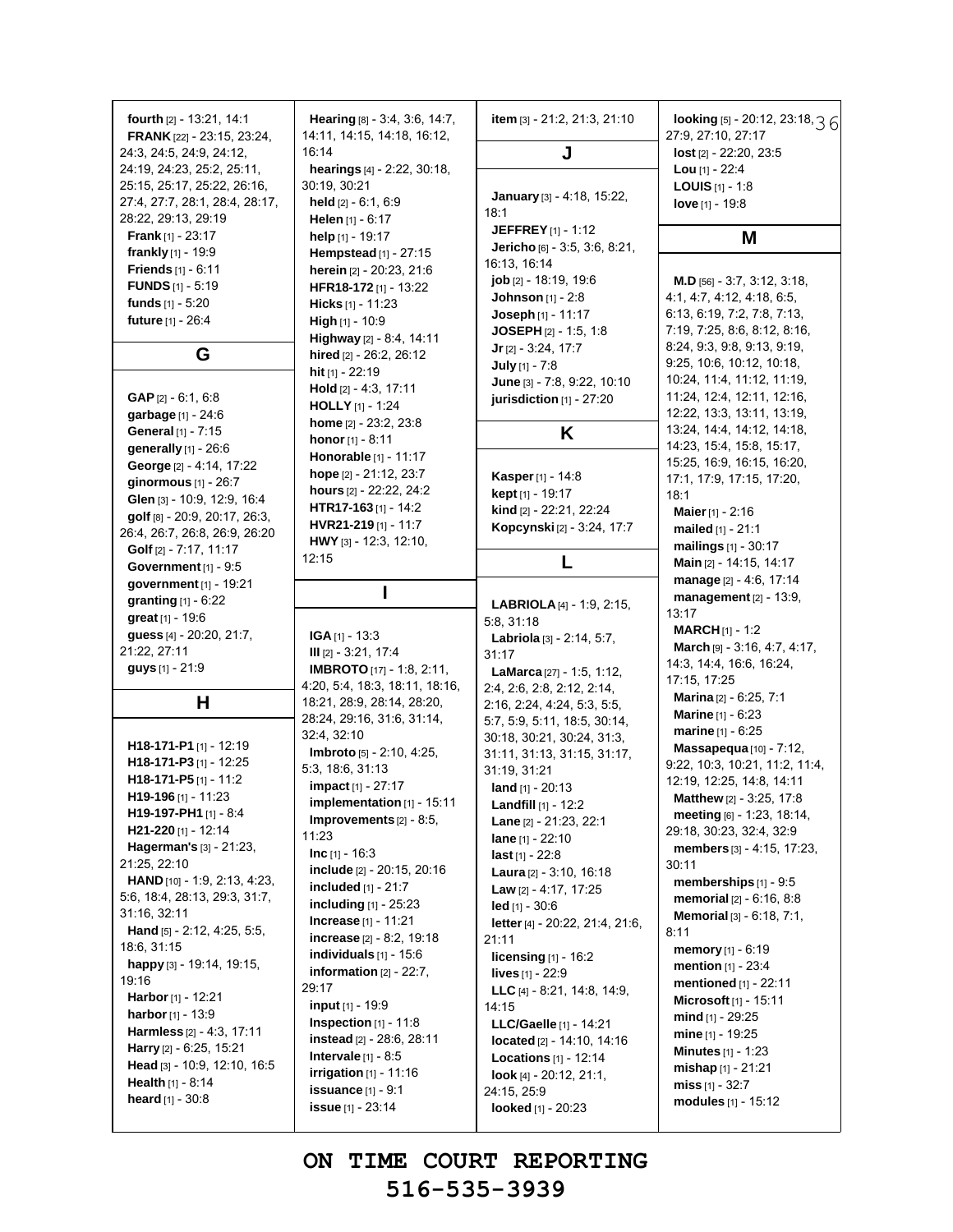**fourth** [2] - 13:21, 14:1
**FRANK** [22] - 23:15, 23:24, 24:3, 24:5, 24:9, 24:12, 24:19, 24:23, 25:2, 25:11, 25:15, 25:17, 25:22, 26:16, 27:4, 27:7, 28:1, 28:4, 28:17, 28:22, 29:13, 29:19
**Frank** [1] - 23:17
**frankly** [1] - 19:9
**Friends** [1] - 6:11
**FUNDS** [1] - 5:19
**funds** [1] - 5:20
**future** [1] - 26:4

## G

**GAP** [2] - 6:1, 6:8
**garbage** [1] - 24:6
**General** [1] - 7:15
**generally** [1] - 26:6
**George** [2] - 4:14, 17:22
**ginormous** [1] - 26:7
**Glen** [3] - 10:9, 12:9, 16:4
**golf** [8] - 20:9, 20:17, 26:3, 26:4, 26:7, 26:8, 26:9, 26:20
**Golf** [2] - 7:17, 11:17
**Government** [1] - 9:5
**government** [1] - 19:21
**granting** [1] - 6:22
**great** [1] - 19:6
**guess** [4] - 20:20, 21:7, 21:22, 27:11
**guys** [1] - 21:9

## H

**H18-171-P1** [1] - 12:19
**H18-171-P3** [1] - 12:25
**H18-171-P5** [1] - 11:2
**H19-196** [1] - 11:23
**H19-197-PH1** [1] - 8:4
**H21-220** [1] - 12:14
**Hagerman's** [3] - 21:23, 21:25, 22:10
**HAND** [10] - 1:9, 2:13, 4:23, 5:6, 18:4, 28:13, 29:3, 31:7, 31:16, 32:11
**Hand** [5] - 2:12, 4:25, 5:5, 18:6, 31:15
**happy** [3] - 19:14, 19:15, 19:16
**Harbor** [1] - 12:21
**harbor** [1] - 13:9
**Harmless** [2] - 4:3, 17:11
**Harry** [2] - 6:25, 15:21
**Head** [3] - 10:9, 12:10, 16:5
**Health** [1] - 8:14
**heard** [1] - 30:8
**Hearing** [8] - 3:4, 3:6, 14:7, 14:11, 14:15, 14:18, 16:12, 16:14
**hearings** [4] - 2:22, 30:18, 30:19, 30:21
**held** [2] - 6:1, 6:9
**Helen** [1] - 6:17
**help** [1] - 19:17
**Hempstead** [1] - 27:15
**herein** [2] - 20:23, 21:6
**HFR18-172** [1] - 13:22
**Hicks** [1] - 11:23
**High** [1] - 10:9
**Highway** [2] - 8:4, 14:11
**hired** [2] - 26:2, 26:12
**hit** [1] - 22:19
**Hold** [2] - 4:3, 17:11
**HOLLY** [1] - 1:24
**home** [2] - 23:2, 23:8
**honor** [1] - 8:11
**Honorable** [1] - 11:17
**hope** [2] - 21:12, 23:7
**hours** [2] - 22:22, 24:2
**HTR17-163** [1] - 14:2
**HVR21-219** [1] - 11:7
**HWY** [3] - 12:3, 12:10, 12:15

## I

**IGA** [1] - 13:3
**III** [2] - 3:21, 17:4
**IMBROTO** [17] - 1:8, 2:11, 4:20, 5:4, 18:3, 18:11, 18:16, 18:21, 28:9, 28:14, 28:20, 28:24, 29:16, 31:6, 31:14, 32:4, 32:10
**Imbroto** [5] - 2:10, 4:25, 5:3, 18:6, 31:13
**impact** [1] - 27:17
**implementation** [1] - 15:11
**Improvements** [2] - 8:5, 11:23
**Inc** [1] - 16:3
**include** [2] - 20:15, 20:16
**included** [1] - 21:7
**including** [1] - 25:23
**Increase** [1] - 11:21
**increase** [2] - 8:2, 19:18
**individuals** [1] - 15:6
**information** [2] - 22:7, 29:17
**input** [1] - 19:9
**Inspection** [1] - 11:8
**instead** [2] - 28:6, 28:11
**Intervale** [1] - 8:5
**irrigation** [1] - 11:16
**issuance** [1] - 9:1
**issue** [1] - 23:14
**item** [3] - 21:2, 21:3, 21:10

## J

**January** [3] - 4:18, 15:22, 18:1
**JEFFREY** [1] - 1:12
**Jericho** [6] - 3:5, 3:6, 8:21, 16:13, 16:14
**job** [2] - 18:19, 19:6
**Johnson** [1] - 2:8
**Joseph** [1] - 11:17
**JOSEPH** [2] - 1:5, 1:8
**Jr** [2] - 3:24, 17:7
**July** [1] - 7:8
**June** [3] - 7:8, 9:22, 10:10
**jurisdiction** [1] - 27:20

## K

**Kasper** [1] - 14:8
**kept** [1] - 19:17
**kind** [2] - 22:21, 22:24
**Kopcynski** [2] - 3:24, 17:7

## L

**LABRIOLA** [4] - 1:9, 2:15, 5:8, 31:18
**Labriola** [3] - 2:14, 5:7, 31:17
**LaMarca** [27] - 1:5, 1:12, 2:4, 2:6, 2:8, 2:12, 2:14, 2:16, 2:24, 4:24, 5:3, 5:5, 5:7, 5:9, 5:11, 18:5, 30:14, 30:18, 30:21, 30:24, 31:3, 31:11, 31:13, 31:15, 31:17, 31:19, 31:21
**land** [1] - 20:13
**Landfill** [1] - 12:2
**Lane** [2] - 21:23, 22:1
**lane** [1] - 22:10
**last** [1] - 22:8
**Laura** [2] - 3:10, 16:18
**Law** [2] - 4:17, 17:25
**led** [1] - 30:6
**letter** [4] - 20:22, 21:4, 21:6, 21:11
**licensing** [1] - 16:2
**lives** [1] - 22:9
**LLC** [4] - 8:21, 14:8, 14:9, 14:15
**LLC/Gaelle** [1] - 14:21
**located** [2] - 14:10, 14:16
**Locations** [1] - 12:14
**look** [4] - 20:12, 21:1, 24:15, 25:9
**looked** [1] - 20:23
**looking** [5] - 20:12, 23:18, 27:9, 27:10, 27:17
**lost** [2] - 22:20, 23:5
**Lou** [1] - 22:4
**LOUIS** [1] - 1:8
**love** [1] - 19:8

## M

**M.D** [56] - 3:7, 3:12, 3:18, 4:1, 4:7, 4:12, 4:18, 6:5, 6:13, 6:19, 7:2, 7:8, 7:13, 7:19, 7:25, 8:6, 8:12, 8:16, 8:24, 9:3, 9:8, 9:13, 9:19, 9:25, 10:6, 10:12, 10:18, 10:24, 11:4, 11:12, 11:19, 11:24, 12:4, 12:11, 12:16, 12:22, 13:3, 13:11, 13:19, 13:24, 14:4, 14:12, 14:18, 14:23, 15:4, 15:8, 15:17, 15:25, 16:9, 16:15, 16:20, 17:1, 17:9, 17:15, 17:20, 18:1
**Maier** [1] - 2:16
**mailed** [1] - 21:1
**mailings** [1] - 30:17
**Main** [2] - 14:15, 14:17
**manage** [2] - 4:6, 17:14
**management** [2] - 13:9, 13:17
**MARCH** [1] - 1:2
**March** [9] - 3:16, 4:7, 4:17, 14:3, 14:4, 16:6, 16:24, 17:15, 17:25
**Marina** [2] - 6:25, 7:1
**Marine** [1] - 6:23
**marine** [1] - 6:25
**Massapequa** [10] - 7:12, 9:22, 10:3, 10:21, 11:2, 11:4, 12:19, 12:25, 14:8, 14:11
**Matthew** [2] - 3:25, 17:8
**meeting** [6] - 1:23, 18:14, 29:18, 30:23, 32:4, 32:9
**members** [3] - 4:15, 17:23, 30:11
**memberships** [1] - 9:5
**memorial** [2] - 6:16, 8:8
**Memorial** [3] - 6:18, 7:1, 8:11
**memory** [1] - 6:19
**mention** [1] - 23:4
**mentioned** [1] - 22:11
**Microsoft** [1] - 15:11
**mind** [1] - 29:25
**mine** [1] - 19:25
**Minutes** [1] - 1:23
**mishap** [1] - 21:21
**miss** [1] - 32:7
**modules** [1] - 15:12

**ON TIME COURT REPORTING**
**516-535-3939**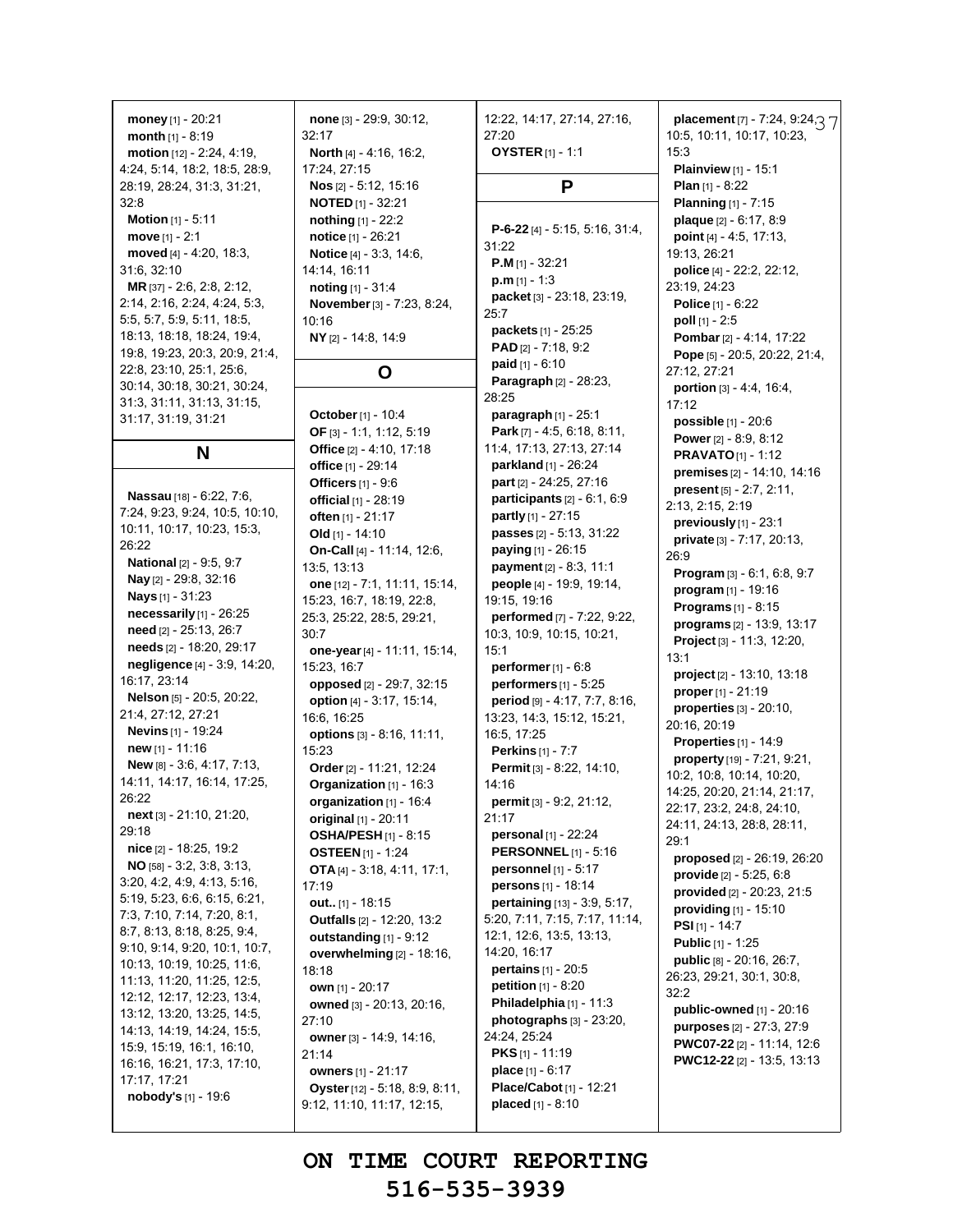**money** [1] - 20:21
**month** [1] - 8:19
**motion** [12] - 2:24, 4:19, 4:24, 5:14, 18:2, 18:5, 28:9, 28:19, 28:24, 31:3, 31:21, 32:8
**Motion** [1] - 5:11
**move** [1] - 2:1
**moved** [4] - 4:20, 18:3, 31:6, 32:10
**MR** [37] - 2:6, 2:8, 2:12, 2:14, 2:16, 2:24, 4:24, 5:3, 5:5, 5:7, 5:9, 5:11, 18:5, 18:13, 18:18, 18:24, 19:4, 19:8, 19:23, 20:3, 20:9, 21:4, 22:8, 23:10, 25:1, 25:6, 30:14, 30:18, 30:21, 30:24, 31:3, 31:11, 31:13, 31:15, 31:17, 31:19, 31:21

## N

**Nassau** [18] - 6:22, 7:6, 7:24, 9:23, 9:24, 10:5, 10:10, 10:11, 10:17, 10:23, 15:3, 26:22
**National** [2] - 9:5, 9:7
**Nay** [2] - 29:8, 32:16
**Nays** [1] - 31:23
**necessarily** [1] - 26:25
**need** [2] - 25:13, 26:7
**needs** [2] - 18:20, 29:17
**negligence** [4] - 3:9, 14:20, 16:17, 23:14
**Nelson** [5] - 20:5, 20:22, 21:4, 27:12, 27:21
**Nevins** [1] - 19:24
**new** [1] - 11:16
**New** [8] - 3:6, 4:17, 7:13, 14:11, 14:17, 16:14, 17:25, 26:22
**next** [3] - 21:10, 21:20, 29:18
**nice** [2] - 18:25, 19:2
**NO** [58] - 3:2, 3:8, 3:13, 3:20, 4:2, 4:9, 4:13, 5:16, 5:19, 5:23, 6:6, 6:15, 6:21, 7:3, 7:10, 7:14, 7:20, 8:1, 8:7, 8:13, 8:18, 8:25, 9:4, 9:10, 9:14, 9:20, 10:1, 10:7, 10:13, 10:19, 10:25, 11:6, 11:13, 11:20, 11:25, 12:5, 12:12, 12:17, 12:23, 13:4, 13:12, 13:20, 13:25, 14:5, 14:13, 14:19, 14:24, 15:5, 15:9, 15:19, 16:1, 16:10, 16:16, 16:21, 17:3, 17:10, 17:17, 17:21
**nobody's** [1] - 19:6
**none** [3] - 29:9, 30:12, 32:17
**North** [4] - 4:16, 16:2, 17:24, 27:15
**Nos** [2] - 5:12, 15:16
**NOTED** [1] - 32:21
**nothing** [1] - 22:2
**notice** [1] - 26:21
**Notice** [4] - 3:3, 14:6, 14:14, 16:11
**noting** [1] - 31:4
**November** [3] - 7:23, 8:24, 10:16
**NY** [2] - 14:8, 14:9

## O

**October** [1] - 10:4
**OF** [3] - 1:1, 1:12, 5:19
**Office** [2] - 4:10, 17:18
**office** [1] - 29:14
**Officers** [1] - 9:6
**official** [1] - 28:19
**often** [1] - 21:17
**Old** [1] - 14:10
**On-Call** [4] - 11:14, 12:6, 13:5, 13:13
**one** [12] - 7:1, 11:11, 15:14, 15:23, 16:7, 18:19, 22:8, 25:3, 25:22, 28:5, 29:21, 30:7
**one-year** [4] - 11:11, 15:14, 15:23, 16:7
**opposed** [2] - 29:7, 32:15
**option** [4] - 3:17, 15:14, 16:6, 16:25
**options** [3] - 8:16, 11:11, 15:23
**Order** [2] - 11:21, 12:24
**Organization** [1] - 16:3
**organization** [1] - 16:4
**original** [1] - 20:11
**OSHA/PESH** [1] - 8:15
**OSTEEN** [1] - 1:24
**OTA** [4] - 3:18, 4:11, 17:1, 17:19
**out..** [1] - 18:15
**Outfalls** [2] - 12:20, 13:2
**outstanding** [1] - 9:12
**overwhelming** [2] - 18:16, 18:18
**own** [1] - 20:17
**owned** [3] - 20:13, 20:16, 27:10
**owner** [3] - 14:9, 14:16, 21:14
**owners** [1] - 21:17
**Oyster** [12] - 5:18, 8:9, 8:11, 9:12, 11:10, 11:17, 12:15, 12:22, 14:17, 27:14, 27:16, 27:20
**OYSTER** [1] - 1:1

## P

**P-6-22** [4] - 5:15, 5:16, 31:4, 31:22
**P.M** [1] - 32:21
**p.m** [1] - 1:3
**packet** [3] - 23:18, 23:19, 25:7
**packets** [1] - 25:25
**PAD** [2] - 7:18, 9:2
**paid** [1] - 6:10
**Paragraph** [2] - 28:23, 28:25
**paragraph** [1] - 25:1
**Park** [7] - 4:5, 6:18, 8:11, 11:4, 17:13, 27:13, 27:14
**parkland** [1] - 26:24
**part** [2] - 24:25, 27:16
**participants** [2] - 6:1, 6:9
**partly** [1] - 27:15
**passes** [2] - 5:13, 31:22
**paying** [1] - 26:15
**payment** [2] - 8:3, 11:1
**people** [4] - 19:9, 19:14, 19:15, 19:16
**performed** [7] - 7:22, 9:22, 10:3, 10:9, 10:15, 10:21, 15:1
**performer** [1] - 6:8
**performers** [1] - 5:25
**period** [9] - 4:17, 7:7, 8:16, 13:23, 14:3, 15:12, 15:21, 16:5, 17:25
**Perkins** [1] - 7:7
**Permit** [3] - 8:22, 14:10, 14:16
**permit** [3] - 9:2, 21:12, 21:17
**personal** [1] - 22:24
**PERSONNEL** [1] - 5:16
**personnel** [1] - 5:17
**persons** [1] - 18:14
**pertaining** [13] - 3:9, 5:17, 5:20, 7:11, 7:15, 7:17, 11:14, 12:1, 12:6, 13:5, 13:13, 14:20, 16:17
**pertains** [1] - 20:5
**petition** [1] - 8:20
**Philadelphia** [1] - 11:3
**photographs** [3] - 23:20, 24:24, 25:24
**PKS** [1] - 11:19
**place** [1] - 6:17
**Place/Cabot** [1] - 12:21
**placed** [1] - 8:10
**placement** [7] - 7:24, 9:24, 10:5, 10:11, 10:17, 10:23, 15:3
**Plainview** [1] - 15:1
**Plan** [1] - 8:22
**Planning** [1] - 7:15
**plaque** [2] - 6:17, 8:9
**point** [4] - 4:5, 17:13, 19:13, 26:21
**police** [4] - 22:2, 22:12, 23:19, 24:23
**Police** [1] - 6:22
**poll** [1] - 2:5
**Pombar** [2] - 4:14, 17:22
**Pope** [5] - 20:5, 20:22, 21:4, 27:12, 27:21
**portion** [3] - 4:4, 16:4, 17:12
**possible** [1] - 20:6
**Power** [2] - 8:9, 8:12
**PRAVATO** [1] - 1:12
**premises** [2] - 14:10, 14:16
**present** [5] - 2:7, 2:11, 2:13, 2:15, 2:19
**previously** [1] - 23:1
**private** [3] - 7:17, 20:13, 26:9
**Program** [3] - 6:1, 6:8, 9:7
**program** [1] - 19:16
**Programs** [1] - 8:15
**programs** [2] - 13:9, 13:17
**Project** [3] - 11:3, 12:20, 13:1
**project** [2] - 13:10, 13:18
**proper** [1] - 21:19
**properties** [3] - 20:10, 20:16, 20:19
**Properties** [1] - 14:9
**property** [19] - 7:21, 9:21, 10:2, 10:8, 10:14, 10:20, 14:25, 20:20, 21:14, 21:17, 22:17, 23:2, 24:8, 24:10, 24:11, 24:13, 28:8, 28:11, 29:1
**proposed** [2] - 26:19, 26:20
**provide** [2] - 5:25, 6:8
**provided** [2] - 20:23, 21:5
**providing** [1] - 15:10
**PSI** [1] - 14:7
**Public** [1] - 1:25
**public** [8] - 20:16, 26:7, 26:23, 29:21, 30:1, 30:8, 32:2
**public-owned** [1] - 20:16
**purposes** [2] - 27:3, 27:9
**PWC07-22** [2] - 11:14, 12:6
**PWC12-22** [2] - 13:5, 13:13

ON TIME COURT REPORTING
516-535-3939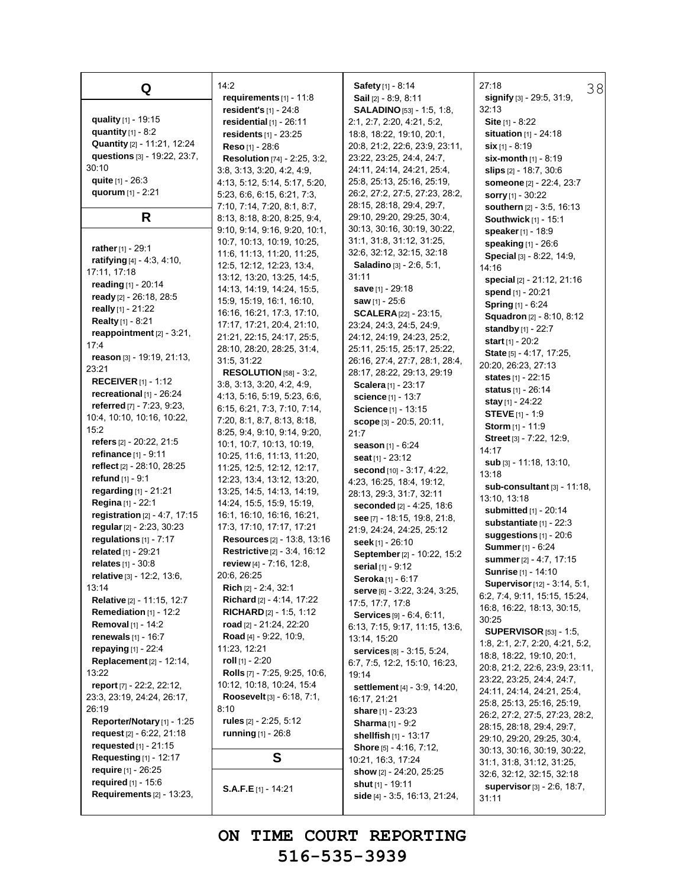## Q

**quality** [1] - 19:15
**quantity** [1] - 8:2
**Quantity** [2] - 11:21, 12:24
**questions** [3] - 19:22, 23:7, 30:10
**quite** [1] - 26:3
**quorum** [1] - 2:21

## R

**rather** [1] - 29:1
**ratifying** [4] - 4:3, 4:10, 17:11, 17:18
**reading** [1] - 20:14
**ready** [2] - 26:18, 28:5
**really** [1] - 21:22
**Realty** [1] - 8:21
**reappointment** [2] - 3:21, 17:4
**reason** [3] - 19:19, 21:13, 23:21
**RECEIVER** [1] - 1:12
**recreational** [1] - 26:24
**referred** [7] - 7:23, 9:23, 10:4, 10:10, 10:16, 10:22, 15:2
**refers** [2] - 20:22, 21:5
**refinance** [1] - 9:11
**reflect** [2] - 28:10, 28:25
**refund** [1] - 9:1
**regarding** [1] - 21:21
**Regina** [1] - 22:1
**registration** [2] - 4:7, 17:15
**regular** [2] - 2:23, 30:23
**regulations** [1] - 7:17
**related** [1] - 29:21
**relates** [1] - 30:8
**relative** [3] - 12:2, 13:6, 13:14
**Relative** [2] - 11:15, 12:7
**Remediation** [1] - 12:2
**Removal** [1] - 14:2
**renewals** [1] - 16:7
**repaying** [1] - 22:4
**Replacement** [2] - 12:14, 13:22
**report** [7] - 22:2, 22:12, 23:3, 23:19, 24:24, 26:17, 26:19
**Reporter/Notary** [1] - 1:25
**request** [2] - 6:22, 21:18
**requested** [1] - 21:15
**Requesting** [1] - 12:17
**require** [1] - 26:25
**required** [1] - 15:6
**Requirements** [2] - 13:23, 14:2
**requirements** [1] - 11:8
**resident's** [1] - 24:8
**residential** [1] - 26:11
**residents** [1] - 23:25
**Reso** [1] - 28:6
**Resolution** [74] - 2:25, 3:2, 3:8, 3:13, 3:20, 4:2, 4:9, 4:13, 5:12, 5:14, 5:17, 5:20, 5:23, 6:6, 6:15, 6:21, 7:3, 7:10, 7:14, 7:20, 8:1, 8:7, 8:13, 8:18, 8:20, 8:25, 9:4, 9:10, 9:14, 9:16, 9:20, 10:1, 10:7, 10:13, 10:19, 10:25, 11:6, 11:13, 11:20, 11:25, 12:5, 12:12, 12:23, 13:4, 13:12, 13:20, 13:25, 14:5, 14:13, 14:19, 14:24, 15:5, 15:9, 15:19, 16:1, 16:10, 16:16, 16:21, 17:3, 17:10, 17:17, 17:21, 20:4, 21:10, 21:21, 22:15, 24:17, 25:5, 28:10, 28:20, 28:25, 31:4, 31:5, 31:22
**RESOLUTION** [58] - 3:2, 3:8, 3:13, 3:20, 4:2, 4:9, 4:13, 5:16, 5:19, 5:23, 6:6, 6:15, 6:21, 7:3, 7:10, 7:14, 7:20, 8:1, 8:7, 8:13, 8:18, 8:25, 9:4, 9:10, 9:14, 9:20, 10:1, 10:7, 10:13, 10:19, 10:25, 11:6, 11:13, 11:20, 11:25, 12:5, 12:12, 12:17, 12:23, 13:4, 13:12, 13:20, 13:25, 14:5, 14:13, 14:19, 14:24, 15:5, 15:9, 15:19, 16:1, 16:10, 16:16, 16:21, 17:3, 17:10, 17:17, 17:21
**Resources** [2] - 13:8, 13:16
**Restrictive** [2] - 3:4, 16:12
**review** [4] - 7:16, 12:8, 20:6, 26:25
**Rich** [2] - 2:4, 32:1
**Richard** [2] - 4:14, 17:22
**RICHARD** [2] - 1:5, 1:12
**road** [2] - 21:24, 22:20
**Road** [4] - 9:22, 10:9, 11:23, 12:21
**roll** [1] - 2:20
**Rolls** [7] - 7:25, 9:25, 10:6, 10:12, 10:18, 10:24, 15:4
**Roosevelt** [3] - 6:18, 7:1, 8:10
**rules** [2] - 2:25, 5:12
**running** [1] - 26:8

## S

**S.A.F.E** [1] - 14:21
**Safety** [1] - 8:14
**Sail** [2] - 8:9, 8:11
**SALADINO** [53] - 1:5, 1:8, 2:1, 2:7, 2:20, 4:21, 5:2, 18:8, 18:22, 19:10, 20:1, 20:8, 21:2, 22:6, 23:9, 23:11, 23:22, 23:25, 24:4, 24:7, 24:11, 24:14, 24:21, 25:4, 25:8, 25:13, 25:16, 25:19, 26:2, 27:2, 27:5, 27:23, 28:2, 28:15, 28:18, 29:4, 29:7, 29:10, 29:20, 29:25, 30:4, 30:13, 30:16, 30:19, 30:22, 31:1, 31:8, 31:12, 31:25, 32:6, 32:12, 32:15, 32:18
**Saladino** [3] - 2:6, 5:1, 31:11
**save** [1] - 29:18
**saw** [1] - 25:6
**SCALERA** [22] - 23:15, 23:24, 24:3, 24:5, 24:9, 24:12, 24:19, 24:23, 25:2, 25:11, 25:15, 25:17, 25:22, 26:16, 27:4, 27:7, 28:1, 28:4, 28:17, 28:22, 29:13, 29:19
**Scalera** [1] - 23:17
**science** [1] - 13:7
**Science** [1] - 13:15
**scope** [3] - 20:5, 20:11, 21:7
**season** [1] - 6:24
**seat** [1] - 23:12
**second** [10] - 3:17, 4:22, 4:23, 16:25, 18:4, 19:12, 28:13, 29:3, 31:7, 32:11
**seconded** [2] - 4:25, 18:6
**see** [7] - 18:15, 19:8, 21:8, 21:9, 24:24, 24:25, 25:12
**seek** [1] - 26:10
**September** [2] - 10:22, 15:2
**serial** [1] - 9:12
**Seroka** [1] - 6:17
**serve** [6] - 3:22, 3:24, 3:25, 17:5, 17:7, 17:8
**Services** [9] - 6:4, 6:11, 6:13, 7:15, 9:17, 11:15, 13:6, 13:14, 15:20
**services** [8] - 3:15, 5:24, 6:7, 7:5, 12:2, 15:10, 16:23, 19:14
**settlement** [4] - 3:9, 14:20, 16:17, 21:21
**share** [1] - 23:23
**Sharma** [1] - 9:2
**shellfish** [1] - 13:17
**Shore** [5] - 4:16, 7:12, 10:21, 16:3, 17:24
**show** [2] - 24:20, 25:25
**shut** [1] - 19:11
**side** [4] - 3:5, 16:13, 21:24, 27:18
**signify** [3] - 29:5, 31:9, 32:13
**Site** [1] - 8:22
**situation** [1] - 24:18
**six** [1] - 8:19
**six-month** [1] - 8:19
**slips** [2] - 18:7, 30:6
**someone** [2] - 22:4, 23:7
**sorry** [1] - 30:22
**southern** [2] - 3:5, 16:13
**Southwick** [1] - 15:1
**speaker** [1] - 18:9
**speaking** [1] - 26:6
**Special** [3] - 8:22, 14:9, 14:16
**special** [2] - 21:12, 21:16
**spend** [1] - 20:21
**Spring** [1] - 6:24
**Squadron** [2] - 8:10, 8:12
**standby** [1] - 22:7
**start** [1] - 20:2
**State** [5] - 4:17, 17:25, 20:20, 26:23, 27:13
**states** [1] - 22:15
**status** [1] - 26:14
**stay** [1] - 24:22
**STEVE** [1] - 1:9
**Storm** [1] - 11:9
**Street** [3] - 7:22, 12:9, 14:17
**sub** [3] - 11:18, 13:10, 13:18
**sub-consultant** [3] - 11:18, 13:10, 13:18
**submitted** [1] - 20:14
**substantiate** [1] - 22:3
**suggestions** [1] - 20:6
**Summer** [1] - 6:24
**summer** [2] - 4:7, 17:15
**Sunrise** [1] - 14:10
**Supervisor** [12] - 3:14, 5:1, 6:2, 7:4, 9:11, 15:15, 15:24, 16:8, 16:22, 18:13, 30:15, 30:25
**SUPERVISOR** [53] - 1:5, 1:8, 2:1, 2:7, 2:20, 4:21, 5:2, 18:8, 18:22, 19:10, 20:1, 20:8, 21:2, 22:6, 23:9, 23:11, 23:22, 23:25, 24:4, 24:7, 24:11, 24:14, 24:21, 25:4, 25:8, 25:13, 25:16, 25:19, 26:2, 27:2, 27:5, 27:23, 28:2, 28:15, 28:18, 29:4, 29:7, 29:10, 29:20, 29:25, 30:4, 30:13, 30:16, 30:19, 30:22, 31:1, 31:8, 31:12, 31:25, 32:6, 32:12, 32:15, 32:18
**supervisor** [3] - 2:6, 18:7, 31:11

ON TIME COURT REPORTING
516-535-3939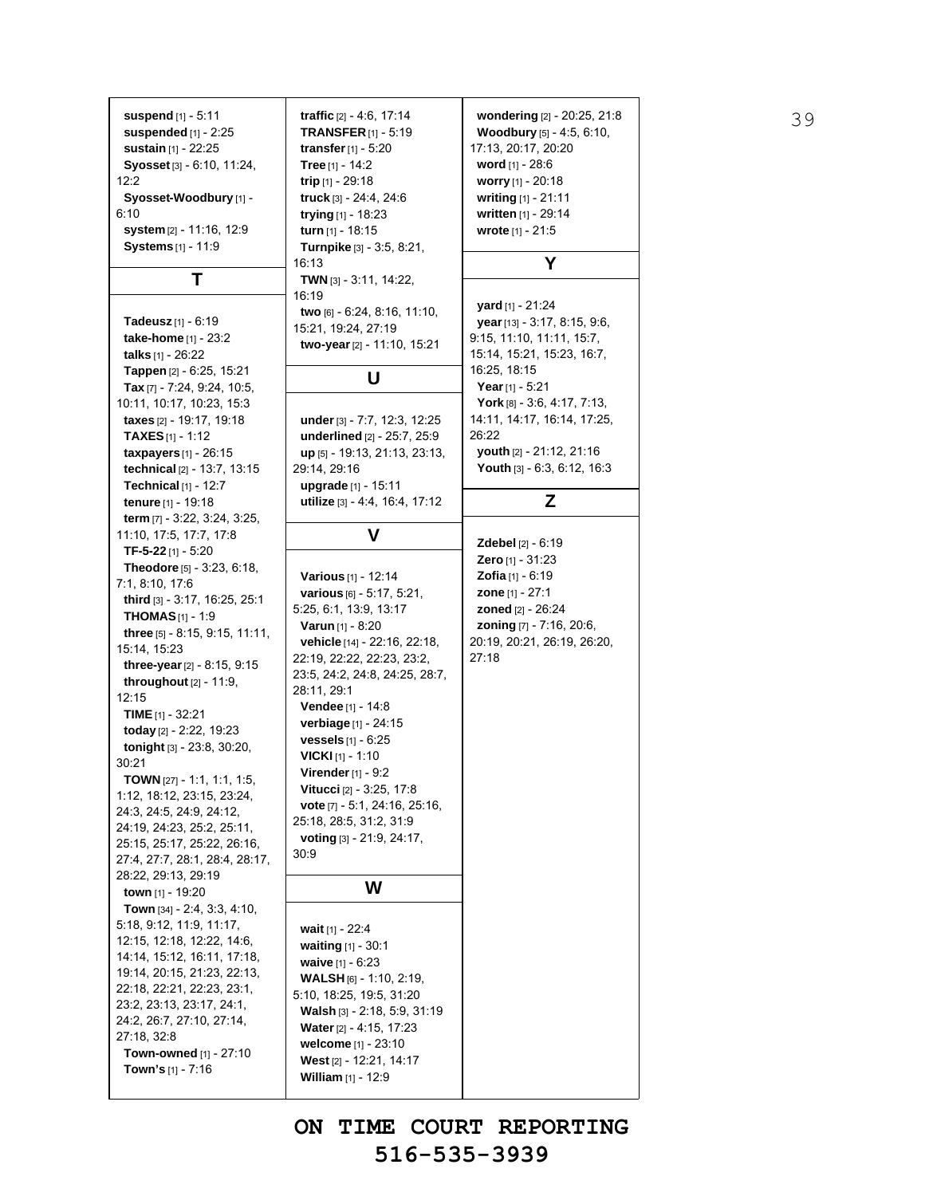**suspend** [1] - 5:11
**suspended** [1] - 2:25
**sustain** [1] - 22:25
**Syosset** [3] - 6:10, 11:24, 12:2
**Syosset-Woodbury** [1] - 6:10
**system** [2] - 11:16, 12:9
**Systems** [1] - 11:9

## T

**Tadeusz** [1] - 6:19
**take-home** [1] - 23:2
**talks** [1] - 26:22
**Tappen** [2] - 6:25, 15:21
**Tax** [7] - 7:24, 9:24, 10:5, 10:11, 10:17, 10:23, 15:3
**taxes** [2] - 19:17, 19:18
**TAXES** [1] - 1:12
**taxpayers** [1] - 26:15
**technical** [2] - 13:7, 13:15
**Technical** [1] - 12:7
**tenure** [1] - 19:18
**term** [7] - 3:22, 3:24, 3:25, 11:10, 17:5, 17:7, 17:8
**TF-5-22** [1] - 5:20
**Theodore** [5] - 3:23, 6:18, 7:1, 8:10, 17:6
**third** [3] - 3:17, 16:25, 25:1
**THOMAS** [1] - 1:9
**three** [5] - 8:15, 9:15, 11:11, 15:14, 15:23
**three-year** [2] - 8:15, 9:15
**throughout** [2] - 11:9, 12:15
**TIME** [1] - 32:21
**today** [2] - 2:22, 19:23
**tonight** [3] - 23:8, 30:20, 30:21
**TOWN** [27] - 1:1, 1:1, 1:5, 1:12, 18:12, 23:15, 23:24, 24:3, 24:5, 24:9, 24:12, 24:19, 24:23, 25:2, 25:11, 25:15, 25:17, 25:22, 26:16, 27:4, 27:7, 28:1, 28:4, 28:17, 28:22, 29:13, 29:19
**town** [1] - 19:20
**Town** [34] - 2:4, 3:3, 4:10, 5:18, 9:12, 11:9, 11:17, 12:15, 12:18, 12:22, 14:6, 14:14, 15:12, 16:11, 17:18, 19:14, 20:15, 21:23, 22:13, 22:18, 22:21, 22:23, 23:1, 23:2, 23:13, 23:17, 24:1, 24:2, 26:7, 27:10, 27:14, 27:18, 32:8
**Town-owned** [1] - 27:10
**Town's** [1] - 7:16

**traffic** [2] - 4:6, 17:14
**TRANSFER** [1] - 5:19
**transfer** [1] - 5:20
**Tree** [1] - 14:2
**trip** [1] - 29:18
**truck** [3] - 24:4, 24:6
**trying** [1] - 18:23
**turn** [1] - 18:15
**Turnpike** [3] - 3:5, 8:21, 16:13
**TWN** [3] - 3:11, 14:22, 16:19
**two** [6] - 6:24, 8:16, 11:10, 15:21, 19:24, 27:19
**two-year** [2] - 11:10, 15:21

## U

**under** [3] - 7:7, 12:3, 12:25
**underlined** [2] - 25:7, 25:9
**up** [5] - 19:13, 21:13, 23:13, 29:14, 29:16
**upgrade** [1] - 15:11
**utilize** [3] - 4:4, 16:4, 17:12

## V

**Various** [1] - 12:14
**various** [6] - 5:17, 5:21, 5:25, 6:1, 13:9, 13:17
**Varun** [1] - 8:20
**vehicle** [14] - 22:16, 22:18, 22:19, 22:22, 22:23, 23:2, 23:5, 24:2, 24:8, 24:25, 28:7, 28:11, 29:1
**Vendee** [1] - 14:8
**verbiage** [1] - 24:15
**vessels** [1] - 6:25
**VICKI** [1] - 1:10
**Virender** [1] - 9:2
**Vitucci** [2] - 3:25, 17:8
**vote** [7] - 5:1, 24:16, 25:16, 25:18, 28:5, 31:2, 31:9
**voting** [3] - 21:9, 24:17, 30:9

## W

**wait** [1] - 22:4
**waiting** [1] - 30:1
**waive** [1] - 6:23
**WALSH** [6] - 1:10, 2:19, 5:10, 18:25, 19:5, 31:20
**Walsh** [3] - 2:18, 5:9, 31:19
**Water** [2] - 4:15, 17:23
**welcome** [1] - 23:10
**West** [2] - 12:21, 14:17
**William** [1] - 12:9

**wondering** [2] - 20:25, 21:8
**Woodbury** [5] - 4:5, 6:10, 17:13, 20:17, 20:20
**word** [1] - 28:6
**worry** [1] - 20:18
**writing** [1] - 21:11
**written** [1] - 29:14
**wrote** [1] - 21:5

## Y

**yard** [1] - 21:24
**year** [13] - 3:17, 8:15, 9:6, 9:15, 11:10, 11:11, 15:7, 15:14, 15:21, 15:23, 16:7, 16:25, 18:15
**Year** [1] - 5:21
**York** [8] - 3:6, 4:17, 7:13, 14:11, 14:17, 16:14, 17:25, 26:22
**youth** [2] - 21:12, 21:16
**Youth** [3] - 6:3, 6:12, 16:3

## Z

**Zdebel** [2] - 6:19
**Zero** [1] - 31:23
**Zofia** [1] - 6:19
**zone** [1] - 27:1
**zoned** [2] - 26:24
**zoning** [7] - 7:16, 20:6, 20:19, 20:21, 26:19, 26:20, 27:18

**ON TIME COURT REPORTING**
**516-535-3939**